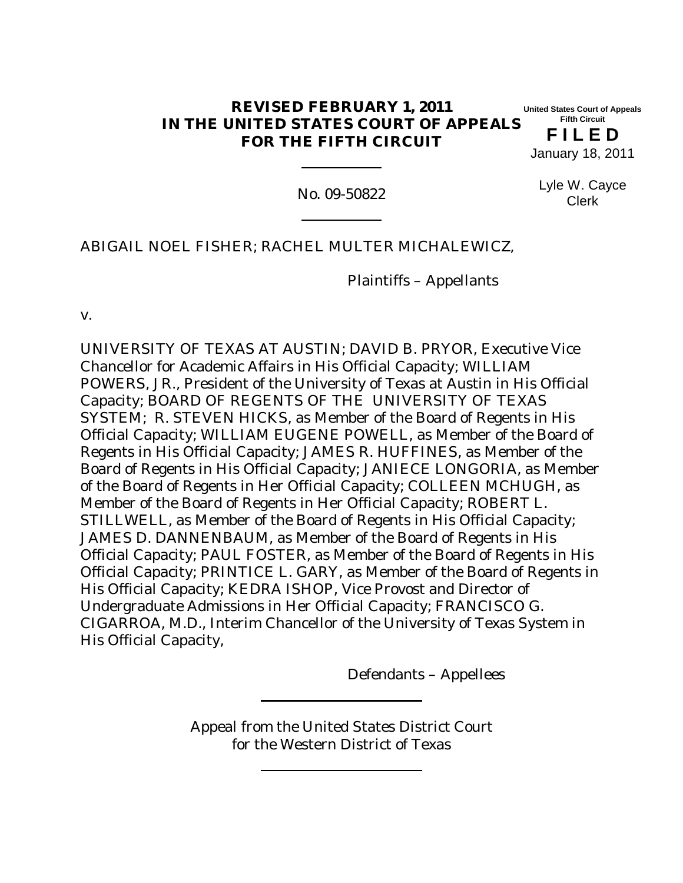**REVISED FEBRUARY 1, 2011**
**IN THE UNITED STATES COURT OF APPEALS**
**FOR THE FIFTH CIRCUIT**

United States Court of Appeals
Fifth Circuit

**F I L E D**

January 18, 2011

Lyle W. Cayce
Clerk

---

No. 09-50822

---

ABIGAIL NOEL FISHER; RACHEL MULTER MICHALEWICZ,

Plaintiffs – Appellants

v.

UNIVERSITY OF TEXAS AT AUSTIN; DAVID B. PRYOR, Executive Vice Chancellor for Academic Affairs in His Official Capacity; WILLIAM POWERS, JR., President of the University of Texas at Austin in His Official Capacity; BOARD OF REGENTS OF THE UNIVERSITY OF TEXAS SYSTEM; R. STEVEN HICKS, as Member of the Board of Regents in His Official Capacity; WILLIAM EUGENE POWELL, as Member of the Board of Regents in His Official Capacity; JAMES R. HUFFINES, as Member of the Board of Regents in His Official Capacity; JANIECE LONGORIA, as Member of the Board of Regents in Her Official Capacity; COLLEEN MCHUGH, as Member of the Board of Regents in Her Official Capacity; ROBERT L. STILLWELL, as Member of the Board of Regents in His Official Capacity; JAMES D. DANNENBAUM, as Member of the Board of Regents in His Official Capacity; PAUL FOSTER, as Member of the Board of Regents in His Official Capacity; PRINTICE L. GARY, as Member of the Board of Regents in His Official Capacity; KEDRA ISHOP, Vice Provost and Director of Undergraduate Admissions in Her Official Capacity; FRANCISCO G. CIGARROA, M.D., Interim Chancellor of the University of Texas System in His Official Capacity,

Defendants – Appellees

---

Appeal from the United States District Court
for the Western District of Texas

---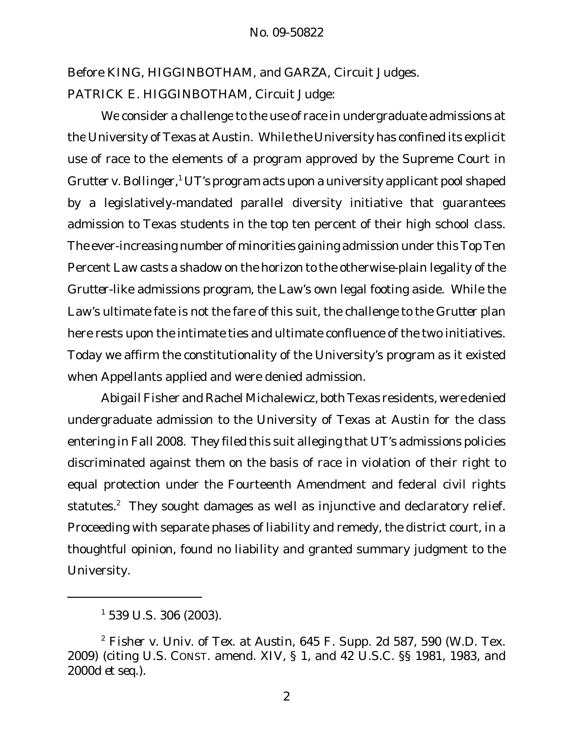Before KING, HIGGINBOTHAM, and GARZA, Circuit Judges.

PATRICK E. HIGGINBOTHAM, Circuit Judge:

We consider a challenge to the use of race in undergraduate admissions at the University of Texas at Austin. While the University has confined its explicit use of race to the elements of a program approved by the Supreme Court in *Grutter v. Bollinger*,[1] UT's program acts upon a university applicant pool shaped by a legislatively-mandated parallel diversity initiative that guarantees admission to Texas students in the top ten percent of their high school class. The ever-increasing number of minorities gaining admission under this Top Ten Percent Law casts a shadow on the horizon to the otherwise-plain legality of the *Grutter*-like admissions program, the Law's own legal footing aside. While the Law's ultimate fate is not the fare of this suit, the challenge to the *Grutter* plan here rests upon the intimate ties and ultimate confluence of the two initiatives. Today we affirm the constitutionality of the University's program as it existed when Appellants applied and were denied admission.

Abigail Fisher and Rachel Michalewicz, both Texas residents, were denied undergraduate admission to the University of Texas at Austin for the class entering in Fall 2008. They filed this suit alleging that UT's admissions policies discriminated against them on the basis of race in violation of their right to equal protection under the Fourteenth Amendment and federal civil rights statutes.[2] They sought damages as well as injunctive and declaratory relief. Proceeding with separate phases of liability and remedy, the district court, in a thoughtful opinion, found no liability and granted summary judgment to the University.

---

[1] 539 U.S. 306 (2003).

[2] *Fisher v. Univ. of Tex. at Austin*, 645 F. Supp. 2d 587, 590 (W.D. Tex. 2009) (citing U.S. CONST. amend. XIV, § 1, and 42 U.S.C. §§ 1981, 1983, and 2000d *et seq.*).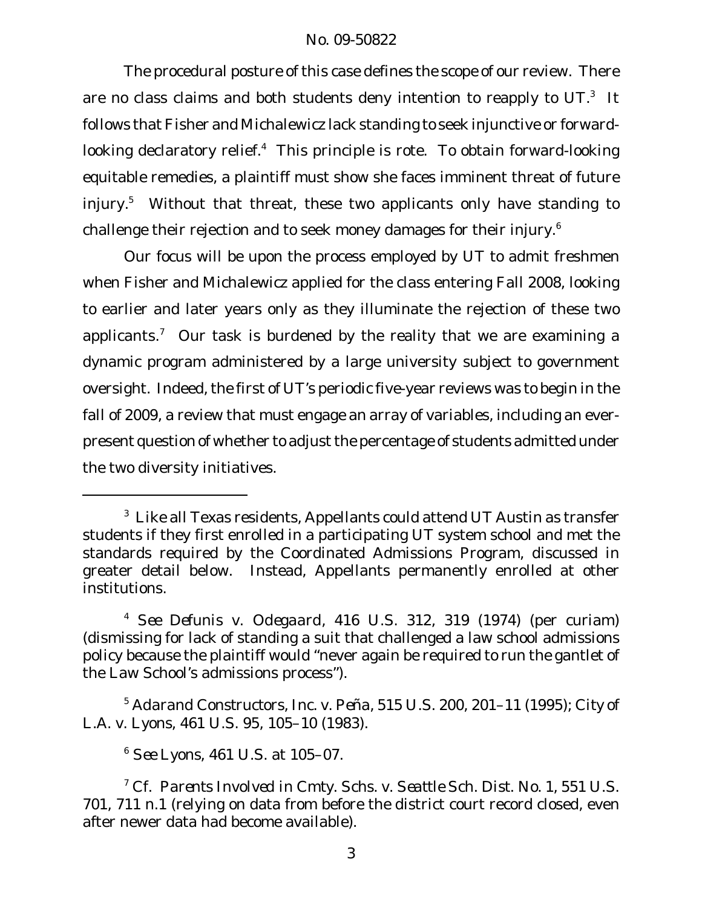The procedural posture of this case defines the scope of our review. There are no class claims and both students deny intention to reapply to UT.[3] It follows that Fisher and Michalewicz lack standing to seek injunctive or forward-looking declaratory relief.[4] This principle is rote. To obtain forward-looking equitable remedies, a plaintiff must show she faces imminent threat of future injury.[5] Without that threat, these two applicants only have standing to challenge their rejection and to seek money damages for their injury.[6]

Our focus will be upon the process employed by UT to admit freshmen when Fisher and Michalewicz applied for the class entering Fall 2008, looking to earlier and later years only as they illuminate the rejection of these two applicants.[7] Our task is burdened by the reality that we are examining a dynamic program administered by a large university subject to government oversight. Indeed, the first of UT's periodic five-year reviews was to begin in the fall of 2009, a review that must engage an array of variables, including an ever-present question of whether to adjust the percentage of students admitted under the two diversity initiatives.

---

[3] Like all Texas residents, Appellants could attend UT Austin as transfer students if they first enrolled in a participating UT system school and met the standards required by the Coordinated Admissions Program, discussed in greater detail below. Instead, Appellants permanently enrolled at other institutions.

[4] *See Defunis v. Odegaard*, 416 U.S. 312, 319 (1974) (per curiam) (dismissing for lack of standing a suit that challenged a law school admissions policy because the plaintiff would "never again be required to run the gantlet of the Law School's admissions process").

[5] *Adarand Constructors, Inc. v. Peña*, 515 U.S. 200, 201–11 (1995); *City of L.A. v. Lyons*, 461 U.S. 95, 105–10 (1983).

[6] *See Lyons*, 461 U.S. at 105–07.

[7] *Cf. Parents Involved in Cmty. Schs. v. Seattle Sch. Dist. No. 1*, 551 U.S. 701, 711 n.1 (relying on data from before the district court record closed, even after newer data had become available).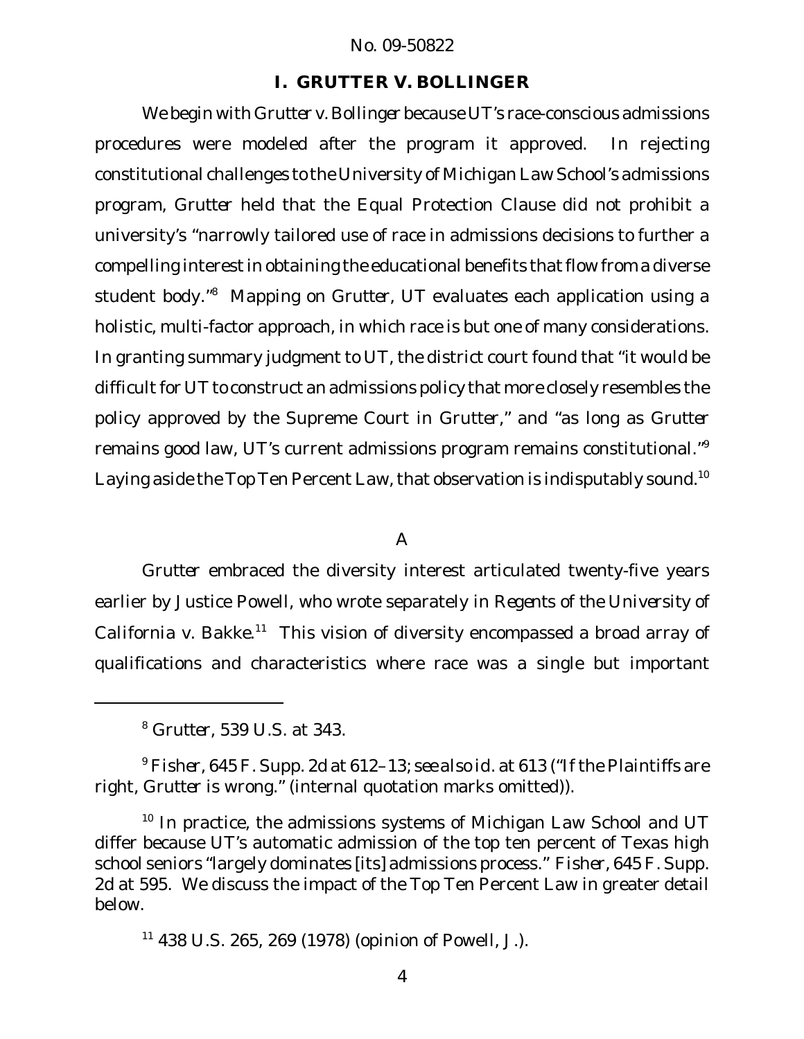## I. GRUTTER V. BOLLINGER

We begin with *Grutter v. Bollinger* because UT's race-conscious admissions procedures were modeled after the program it approved. In rejecting constitutional challenges to the University of Michigan Law School's admissions program, *Grutter* held that the Equal Protection Clause did not prohibit a university's "narrowly tailored use of race in admissions decisions to further a compelling interest in obtaining the educational benefits that flow from a diverse student body."[8] Mapping on *Grutter*, UT evaluates each application using a holistic, multi-factor approach, in which race is but one of many considerations. In granting summary judgment to UT, the district court found that "it would be difficult for UT to construct an admissions policy that more closely resembles the policy approved by the Supreme Court in *Grutter*," and "as long as *Grutter* remains good law, UT's current admissions program remains constitutional."[9] Laying aside the Top Ten Percent Law, that observation is indisputably sound.[10]

### A

*Grutter* embraced the diversity interest articulated twenty-five years earlier by Justice Powell, who wrote separately in *Regents of the University of California v. Bakke*.[11] This vision of diversity encompassed a broad array of qualifications and characteristics where race was a single but important

---

[8] *Grutter*, 539 U.S. at 343.

[9] *Fisher*, 645 F. Supp. 2d at 612–13; *see also id.* at 613 ("If the Plaintiffs are right, *Grutter* is wrong." (internal quotation marks omitted)).

[10] In practice, the admissions systems of Michigan Law School and UT differ because UT's automatic admission of the top ten percent of Texas high school seniors "largely dominates [its] admissions process." *Fisher*, 645 F. Supp. 2d at 595. We discuss the impact of the Top Ten Percent Law in greater detail below.

[11] 438 U.S. 265, 269 (1978) (opinion of Powell, J.).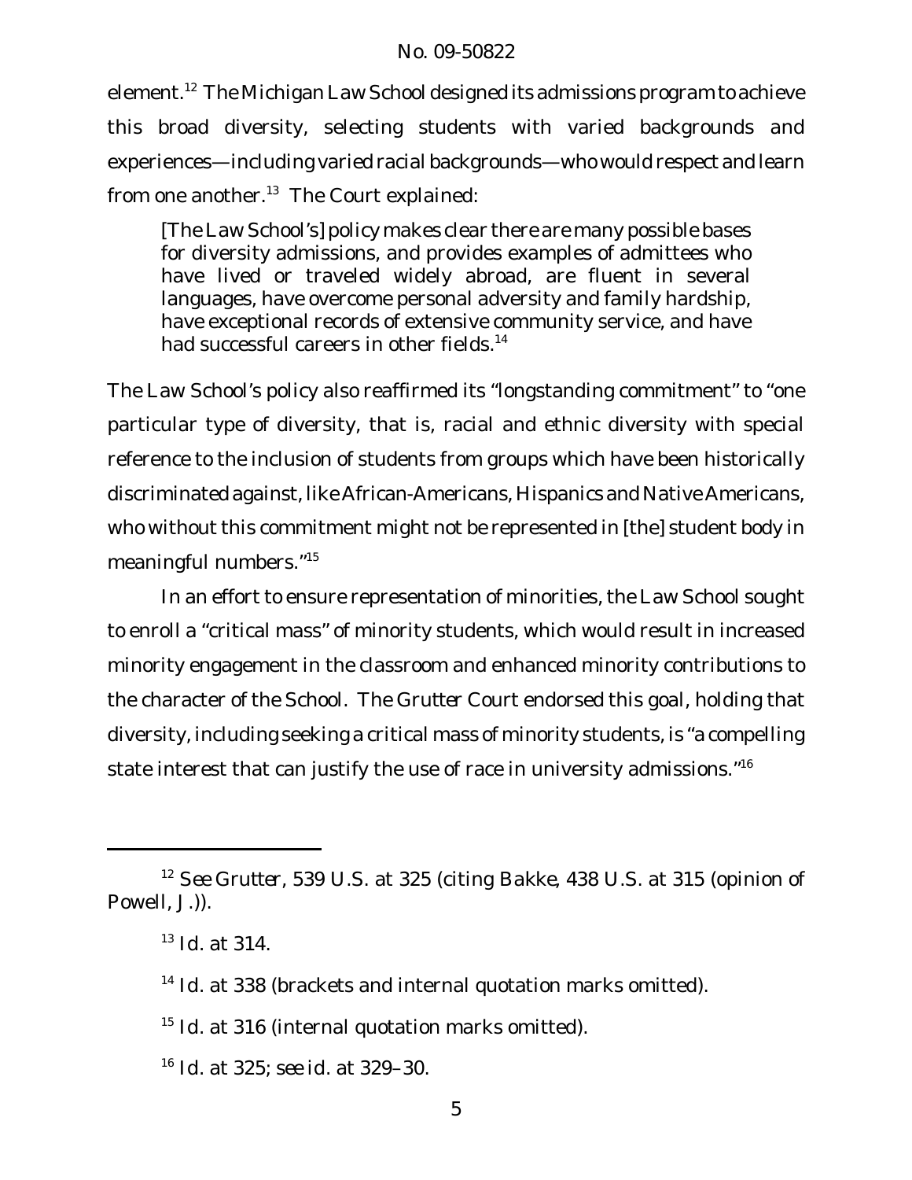element.[12] The Michigan Law School designed its admissions program to achieve this broad diversity, selecting students with varied backgrounds and experiences—including varied racial backgrounds—who would respect and learn from one another.[13] The Court explained:

> [The Law School's] policy makes clear there are many possible bases for diversity admissions, and provides examples of admittees who have lived or traveled widely abroad, are fluent in several languages, have overcome personal adversity and family hardship, have exceptional records of extensive community service, and have had successful careers in other fields.[14]

The Law School's policy also reaffirmed its "longstanding commitment" to "one particular type of diversity, that is, racial and ethnic diversity with special reference to the inclusion of students from groups which have been historically discriminated against, like African-Americans, Hispanics and Native Americans, who without this commitment might not be represented in [the] student body in meaningful numbers."[15]

In an effort to ensure representation of minorities, the Law School sought to enroll a "critical mass" of minority students, which would result in increased minority engagement in the classroom and enhanced minority contributions to the character of the School. The *Grutter* Court endorsed this goal, holding that diversity, including seeking a critical mass of minority students, is "a compelling state interest that can justify the use of race in university admissions."[16]

---

[12] *See Grutter*, 539 U.S. at 325 (citing *Bakke*, 438 U.S. at 315 (opinion of Powell, J.)).

[13] *Id.* at 314.

[14] *Id.* at 338 (brackets and internal quotation marks omitted).

[15] *Id.* at 316 (internal quotation marks omitted).

[16] *Id.* at 325; *see id.* at 329–30.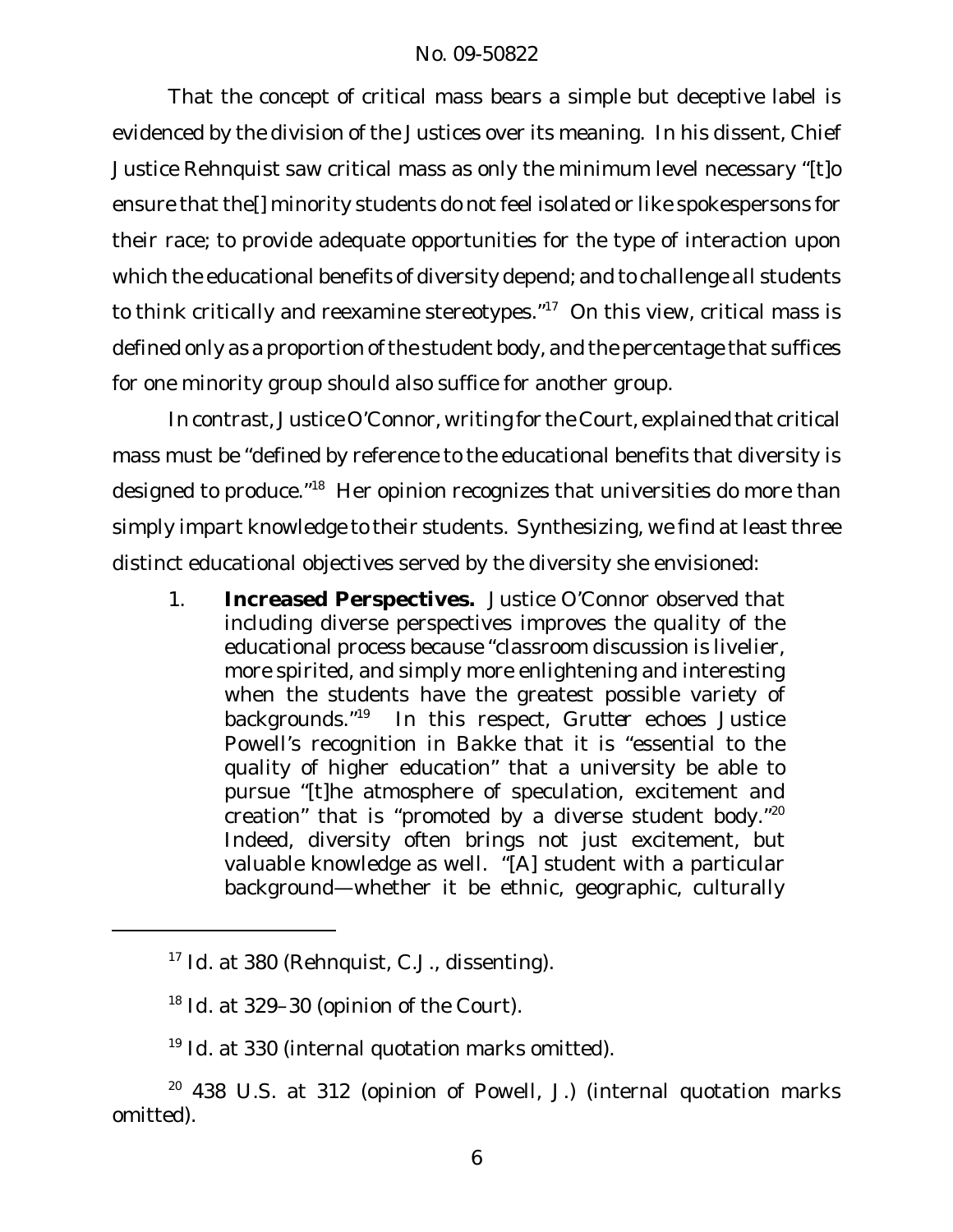That the concept of critical mass bears a simple but deceptive label is evidenced by the division of the Justices over its meaning. In his dissent, Chief Justice Rehnquist saw critical mass as only the minimum level necessary "[t]o ensure that the[] minority students do not feel isolated or like spokespersons for their race; to provide adequate opportunities for the type of interaction upon which the educational benefits of diversity depend; and to challenge all students to think critically and reexamine stereotypes."[17] On this view, critical mass is defined only as a proportion of the student body, and the percentage that suffices for one minority group should also suffice for another group.

In contrast, Justice O'Connor, writing for the Court, explained that critical mass must be "defined by reference to the educational benefits that diversity is designed to produce."[18] Her opinion recognizes that universities do more than simply impart knowledge to their students. Synthesizing, we find at least three distinct educational objectives served by the diversity she envisioned:

1. **Increased Perspectives.** Justice O'Connor observed that including diverse perspectives improves the quality of the educational process because "classroom discussion is livelier, more spirited, and simply more enlightening and interesting when the students have the greatest possible variety of backgrounds."[19] In this respect, *Grutter* echoes Justice Powell's recognition in *Bakke* that it is "essential to the quality of higher education" that a university be able to pursue "[t]he atmosphere of speculation, excitement and creation" that is "promoted by a diverse student body."[20] Indeed, diversity often brings not just excitement, but valuable knowledge as well. "[A] student with a particular background—whether it be ethnic, geographic, culturally

---

[17] *Id.* at 380 (Rehnquist, C.J., dissenting).

[18] *Id.* at 329–30 (opinion of the Court).

[19] *Id.* at 330 (internal quotation marks omitted).

[20] 438 U.S. at 312 (opinion of Powell, J.) (internal quotation marks omitted).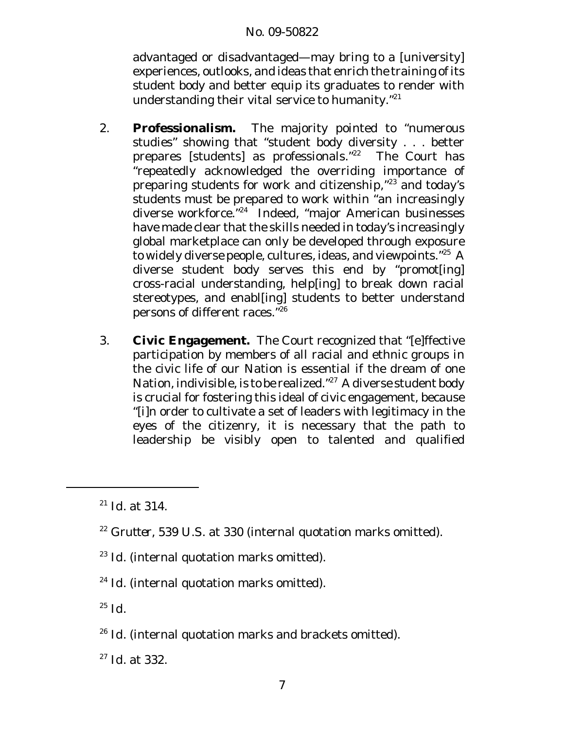advantaged or disadvantaged—may bring to a [university] experiences, outlooks, and ideas that enrich the training of its student body and better equip its graduates to render with understanding their vital service to humanity."[21]

2. **Professionalism.** The majority pointed to "numerous studies" showing that "student body diversity . . . better prepares [students] as professionals."[22] The Court has "repeatedly acknowledged the overriding importance of preparing students for work and citizenship,"[23] and today's students must be prepared to work within "an increasingly diverse workforce."[24] Indeed, "major American businesses have made clear that the skills needed in today's increasingly global marketplace can only be developed through exposure to widely diverse people, cultures, ideas, and viewpoints."[25] A diverse student body serves this end by "promot[ing] cross-racial understanding, help[ing] to break down racial stereotypes, and enabl[ing] students to better understand persons of different races."[26]

3. **Civic Engagement.** The Court recognized that "[e]ffective participation by members of all racial and ethnic groups in the civic life of our Nation is essential if the dream of one Nation, indivisible, is to be realized."[27] A diverse student body is crucial for fostering this ideal of civic engagement, because "[i]n order to cultivate a set of leaders with legitimacy in the eyes of the citizenry, it is necessary that the path to leadership be visibly open to talented and qualified

---

[21] *Id.* at 314.

[22] *Grutter*, 539 U.S. at 330 (internal quotation marks omitted).

[23] *Id.* (internal quotation marks omitted).

[24] *Id.* (internal quotation marks omitted).

[25] *Id.*

[26] *Id.* (internal quotation marks and brackets omitted).

[27] *Id.* at 332.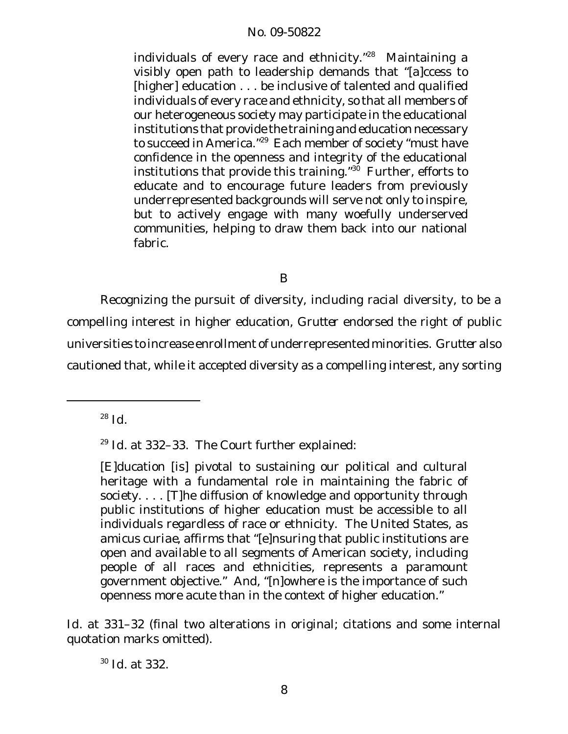individuals of every race and ethnicity."[28] Maintaining a visibly open path to leadership demands that "[a]ccess to [higher] education . . . be inclusive of talented and qualified individuals of every race and ethnicity, so that all members of our heterogeneous society may participate in the educational institutions that provide the training and education necessary to succeed in America."[29] Each member of society "must have confidence in the openness and integrity of the educational institutions that provide this training."[30] Further, efforts to educate and to encourage future leaders from previously underrepresented backgrounds will serve not only to inspire, but to actively engage with many woefully underserved communities, helping to draw them back into our national fabric.

B

Recognizing the pursuit of diversity, including racial diversity, to be a compelling interest in higher education, *Grutter* endorsed the right of public universities to increase enrollment of underrepresented minorities. *Grutter* also cautioned that, while it accepted diversity as a compelling interest, any sorting

---

[28] *Id.*

[29] *Id.* at 332–33. The Court further explained:

> [E]ducation [is] pivotal to sustaining our political and cultural heritage with a fundamental role in maintaining the fabric of society. . . . [T]he diffusion of knowledge and opportunity through public institutions of higher education must be accessible to all individuals regardless of race or ethnicity. The United States, as amicus curiae, affirms that "[e]nsuring that public institutions are open and available to all segments of American society, including people of all races and ethnicities, represents a paramount government objective." And, "[n]owhere is the importance of such openness more acute than in the context of higher education."

*Id.* at 331–32 (final two alterations in original; citations and some internal quotation marks omitted).

[30] *Id.* at 332.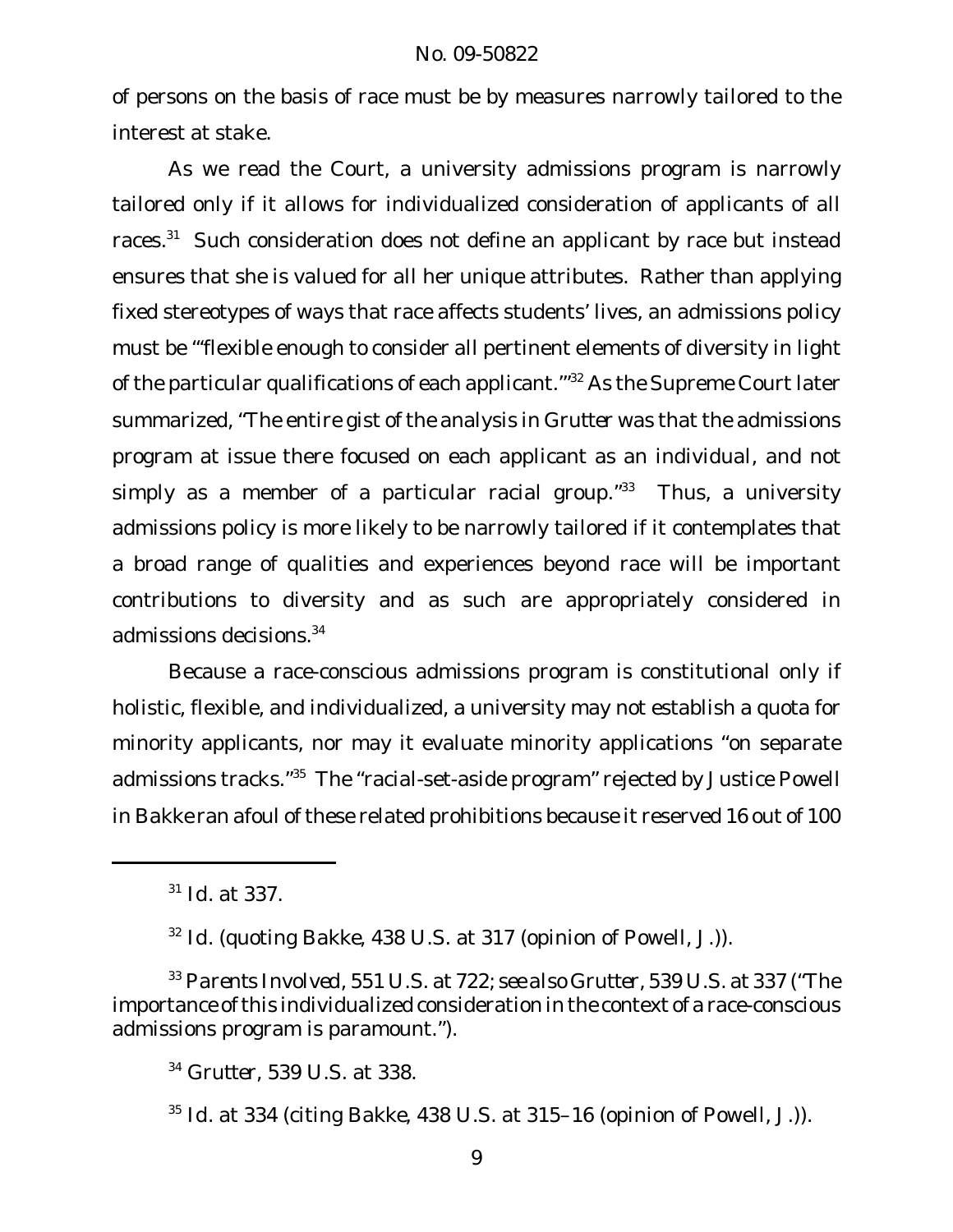of persons on the basis of race must be by measures narrowly tailored to the interest at stake.

As we read the Court, a university admissions program is narrowly tailored only if it allows for individualized consideration of applicants of all races.[31] Such consideration does not define an applicant by race but instead ensures that she is valued for all her unique attributes. Rather than applying fixed stereotypes of ways that race affects students' lives, an admissions policy must be "'flexible enough to consider all pertinent elements of diversity in light of the particular qualifications of each applicant.'"[32] As the Supreme Court later summarized, "The entire gist of the analysis in *Grutter* was that the admissions program at issue there focused on each applicant as an individual, and not simply as a member of a particular racial group."[33] Thus, a university admissions policy is more likely to be narrowly tailored if it contemplates that a broad range of qualities and experiences beyond race will be important contributions to diversity and as such are appropriately considered in admissions decisions.[34]

Because a race-conscious admissions program is constitutional only if holistic, flexible, and individualized, a university may not establish a quota for minority applicants, nor may it evaluate minority applications "on separate admissions tracks."[35] The "racial-set-aside program" rejected by Justice Powell in *Bakke* ran afoul of these related prohibitions because it reserved 16 out of 100

---

[31] *Id.* at 337.

[32] *Id.* (quoting *Bakke*, 438 U.S. at 317 (opinion of Powell, J.)).

[33] *Parents Involved*, 551 U.S. at 722; *see also Grutter*, 539 U.S. at 337 ("The importance of this individualized consideration in the context of a race-conscious admissions program is paramount.").

[34] *Grutter*, 539 U.S. at 338.

[35] *Id.* at 334 (citing *Bakke*, 438 U.S. at 315–16 (opinion of Powell, J.)).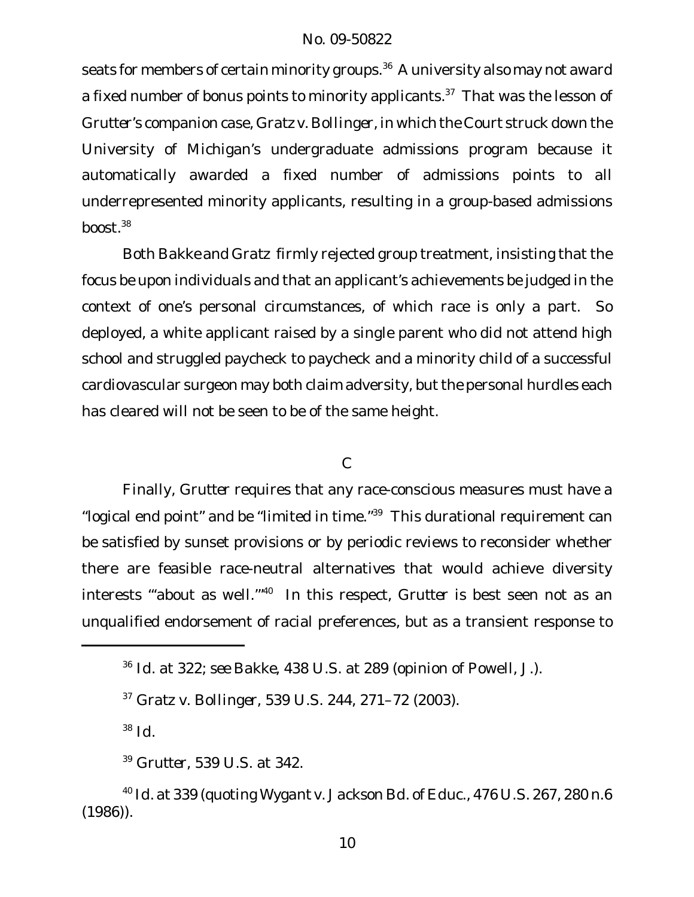seats for members of certain minority groups.[36] A university also may not award a fixed number of bonus points to minority applicants.[37] That was the lesson of *Grutter's* companion case, *Gratz v. Bollinger*, in which the Court struck down the University of Michigan's undergraduate admissions program because it automatically awarded a fixed number of admissions points to all underrepresented minority applicants, resulting in a group-based admissions boost.[38]

Both *Bakke* and *Gratz* firmly rejected group treatment, insisting that the focus be upon individuals and that an applicant's achievements be judged in the context of one's personal circumstances, of which race is only a part. So deployed, a white applicant raised by a single parent who did not attend high school and struggled paycheck to paycheck and a minority child of a successful cardiovascular surgeon may both claim adversity, but the personal hurdles each has cleared will not be seen to be of the same height.

### C

Finally, *Grutter* requires that any race-conscious measures must have a "logical end point" and be "limited in time."[39] This durational requirement can be satisfied by sunset provisions or by periodic reviews to reconsider whether there are feasible race-neutral alternatives that would achieve diversity interests "'about as well.'"[40] In this respect, *Grutter* is best seen not as an unqualified endorsement of racial preferences, but as a transient response to

---

[36] *Id.* at 322; *see Bakke*, 438 U.S. at 289 (opinion of Powell, J.).

[37] *Gratz v. Bollinger*, 539 U.S. 244, 271–72 (2003).

[38] *Id.*

[39] *Grutter*, 539 U.S. at 342.

[40] *Id.* at 339 (quoting *Wygant v. Jackson Bd. of Educ.*, 476 U.S. 267, 280 n.6 (1986)).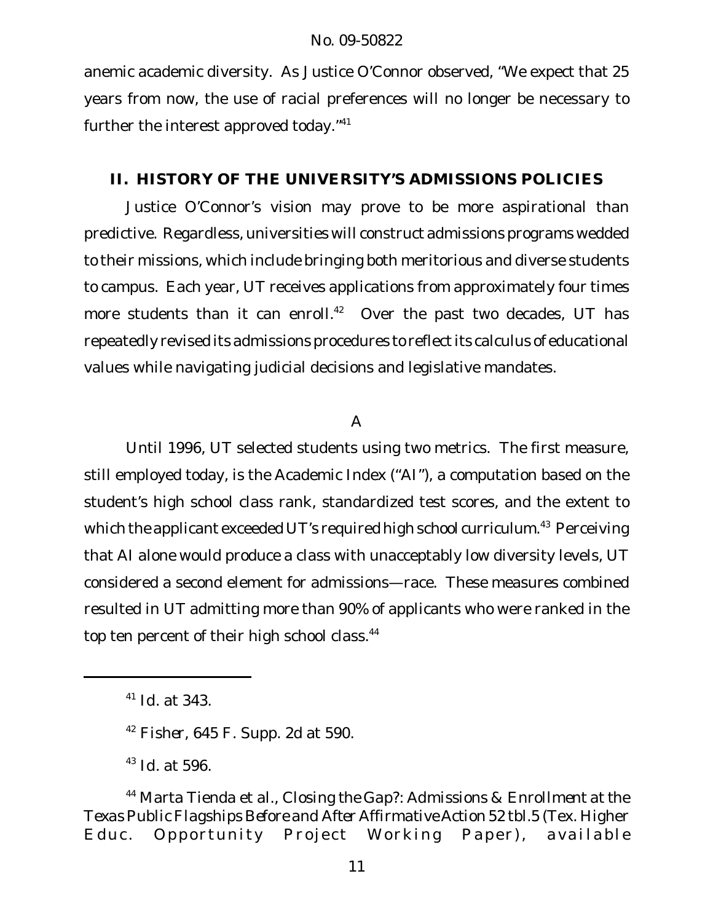anemic academic diversity. As Justice O'Connor observed, "We expect that 25 years from now, the use of racial preferences will no longer be necessary to further the interest approved today."[41]

## II. HISTORY OF THE UNIVERSITY'S ADMISSIONS POLICIES

Justice O'Connor's vision may prove to be more aspirational than predictive. Regardless, universities will construct admissions programs wedded to their missions, which include bringing both meritorious and diverse students to campus. Each year, UT receives applications from approximately four times more students than it can enroll.[42] Over the past two decades, UT has repeatedly revised its admissions procedures to reflect its calculus of educational values while navigating judicial decisions and legislative mandates.

### A

Until 1996, UT selected students using two metrics. The first measure, still employed today, is the Academic Index ("AI"), a computation based on the student's high school class rank, standardized test scores, and the extent to which the applicant exceeded UT's required high school curriculum.[43] Perceiving that AI alone would produce a class with unacceptably low diversity levels, UT considered a second element for admissions—race. These measures combined resulted in UT admitting more than 90% of applicants who were ranked in the top ten percent of their high school class.[44]

---

[41] *Id.* at 343.

[42] *Fisher*, 645 F. Supp. 2d at 590.

[43] *Id.* at 596.

[44] Marta Tienda et al., *Closing the Gap?: Admissions & Enrollment at the Texas Public Flagships Before and After Affirmative Action* 52 tbl.5 (Tex. Higher Educ. Opportunity Project Working Paper), available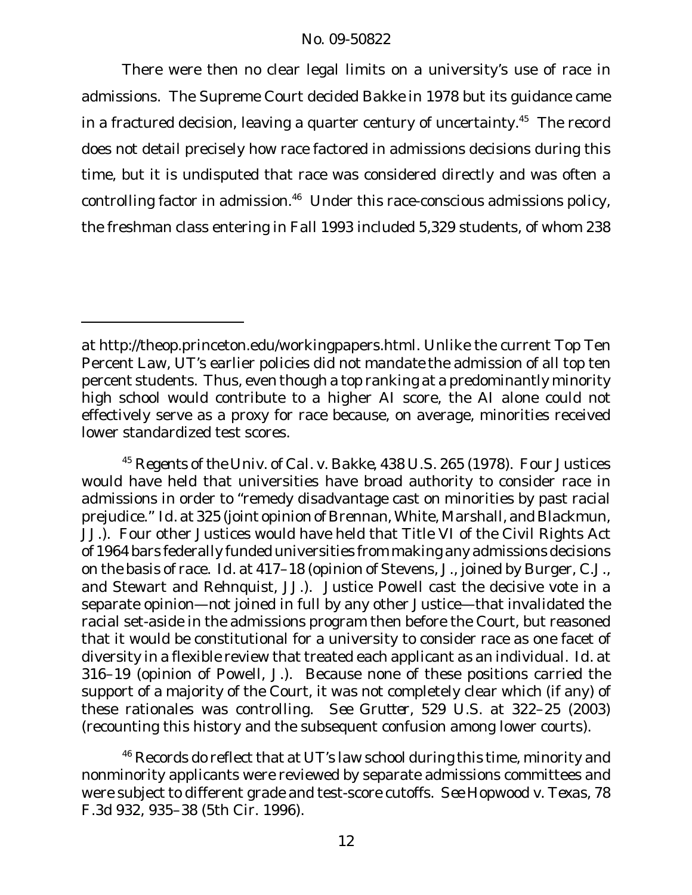There were then no clear legal limits on a university's use of race in admissions. The Supreme Court decided *Bakke* in 1978 but its guidance came in a fractured decision, leaving a quarter century of uncertainty.[45] The record does not detail precisely how race factored in admissions decisions during this time, but it is undisputed that race was considered directly and was often a controlling factor in admission.[46] Under this race-conscious admissions policy, the freshman class entering in Fall 1993 included 5,329 students, of whom 238

---

at http://theop.princeton.edu/workingpapers.html. Unlike the current Top Ten Percent Law, UT's earlier policies did not mandate the admission of all top ten percent students. Thus, even though a top ranking at a predominantly minority high school would contribute to a higher AI score, the AI alone could not effectively serve as a proxy for race because, on average, minorities received lower standardized test scores.

[45] *Regents of the Univ. of Cal. v. Bakke*, 438 U.S. 265 (1978). Four Justices would have held that universities have broad authority to consider race in admissions in order to "remedy disadvantage cast on minorities by past racial prejudice." *Id.* at 325 (joint opinion of Brennan, White, Marshall, and Blackmun, JJ.). Four other Justices would have held that Title VI of the Civil Rights Act of 1964 bars federally funded universities from making any admissions decisions on the basis of race. *Id.* at 417–18 (opinion of Stevens, J., joined by Burger, C.J., and Stewart and Rehnquist, JJ.). Justice Powell cast the decisive vote in a separate opinion—not joined in full by any other Justice—that invalidated the racial set-aside in the admissions program then before the Court, but reasoned that it would be constitutional for a university to consider race as one facet of diversity in a flexible review that treated each applicant as an individual. *Id.* at 316–19 (opinion of Powell, J.). Because none of these positions carried the support of a majority of the Court, it was not completely clear which (if any) of these rationales was controlling. *See Grutter*, 529 U.S. at 322–25 (2003) (recounting this history and the subsequent confusion among lower courts).

[46] Records do reflect that at UT's law school during this time, minority and nonminority applicants were reviewed by separate admissions committees and were subject to different grade and test-score cutoffs. *See Hopwood v. Texas*, 78 F.3d 932, 935–38 (5th Cir. 1996).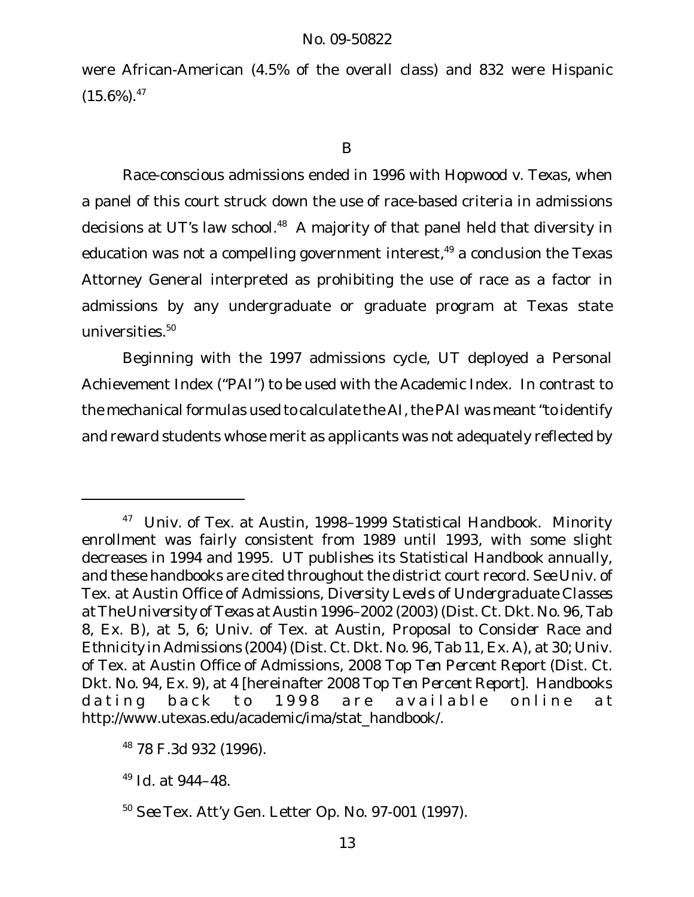were African-American (4.5% of the overall class) and 832 were Hispanic (15.6%).[47]

B

Race-conscious admissions ended in 1996 with Hopwood v. Texas, when a panel of this court struck down the use of race-based criteria in admissions decisions at UT's law school.[48] A majority of that panel held that diversity in education was not a compelling government interest,[49] a conclusion the Texas Attorney General interpreted as prohibiting the use of race as a factor in admissions by any undergraduate or graduate program at Texas state universities.[50]

Beginning with the 1997 admissions cycle, UT deployed a Personal Achievement Index ("PAI") to be used with the Academic Index. In contrast to the mechanical formulas used to calculate the AI, the PAI was meant "to identify and reward students whose merit as applicants was not adequately reflected by

---

[47] Univ. of Tex. at Austin, 1998–1999 Statistical Handbook. Minority enrollment was fairly consistent from 1989 until 1993, with some slight decreases in 1994 and 1995. UT publishes its Statistical Handbook annually, and these handbooks are cited throughout the district court record. *See* Univ. of Tex. at Austin Office of Admissions, *Diversity Levels of Undergraduate Classes at The University of Texas at Austin 1996–2002* (2003) (Dist. Ct. Dkt. No. 96, Tab 8, Ex. B), at 5, 6; Univ. of Tex. at Austin, *Proposal to Consider Race and Ethnicity in Admissions* (2004) (Dist. Ct. Dkt. No. 96, Tab 11, Ex. A), at 30; Univ. of Tex. at Austin Office of Admissions, *2008 Top Ten Percent Report* (Dist. Ct. Dkt. No. 94, Ex. 9), at 4 [hereinafter *2008 Top Ten Percent Report*]. Handbooks dating back to 1998 are available online at http://www.utexas.edu/academic/ima/stat_handbook/.

[48] 78 F.3d 932 (1996).

[49] *Id.* at 944–48.

[50] *See* Tex. Att'y Gen. Letter Op. No. 97-001 (1997).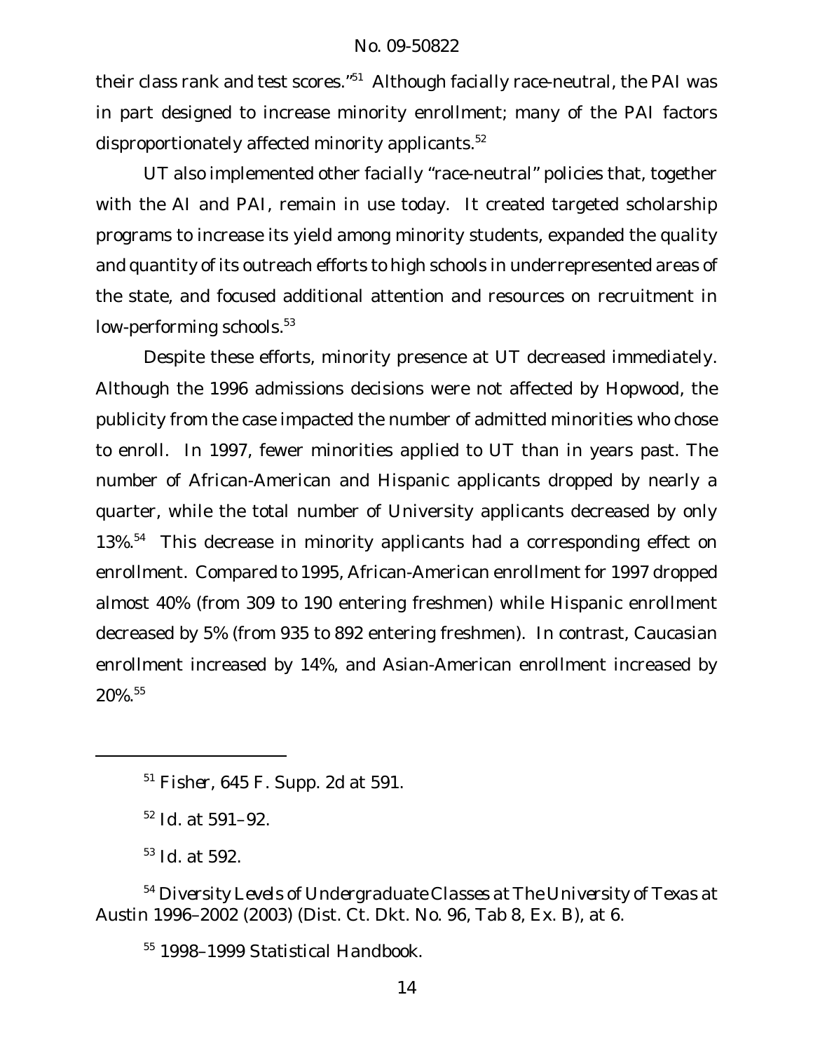their class rank and test scores."[51] Although facially race-neutral, the PAI was in part designed to increase minority enrollment; many of the PAI factors disproportionately affected minority applicants.[52]

UT also implemented other facially "race-neutral" policies that, together with the AI and PAI, remain in use today. It created targeted scholarship programs to increase its yield among minority students, expanded the quality and quantity of its outreach efforts to high schools in underrepresented areas of the state, and focused additional attention and resources on recruitment in low-performing schools.[53]

Despite these efforts, minority presence at UT decreased immediately. Although the 1996 admissions decisions were not affected by Hopwood, the publicity from the case impacted the number of admitted minorities who chose to enroll. In 1997, fewer minorities applied to UT than in years past. The number of African-American and Hispanic applicants dropped by nearly a quarter, while the total number of University applicants decreased by only 13%.[54] This decrease in minority applicants had a corresponding effect on enrollment. Compared to 1995, African-American enrollment for 1997 dropped almost 40% (from 309 to 190 entering freshmen) while Hispanic enrollment decreased by 5% (from 935 to 892 entering freshmen). In contrast, Caucasian enrollment increased by 14%, and Asian-American enrollment increased by 20%.[55]

---

[51] *Fisher*, 645 F. Supp. 2d at 591.

[52] *Id.* at 591–92.

[53] *Id.* at 592.

[54] *Diversity Levels of Undergraduate Classes at The University of Texas at Austin 1996–2002* (2003) (Dist. Ct. Dkt. No. 96, Tab 8, Ex. B), at 6.

[55] 1998–1999 Statistical Handbook.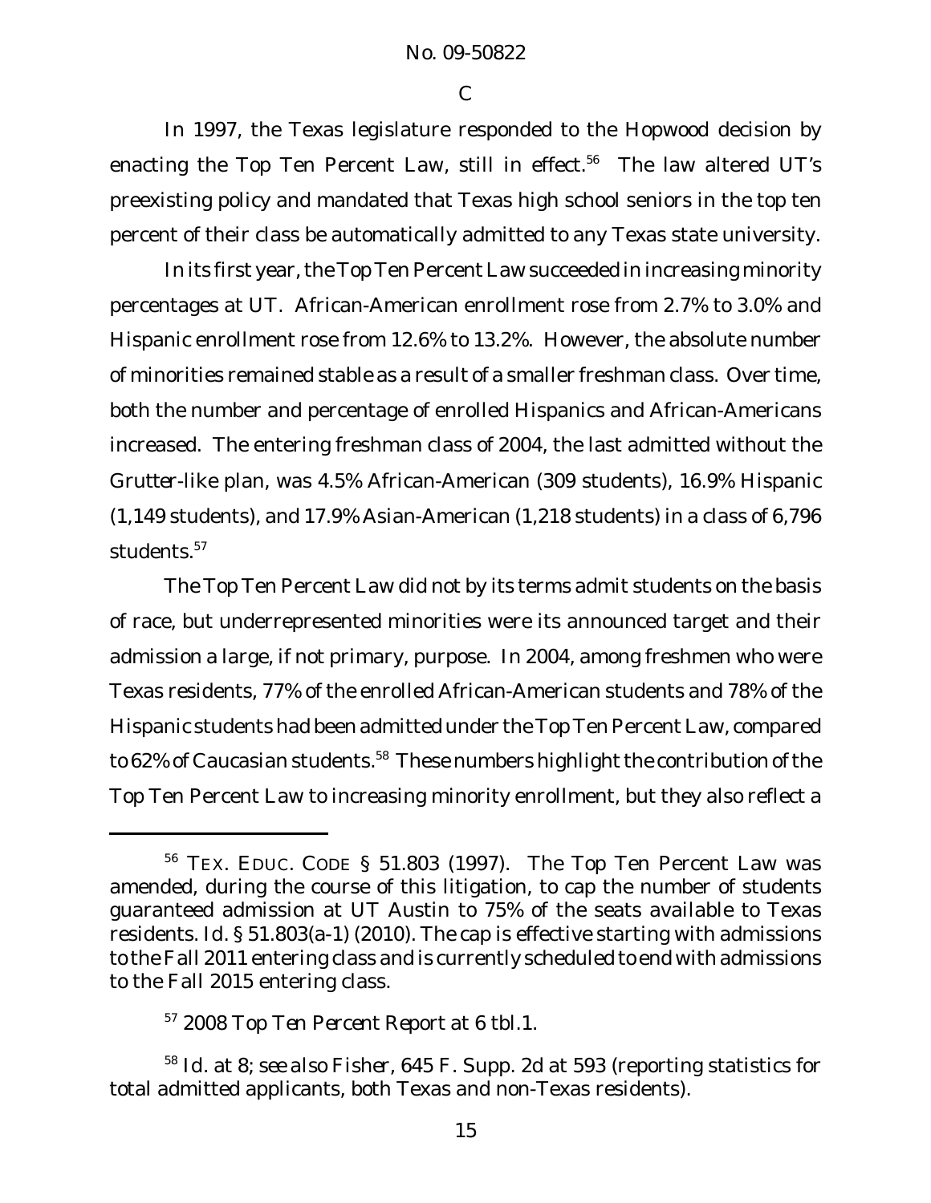### C

In 1997, the Texas legislature responded to the Hopwood decision by enacting the Top Ten Percent Law, still in effect.[56] The law altered UT's preexisting policy and mandated that Texas high school seniors in the top ten percent of their class be automatically admitted to any Texas state university.

In its first year, the Top Ten Percent Law succeeded in increasing minority percentages at UT. African-American enrollment rose from 2.7% to 3.0% and Hispanic enrollment rose from 12.6% to 13.2%. However, the absolute number of minorities remained stable as a result of a smaller freshman class. Over time, both the number and percentage of enrolled Hispanics and African-Americans increased. The entering freshman class of 2004, the last admitted without the *Grutter*-like plan, was 4.5% African-American (309 students), 16.9% Hispanic (1,149 students), and 17.9% Asian-American (1,218 students) in a class of 6,796 students.[57]

The Top Ten Percent Law did not by its terms admit students on the basis of race, but underrepresented minorities were its announced target and their admission a large, if not primary, purpose. In 2004, among freshmen who were Texas residents, 77% of the enrolled African-American students and 78% of the Hispanic students had been admitted under the Top Ten Percent Law, compared to 62% of Caucasian students.[58] These numbers highlight the contribution of the Top Ten Percent Law to increasing minority enrollment, but they also reflect a

---

[56] TEX. EDUC. CODE § 51.803 (1997). The Top Ten Percent Law was amended, during the course of this litigation, to cap the number of students guaranteed admission at UT Austin to 75% of the seats available to Texas residents. *Id.* § 51.803(a-1) (2010). The cap is effective starting with admissions to the Fall 2011 entering class and is currently scheduled to end with admissions to the Fall 2015 entering class.

[57] *2008 Top Ten Percent Report* at 6 tbl.1.

[58] *Id.* at 8; *see also Fisher*, 645 F. Supp. 2d at 593 (reporting statistics for total admitted applicants, both Texas and non-Texas residents).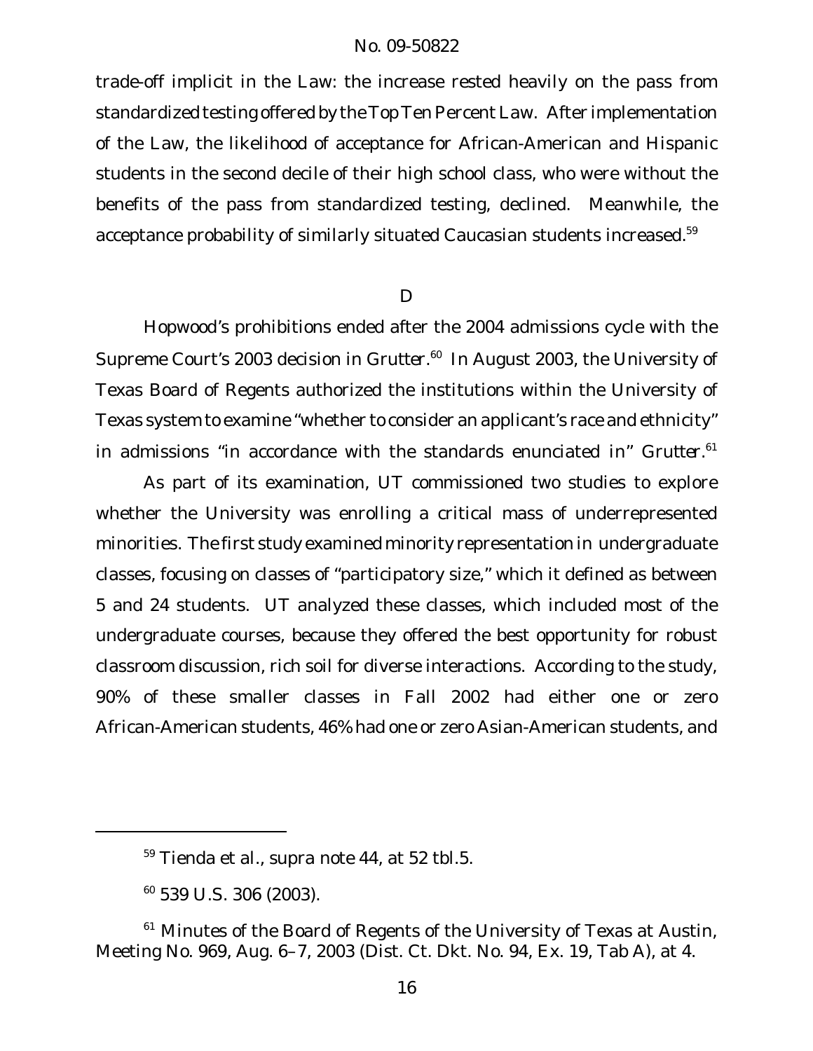trade-off implicit in the Law: the increase rested heavily on the pass from standardized testing offered by the Top Ten Percent Law. After implementation of the Law, the likelihood of acceptance for African-American and Hispanic students in the second decile of their high school class, who were without the benefits of the pass from standardized testing, declined. Meanwhile, the acceptance probability of similarly situated Caucasian students increased.[59]

## D

Hopwood's prohibitions ended after the 2004 admissions cycle with the Supreme Court's 2003 decision in *Grutter*.[60] In August 2003, the University of Texas Board of Regents authorized the institutions within the University of Texas system to examine "whether to consider an applicant's race and ethnicity" in admissions "in accordance with the standards enunciated in" *Grutter*.[61]

As part of its examination, UT commissioned two studies to explore whether the University was enrolling a critical mass of underrepresented minorities. The first study examined minority representation in undergraduate classes, focusing on classes of "participatory size," which it defined as between 5 and 24 students. UT analyzed these classes, which included most of the undergraduate courses, because they offered the best opportunity for robust classroom discussion, rich soil for diverse interactions. According to the study, 90% of these smaller classes in Fall 2002 had either one or zero African-American students, 46% had one or zero Asian-American students, and

---

[59] Tienda et al., *supra* note 44, at 52 tbl.5.

[60] 539 U.S. 306 (2003).

[61] Minutes of the Board of Regents of the University of Texas at Austin, Meeting No. 969, Aug. 6–7, 2003 (Dist. Ct. Dkt. No. 94, Ex. 19, Tab A), at 4.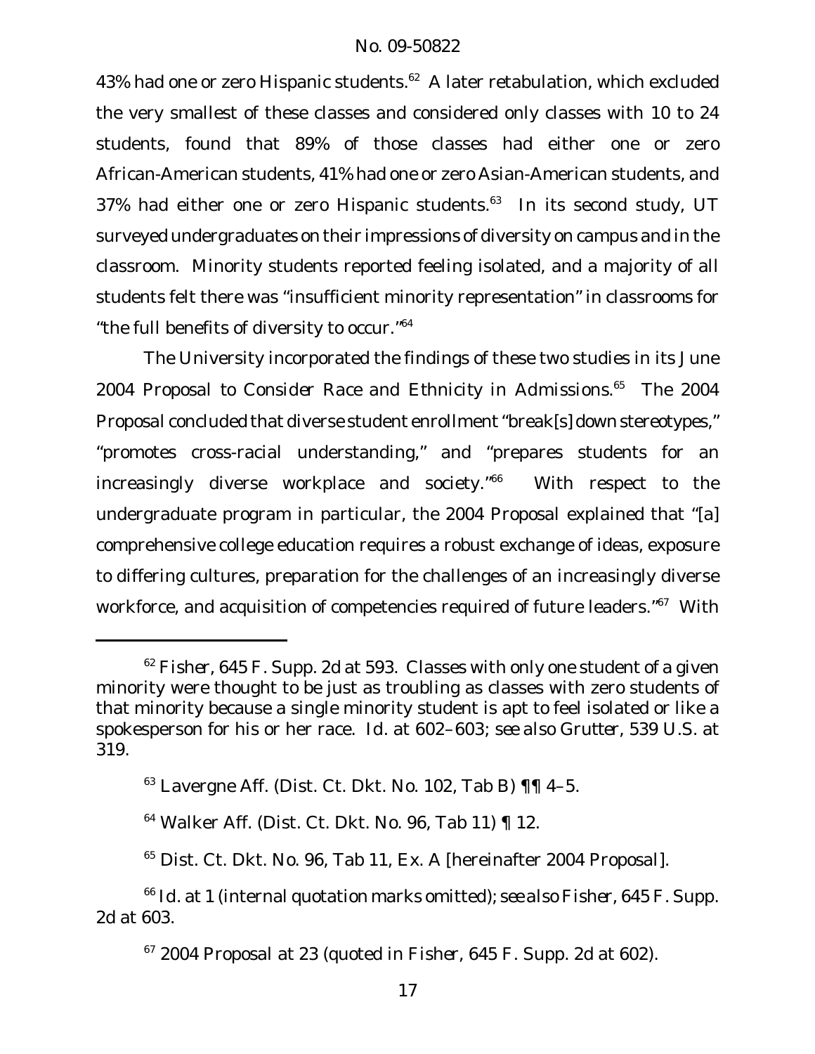43% had one or zero Hispanic students.[62] A later retabulation, which excluded the very smallest of these classes and considered only classes with 10 to 24 students, found that 89% of those classes had either one or zero African-American students, 41% had one or zero Asian-American students, and 37% had either one or zero Hispanic students.[63] In its second study, UT surveyed undergraduates on their impressions of diversity on campus and in the classroom. Minority students reported feeling isolated, and a majority of all students felt there was "insufficient minority representation" in classrooms for "the full benefits of diversity to occur."[64]

The University incorporated the findings of these two studies in its June 2004 *Proposal to Consider Race and Ethnicity in Admissions*.[65] The 2004 Proposal concluded that diverse student enrollment "break[s] down stereotypes," "promotes cross-racial understanding," and "prepares students for an increasingly diverse workplace and society."[66] With respect to the undergraduate program in particular, the 2004 Proposal explained that "[a] comprehensive college education requires a robust exchange of ideas, exposure to differing cultures, preparation for the challenges of an increasingly diverse workforce, and acquisition of competencies required of future leaders."[67] With

---

[62] *Fisher*, 645 F. Supp. 2d at 593. Classes with only one student of a given minority were thought to be just as troubling as classes with zero students of that minority because a single minority student is apt to feel isolated or like a spokesperson for his or her race. *Id.* at 602–603; *see also Grutter*, 539 U.S. at 319.

[63] Lavergne Aff. (Dist. Ct. Dkt. No. 102, Tab B) ¶¶ 4–5.

[64] Walker Aff. (Dist. Ct. Dkt. No. 96, Tab 11) ¶ 12.

[65] Dist. Ct. Dkt. No. 96, Tab 11, Ex. A [hereinafter 2004 Proposal].

[66] *Id.* at 1 (internal quotation marks omitted); *see also Fisher*, 645 F. Supp. 2d at 603.

[67] 2004 Proposal at 23 (quoted in *Fisher*, 645 F. Supp. 2d at 602).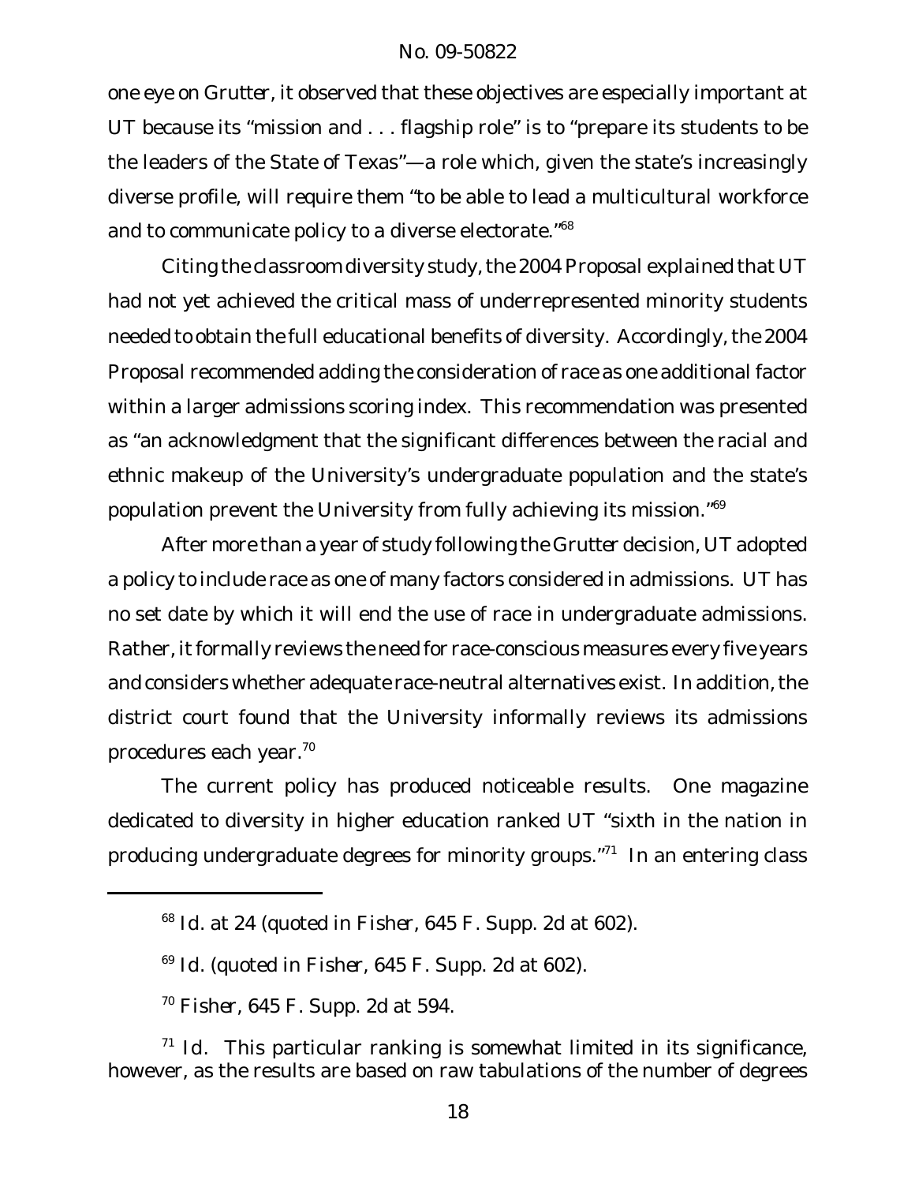one eye on *Grutter*, it observed that these objectives are especially important at UT because its "mission and . . . flagship role" is to "prepare its students to be the leaders of the State of Texas"—a role which, given the state's increasingly diverse profile, will require them "to be able to lead a multicultural workforce and to communicate policy to a diverse electorate."[68]

Citing the classroom diversity study, the 2004 Proposal explained that UT had not yet achieved the critical mass of underrepresented minority students needed to obtain the full educational benefits of diversity. Accordingly, the 2004 Proposal recommended adding the consideration of race as one additional factor within a larger admissions scoring index. This recommendation was presented as "an acknowledgment that the significant differences between the racial and ethnic makeup of the University's undergraduate population and the state's population prevent the University from fully achieving its mission."[69]

After more than a year of study following the *Grutter* decision, UT adopted a policy to include race as one of many factors considered in admissions. UT has no set date by which it will end the use of race in undergraduate admissions. Rather, it formally reviews the need for race-conscious measures every five years and considers whether adequate race-neutral alternatives exist. In addition, the district court found that the University informally reviews its admissions procedures each year.[70]

The current policy has produced noticeable results. One magazine dedicated to diversity in higher education ranked UT "sixth in the nation in producing undergraduate degrees for minority groups."[71] In an entering class

---

[68] *Id.* at 24 (quoted in *Fisher*, 645 F. Supp. 2d at 602).

[69] *Id.* (quoted in *Fisher*, 645 F. Supp. 2d at 602).

[70] *Fisher*, 645 F. Supp. 2d at 594.

[71] *Id.* This particular ranking is somewhat limited in its significance, however, as the results are based on raw tabulations of the number of degrees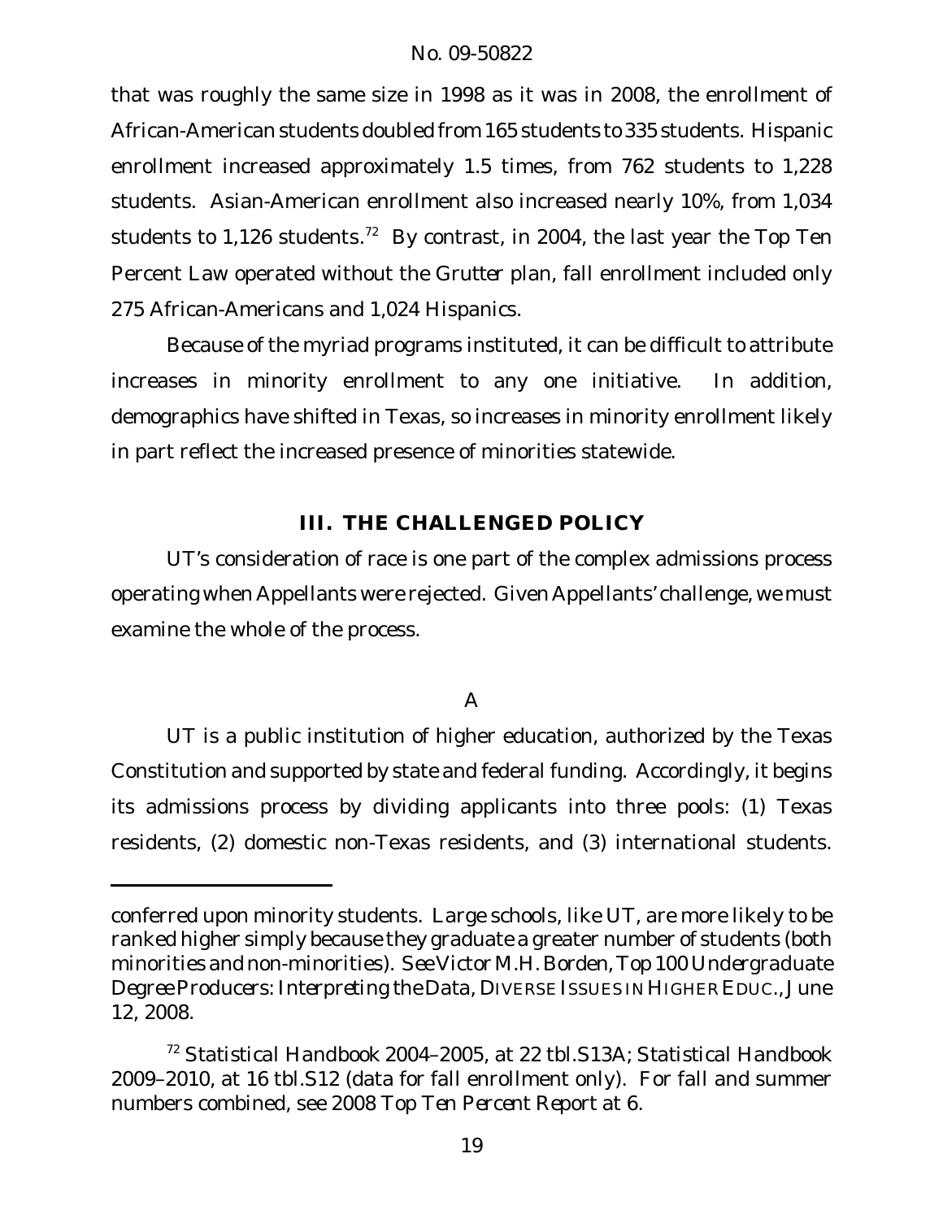that was roughly the same size in 1998 as it was in 2008, the enrollment of African-American students doubled from 165 students to 335 students. Hispanic enrollment increased approximately 1.5 times, from 762 students to 1,228 students. Asian-American enrollment also increased nearly 10%, from 1,034 students to 1,126 students.[72] By contrast, in 2004, the last year the Top Ten Percent Law operated without the *Grutter* plan, fall enrollment included only 275 African-Americans and 1,024 Hispanics.

Because of the myriad programs instituted, it can be difficult to attribute increases in minority enrollment to any one initiative. In addition, demographics have shifted in Texas, so increases in minority enrollment likely in part reflect the increased presence of minorities statewide.

## III. THE CHALLENGED POLICY

UT's consideration of race is one part of the complex admissions process operating when Appellants were rejected. Given Appellants' challenge, we must examine the whole of the process.

### A

UT is a public institution of higher education, authorized by the Texas Constitution and supported by state and federal funding. Accordingly, it begins its admissions process by dividing applicants into three pools: (1) Texas residents, (2) domestic non-Texas residents, and (3) international students.

---

conferred upon minority students. Large schools, like UT, are more likely to be ranked higher simply because they graduate a greater number of students (both minorities and non-minorities). *See* Victor M.H. Borden, *Top 100 Undergraduate Degree Producers: Interpreting the Data*, DIVERSE ISSUES IN HIGHER EDUC., June 12, 2008.

[72] Statistical Handbook 2004–2005, at 22 tbl.S13A; Statistical Handbook 2009–2010, at 16 tbl.S12 (data for fall enrollment only). For fall and summer numbers combined, see 2008 *Top Ten Percent Report* at 6.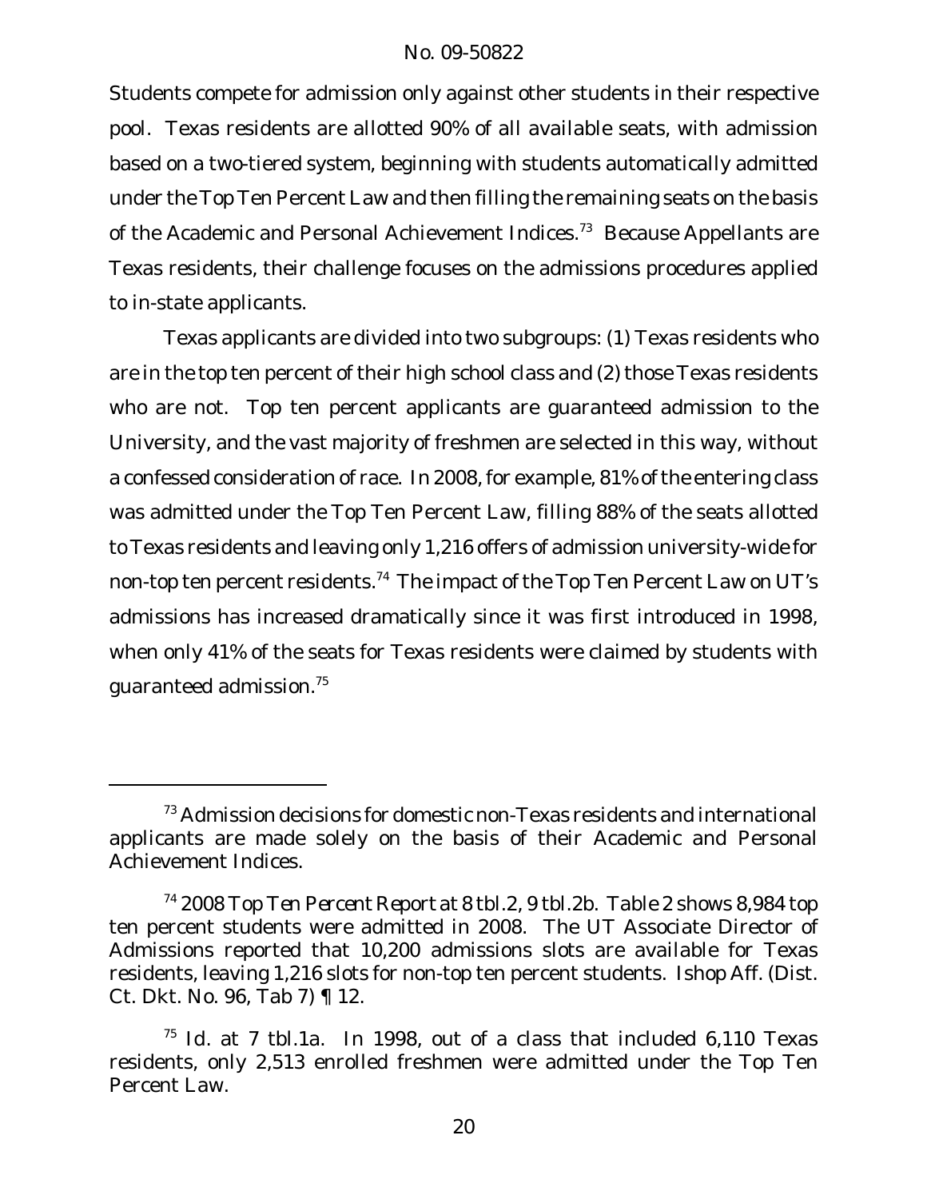Students compete for admission only against other students in their respective pool. Texas residents are allotted 90% of all available seats, with admission based on a two-tiered system, beginning with students automatically admitted under the Top Ten Percent Law and then filling the remaining seats on the basis of the Academic and Personal Achievement Indices.[73] Because Appellants are Texas residents, their challenge focuses on the admissions procedures applied to in-state applicants.

Texas applicants are divided into two subgroups: (1) Texas residents who are in the top ten percent of their high school class and (2) those Texas residents who are not. Top ten percent applicants are guaranteed admission to the University, and the vast majority of freshmen are selected in this way, without a confessed consideration of race. In 2008, for example, 81% of the entering class was admitted under the Top Ten Percent Law, filling 88% of the seats allotted to Texas residents and leaving only 1,216 offers of admission university-wide for non-top ten percent residents.[74] The impact of the Top Ten Percent Law on UT's admissions has increased dramatically since it was first introduced in 1998, when only 41% of the seats for Texas residents were claimed by students with guaranteed admission.[75]

---

[73] Admission decisions for domestic non-Texas residents and international applicants are made solely on the basis of their Academic and Personal Achievement Indices.

[74] *2008 Top Ten Percent Report* at 8 tbl.2, 9 tbl.2b. Table 2 shows 8,984 top ten percent students were admitted in 2008. The UT Associate Director of Admissions reported that 10,200 admissions slots are available for Texas residents, leaving 1,216 slots for non-top ten percent students. Ishop Aff. (Dist. Ct. Dkt. No. 96, Tab 7) ¶ 12.

[75] *Id.* at 7 tbl.1a. In 1998, out of a class that included 6,110 Texas residents, only 2,513 enrolled freshmen were admitted under the Top Ten Percent Law.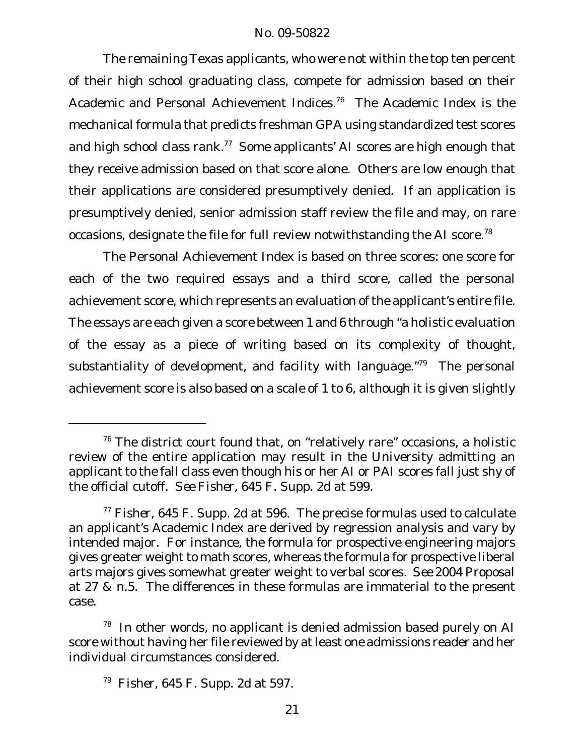The remaining Texas applicants, who were not within the top ten percent of their high school graduating class, compete for admission based on their Academic and Personal Achievement Indices.[76] The Academic Index is the mechanical formula that predicts freshman GPA using standardized test scores and high school class rank.[77] Some applicants' AI scores are high enough that they receive admission based on that score alone. Others are low enough that their applications are considered presumptively denied. If an application is presumptively denied, senior admission staff review the file and may, on rare occasions, designate the file for full review notwithstanding the AI score.[78]

The Personal Achievement Index is based on three scores: one score for each of the two required essays and a third score, called the personal achievement score, which represents an evaluation of the applicant's entire file. The essays are each given a score between 1 and 6 through "a holistic evaluation of the essay as a piece of writing based on its complexity of thought, substantiality of development, and facility with language."[79] The personal achievement score is also based on a scale of 1 to 6, although it is given slightly

---

[76] The district court found that, on "relatively rare" occasions, a holistic review of the entire application may result in the University admitting an applicant to the fall class even though his or her AI or PAI scores fall just shy of the official cutoff. *See Fisher*, 645 F. Supp. 2d at 599.

[77] *Fisher*, 645 F. Supp. 2d at 596. The precise formulas used to calculate an applicant's Academic Index are derived by regression analysis and vary by intended major. For instance, the formula for prospective engineering majors gives greater weight to math scores, whereas the formula for prospective liberal arts majors gives somewhat greater weight to verbal scores. *See* 2004 Proposal at 27 & n.5. The differences in these formulas are immaterial to the present case.

[78] In other words, no applicant is denied admission based purely on AI score without having her file reviewed by at least one admissions reader and her individual circumstances considered.

[79] *Fisher*, 645 F. Supp. 2d at 597.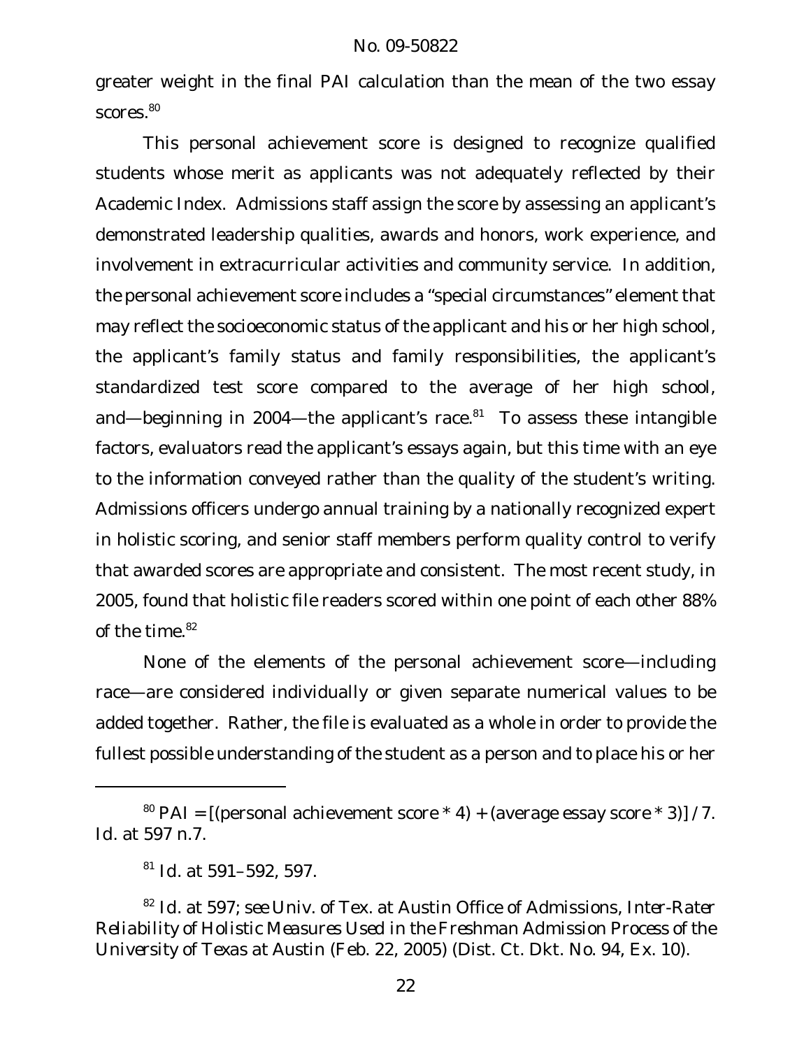greater weight in the final PAI calculation than the mean of the two essay scores.[80]

This personal achievement score is designed to recognize qualified students whose merit as applicants was not adequately reflected by their Academic Index. Admissions staff assign the score by assessing an applicant's demonstrated leadership qualities, awards and honors, work experience, and involvement in extracurricular activities and community service. In addition, the personal achievement score includes a "special circumstances" element that may reflect the socioeconomic status of the applicant and his or her high school, the applicant's family status and family responsibilities, the applicant's standardized test score compared to the average of her high school, and—beginning in 2004—the applicant's race.[81] To assess these intangible factors, evaluators read the applicant's essays again, but this time with an eye to the information conveyed rather than the quality of the student's writing. Admissions officers undergo annual training by a nationally recognized expert in holistic scoring, and senior staff members perform quality control to verify that awarded scores are appropriate and consistent. The most recent study, in 2005, found that holistic file readers scored within one point of each other 88% of the time.[82]

None of the elements of the personal achievement score—including race—are considered individually or given separate numerical values to be added together. Rather, the file is evaluated as a whole in order to provide the fullest possible understanding of the student as a person and to place his or her

---

[80] PAI = [(personal achievement score * 4) + (average essay score * 3)] / 7. *Id.* at 597 n.7.

[81] *Id.* at 591–592, 597.

[82] *Id.* at 597; *see* Univ. of Tex. at Austin Office of Admissions, *Inter-Rater Reliability of Holistic Measures Used in the Freshman Admission Process of the University of Texas at Austin* (Feb. 22, 2005) (Dist. Ct. Dkt. No. 94, Ex. 10).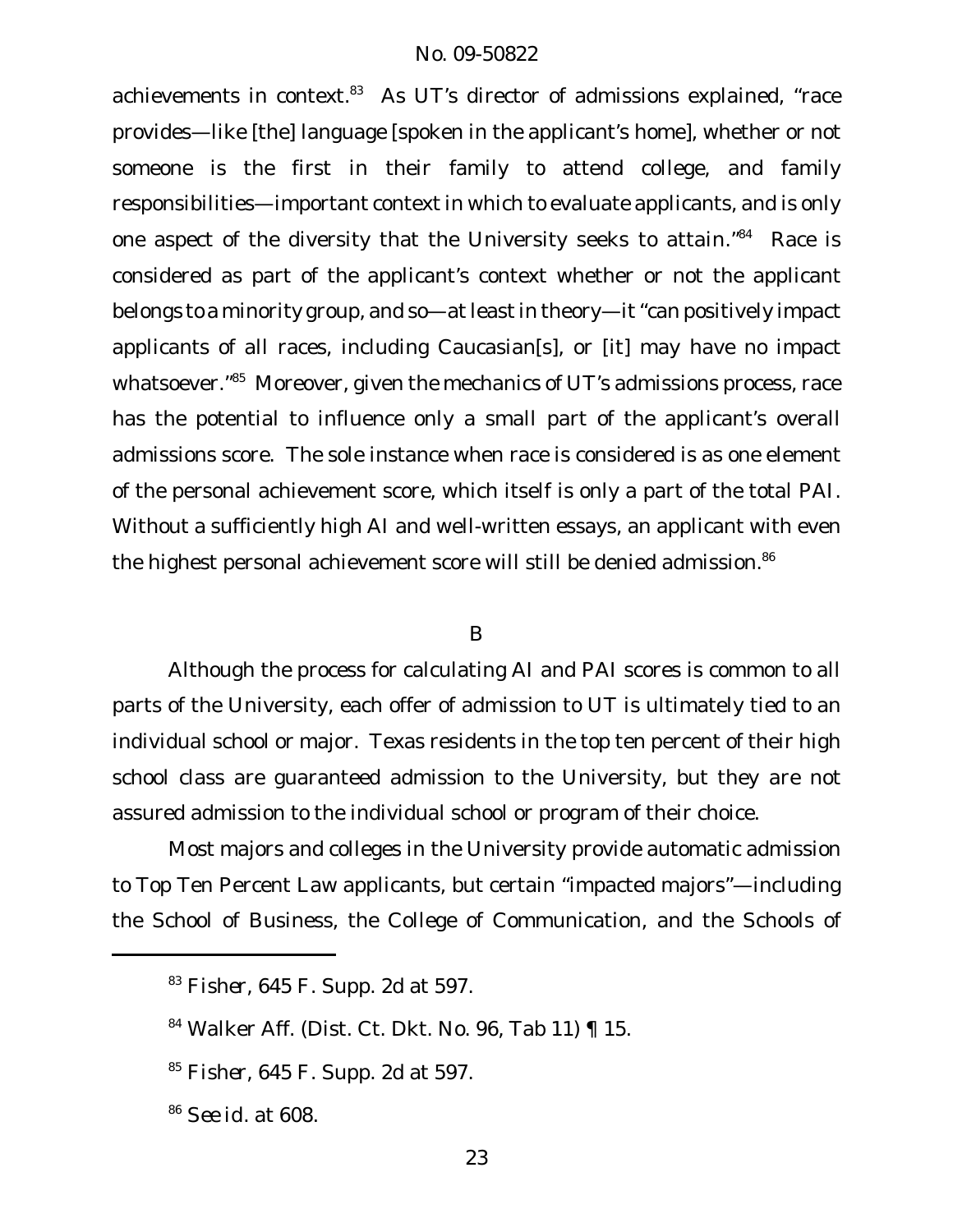achievements in context.[83] As UT's director of admissions explained, "race provides—like [the] language [spoken in the applicant's home], whether or not someone is the first in their family to attend college, and family responsibilities—important context in which to evaluate applicants, and is only one aspect of the diversity that the University seeks to attain."[84] Race is considered as part of the applicant's context whether or not the applicant belongs to a minority group, and so—at least in theory—it "can positively impact applicants of all races, including Caucasian[s], or [it] may have no impact whatsoever."[85] Moreover, given the mechanics of UT's admissions process, race has the potential to influence only a small part of the applicant's overall admissions score. The sole instance when race is considered is as one element of the personal achievement score, which itself is only a part of the total PAI. Without a sufficiently high AI and well-written essays, an applicant with even the highest personal achievement score will still be denied admission.[86]

### B

Although the process for calculating AI and PAI scores is common to all parts of the University, each offer of admission to UT is ultimately tied to an individual school or major. Texas residents in the top ten percent of their high school class are guaranteed admission to the University, but they are not assured admission to the individual school or program of their choice.

Most majors and colleges in the University provide automatic admission to Top Ten Percent Law applicants, but certain "impacted majors"—including the School of Business, the College of Communication, and the Schools of

---

[83] *Fisher*, 645 F. Supp. 2d at 597.

[84] Walker Aff. (Dist. Ct. Dkt. No. 96, Tab 11) ¶ 15.

[85] *Fisher*, 645 F. Supp. 2d at 597.

[86] *See id.* at 608.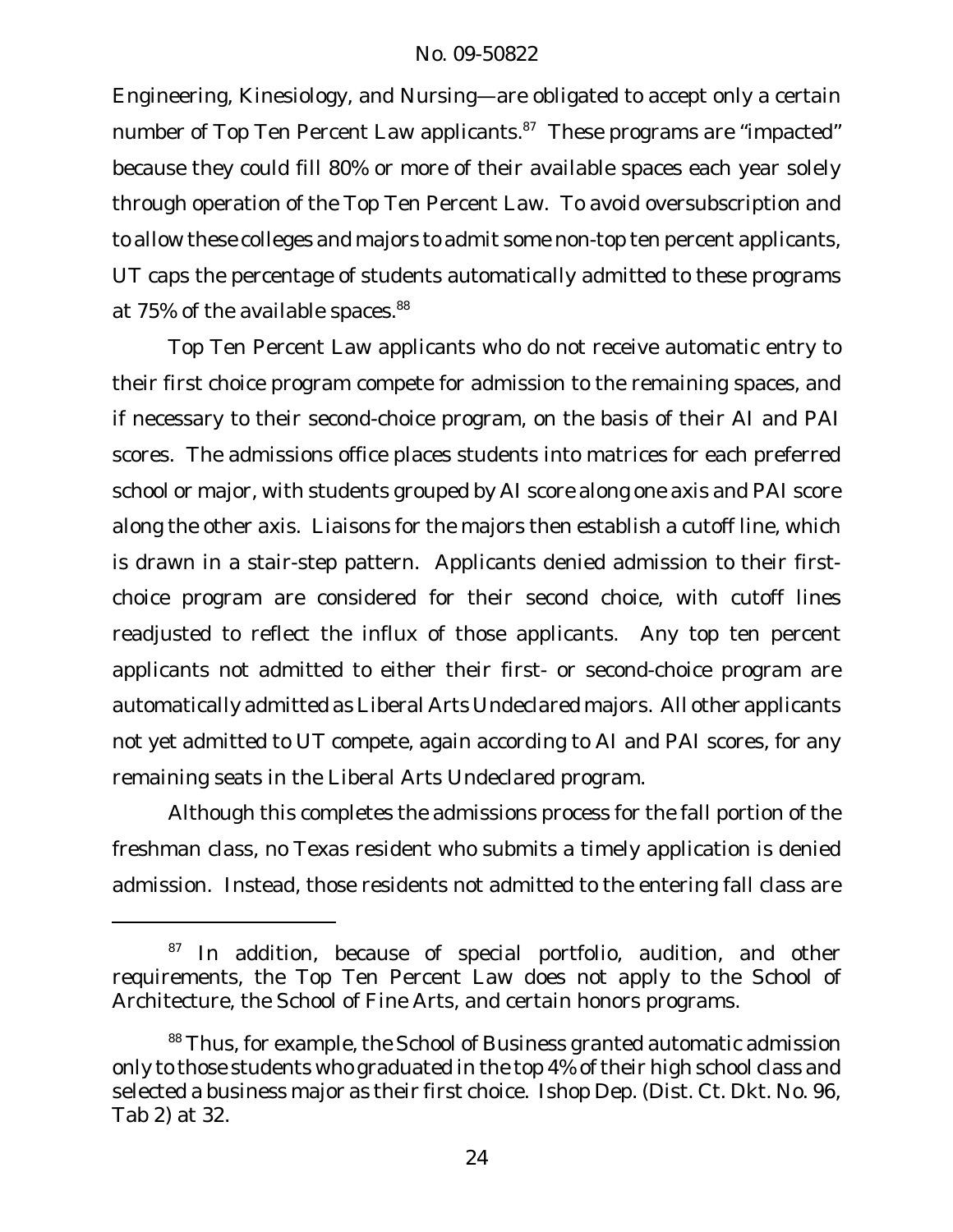Engineering, Kinesiology, and Nursing—are obligated to accept only a certain number of Top Ten Percent Law applicants.[87] These programs are "impacted" because they could fill 80% or more of their available spaces each year solely through operation of the Top Ten Percent Law. To avoid oversubscription and to allow these colleges and majors to admit some non-top ten percent applicants, UT caps the percentage of students automatically admitted to these programs at 75% of the available spaces.[88]

Top Ten Percent Law applicants who do not receive automatic entry to their first choice program compete for admission to the remaining spaces, and if necessary to their second-choice program, on the basis of their AI and PAI scores. The admissions office places students into matrices for each preferred school or major, with students grouped by AI score along one axis and PAI score along the other axis. Liaisons for the majors then establish a cutoff line, which is drawn in a stair-step pattern. Applicants denied admission to their first-choice program are considered for their second choice, with cutoff lines readjusted to reflect the influx of those applicants. Any top ten percent applicants not admitted to either their first- or second-choice program are automatically admitted as Liberal Arts Undeclared majors. All other applicants not yet admitted to UT compete, again according to AI and PAI scores, for any remaining seats in the Liberal Arts Undeclared program.

Although this completes the admissions process for the fall portion of the freshman class, no Texas resident who submits a timely application is denied admission. Instead, those residents not admitted to the entering fall class are

---

[87] In addition, because of special portfolio, audition, and other requirements, the Top Ten Percent Law does not apply to the School of Architecture, the School of Fine Arts, and certain honors programs.

[88] Thus, for example, the School of Business granted automatic admission only to those students who graduated in the top 4% of their high school class and selected a business major as their first choice. Ishop Dep. (Dist. Ct. Dkt. No. 96, Tab 2) at 32.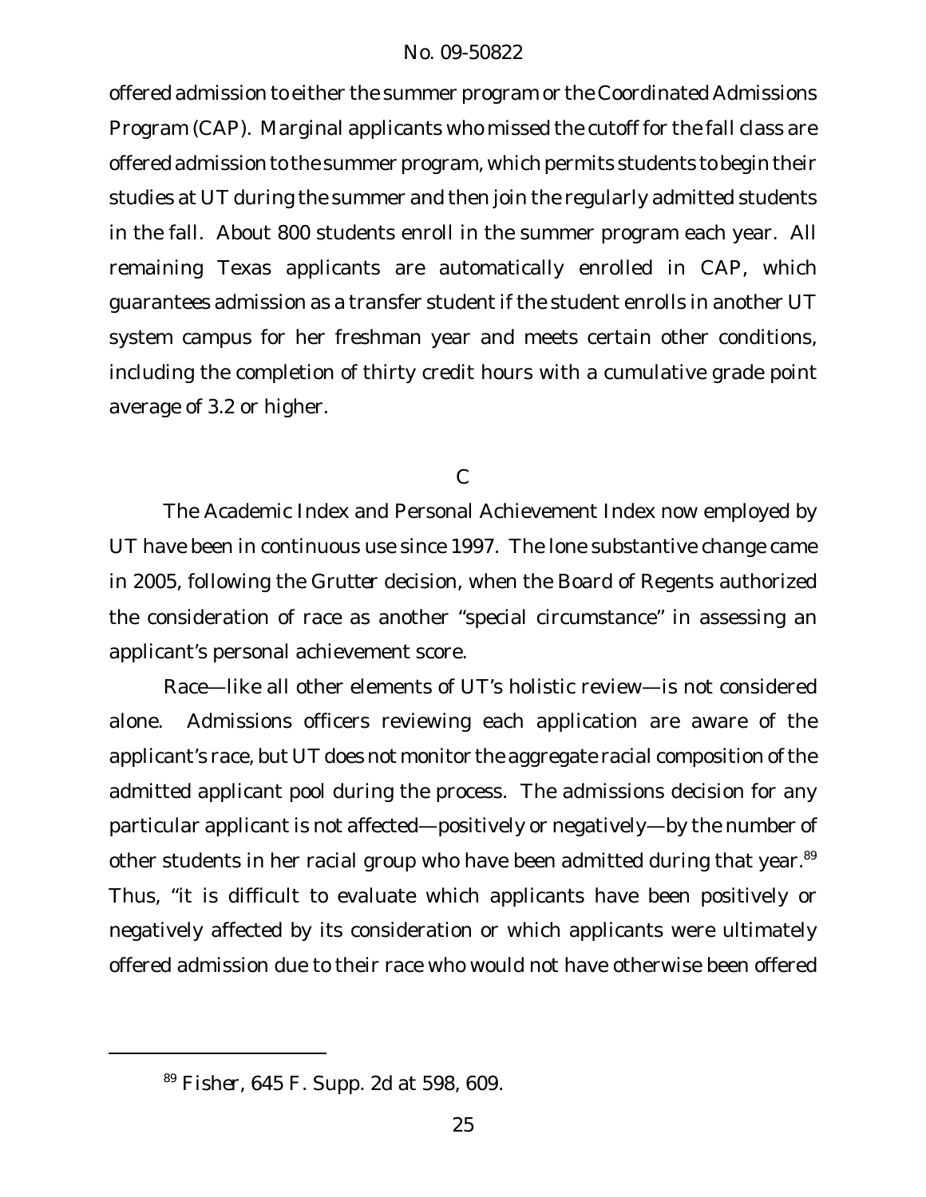offered admission to either the summer program or the Coordinated Admissions Program (CAP). Marginal applicants who missed the cutoff for the fall class are offered admission to the summer program, which permits students to begin their studies at UT during the summer and then join the regularly admitted students in the fall. About 800 students enroll in the summer program each year. All remaining Texas applicants are automatically enrolled in CAP, which guarantees admission as a transfer student if the student enrolls in another UT system campus for her freshman year and meets certain other conditions, including the completion of thirty credit hours with a cumulative grade point average of 3.2 or higher.

### C

The Academic Index and Personal Achievement Index now employed by UT have been in continuous use since 1997. The lone substantive change came in 2005, following the *Grutter* decision, when the Board of Regents authorized the consideration of race as another "special circumstance" in assessing an applicant's personal achievement score.

Race—like all other elements of UT's holistic review—is not considered alone. Admissions officers reviewing each application are aware of the applicant's race, but UT does not monitor the aggregate racial composition of the admitted applicant pool during the process. The admissions decision for any particular applicant is not affected—positively or negatively—by the number of other students in her racial group who have been admitted during that year.[89] Thus, "it is difficult to evaluate which applicants have been positively or negatively affected by its consideration or which applicants were ultimately offered admission due to their race who would not have otherwise been offered

---

[89] *Fisher*, 645 F. Supp. 2d at 598, 609.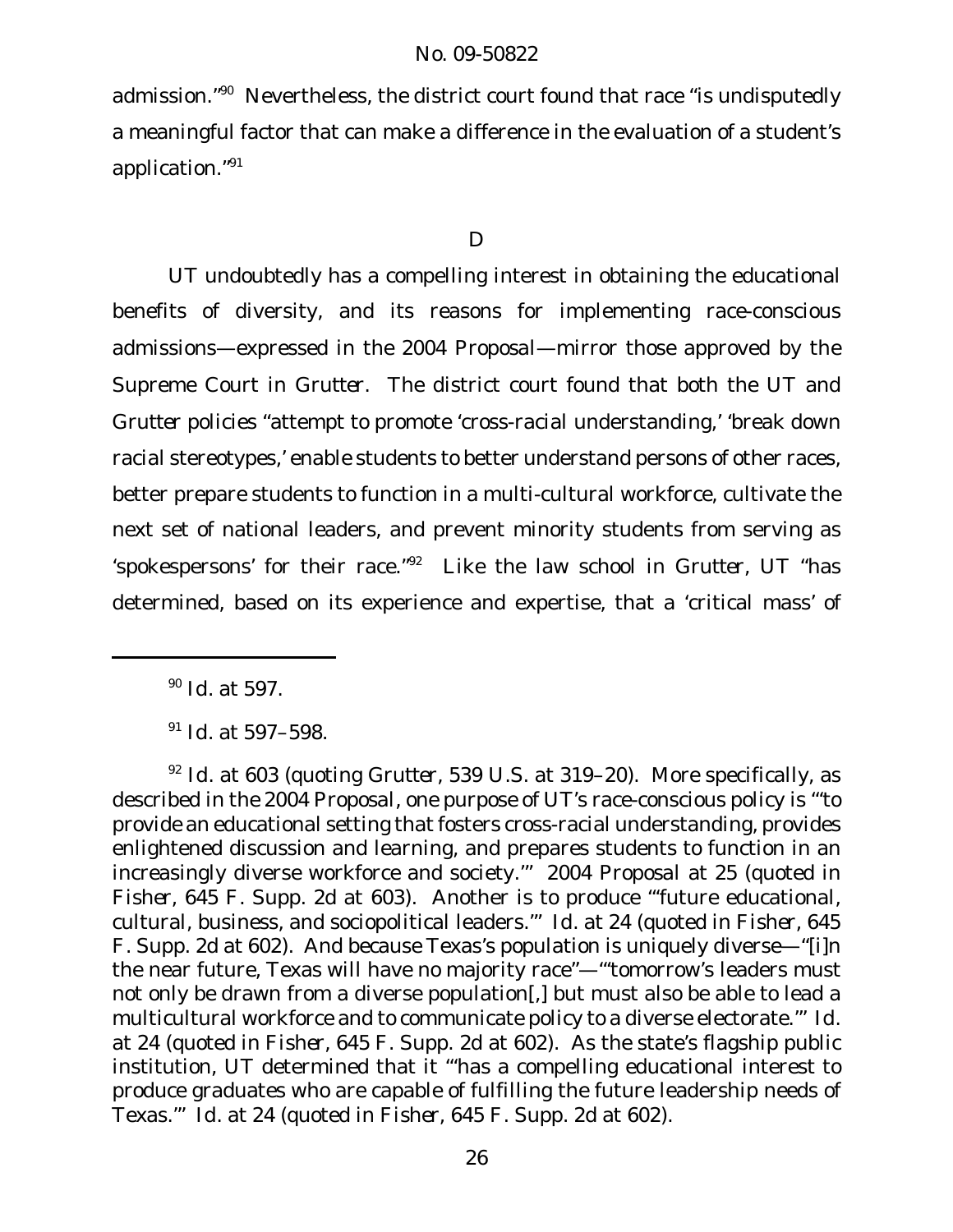admission."[90] Nevertheless, the district court found that race "is undisputedly a meaningful factor that can make a difference in the evaluation of a student's application."[91]

D

UT undoubtedly has a compelling interest in obtaining the educational benefits of diversity, and its reasons for implementing race-conscious admissions—expressed in the 2004 Proposal—mirror those approved by the Supreme Court in *Grutter*. The district court found that both the UT and *Grutter* policies "attempt to promote 'cross-racial understanding,' 'break down racial stereotypes,' enable students to better understand persons of other races, better prepare students to function in a multi-cultural workforce, cultivate the next set of national leaders, and prevent minority students from serving as 'spokespersons' for their race."[92] Like the law school in *Grutter*, UT "has determined, based on its experience and expertise, that a 'critical mass' of

---

[90] *Id.* at 597.

[91] *Id.* at 597–598.

[92] *Id.* at 603 (quoting *Grutter*, 539 U.S. at 319–20). More specifically, as described in the 2004 Proposal, one purpose of UT's race-conscious policy is "'to provide an educational setting that fosters cross-racial understanding, provides enlightened discussion and learning, and prepares students to function in an increasingly diverse workforce and society.'" 2004 Proposal at 25 (quoted in *Fisher*, 645 F. Supp. 2d at 603). Another is to produce "'future educational, cultural, business, and sociopolitical leaders.'" *Id.* at 24 (quoted in *Fisher*, 645 F. Supp. 2d at 602). And because Texas's population is uniquely diverse—"[i]n the near future, Texas will have no majority race"—"'tomorrow's leaders must not only be drawn from a diverse population[,] but must also be able to lead a multicultural workforce and to communicate policy to a diverse electorate.'" *Id.* at 24 (quoted in *Fisher*, 645 F. Supp. 2d at 602). As the state's flagship public institution, UT determined that it "'has a compelling educational interest to produce graduates who are capable of fulfilling the future leadership needs of Texas.'" *Id.* at 24 (quoted in *Fisher*, 645 F. Supp. 2d at 602).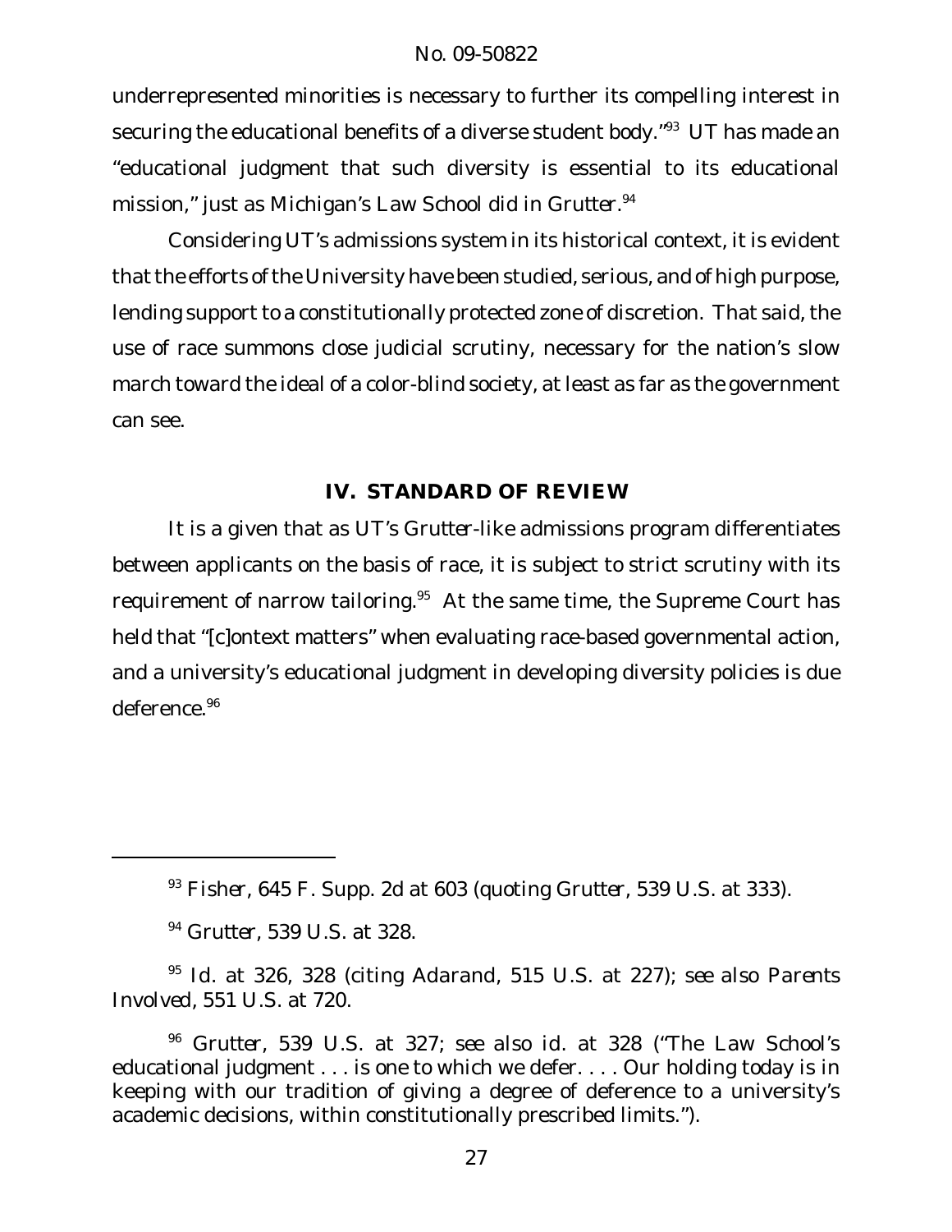underrepresented minorities is necessary to further its compelling interest in securing the educational benefits of a diverse student body."[93] UT has made an "educational judgment that such diversity is essential to its educational mission," just as Michigan's Law School did in *Grutter*.[94]

Considering UT's admissions system in its historical context, it is evident that the efforts of the University have been studied, serious, and of high purpose, lending support to a constitutionally protected zone of discretion. That said, the use of race summons close judicial scrutiny, necessary for the nation's slow march toward the ideal of a color-blind society, at least as far as the government can see.

## IV. STANDARD OF REVIEW

It is a given that as UT's *Grutter*-like admissions program differentiates between applicants on the basis of race, it is subject to strict scrutiny with its requirement of narrow tailoring.[95] At the same time, the Supreme Court has held that "[c]ontext matters" when evaluating race-based governmental action, and a university's educational judgment in developing diversity policies is due deference.[96]

---

[93] *Fisher*, 645 F. Supp. 2d at 603 (quoting *Grutter*, 539 U.S. at 333).

[94] *Grutter*, 539 U.S. at 328.

[95] *Id.* at 326, 328 (citing *Adarand*, 515 U.S. at 227); *see also Parents Involved*, 551 U.S. at 720.

[96] *Grutter*, 539 U.S. at 327; *see also id.* at 328 ("The Law School's educational judgment . . . is one to which we defer. . . . Our holding today is in keeping with our tradition of giving a degree of deference to a university's academic decisions, within constitutionally prescribed limits.").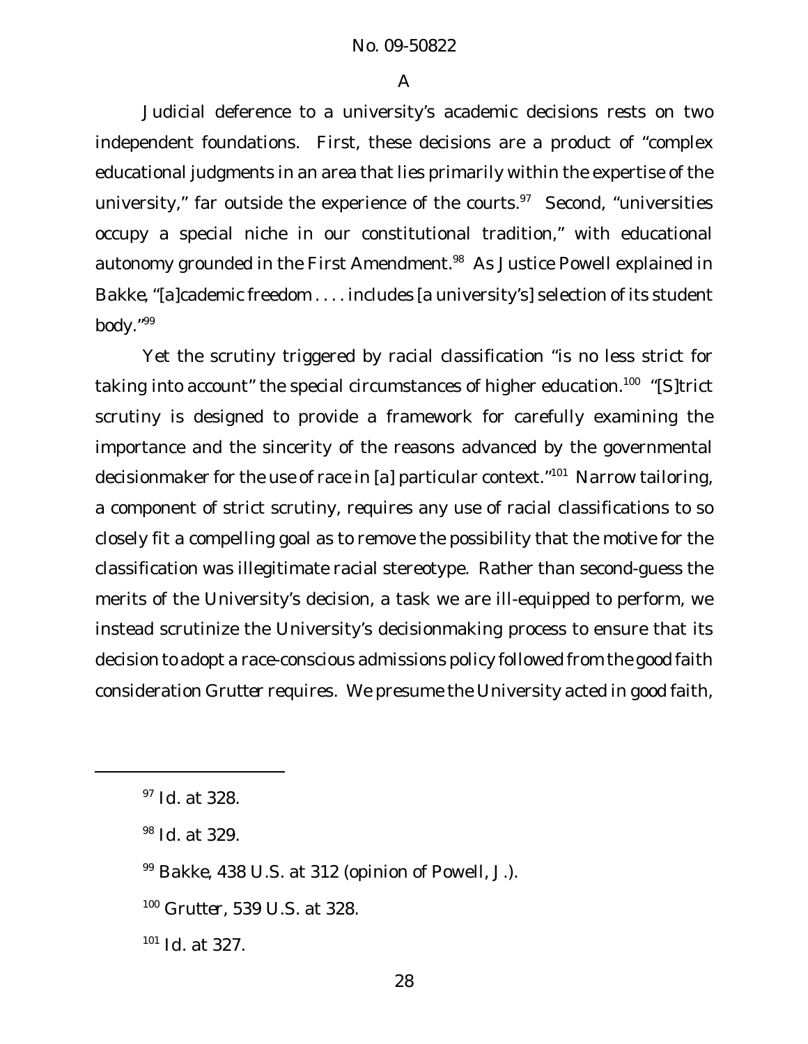### A

Judicial deference to a university's academic decisions rests on two independent foundations. First, these decisions are a product of "complex educational judgments in an area that lies primarily within the expertise of the university," far outside the experience of the courts.[97] Second, "universities occupy a special niche in our constitutional tradition," with educational autonomy grounded in the First Amendment.[98] As Justice Powell explained in *Bakke*, "[a]cademic freedom . . . . includes [a university's] selection of its student body."[99]

Yet the scrutiny triggered by racial classification "is no less strict for taking into account" the special circumstances of higher education.[100] "[S]trict scrutiny is designed to provide a framework for carefully examining the importance and the sincerity of the reasons advanced by the governmental decisionmaker for the use of race in [a] particular context."[101] Narrow tailoring, a component of strict scrutiny, requires any use of racial classifications to so closely fit a compelling goal as to remove the possibility that the motive for the classification was illegitimate racial stereotype. Rather than second-guess the merits of the University's decision, a task we are ill-equipped to perform, we instead scrutinize the University's decisionmaking process to ensure that its decision to adopt a race-conscious admissions policy followed from the good faith consideration *Grutter* requires. We presume the University acted in good faith,

---

[97] *Id.* at 328.

[98] *Id.* at 329.

[99] *Bakke*, 438 U.S. at 312 (opinion of Powell, J.).

[100] *Grutter*, 539 U.S. at 328.

[101] *Id.* at 327.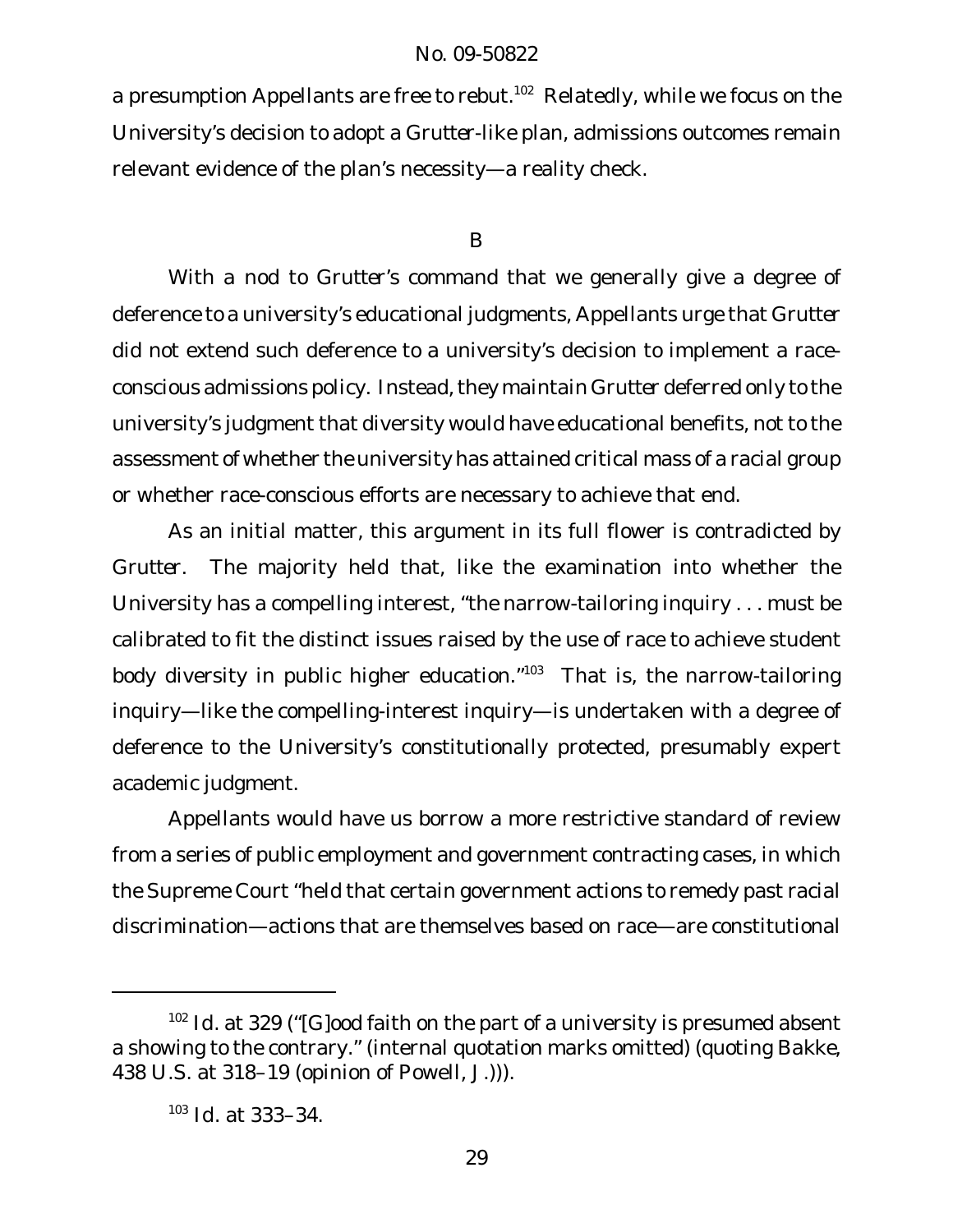a presumption Appellants are free to rebut.[102] Relatedly, while we focus on the University's decision to adopt a *Grutter*-like plan, admissions outcomes remain relevant evidence of the plan's necessity—a reality check.

B

With a nod to *Grutter*'s command that we generally give a degree of deference to a university's educational judgments, Appellants urge that *Grutter* did not extend such deference to a university's decision to implement a race-conscious admissions policy. Instead, they maintain *Grutter* deferred only to the university's judgment that diversity would have educational benefits, not to the assessment of whether the university has attained critical mass of a racial group or whether race-conscious efforts are necessary to achieve that end.

As an initial matter, this argument in its full flower is contradicted by *Grutter*. The majority held that, like the examination into whether the University has a compelling interest, "the narrow-tailoring inquiry . . . must be calibrated to fit the distinct issues raised by the use of race to achieve student body diversity in public higher education."[103] That is, the narrow-tailoring inquiry—like the compelling-interest inquiry—is undertaken with a degree of deference to the University's constitutionally protected, presumably expert academic judgment.

Appellants would have us borrow a more restrictive standard of review from a series of public employment and government contracting cases, in which the Supreme Court "held that certain government actions to remedy past racial discrimination—actions that are themselves based on race—are constitutional

---

[102] *Id.* at 329 ("[G]ood faith on the part of a university is presumed absent a showing to the contrary." (internal quotation marks omitted) (quoting *Bakke*, 438 U.S. at 318–19 (opinion of Powell, J.))).

[103] *Id.* at 333–34.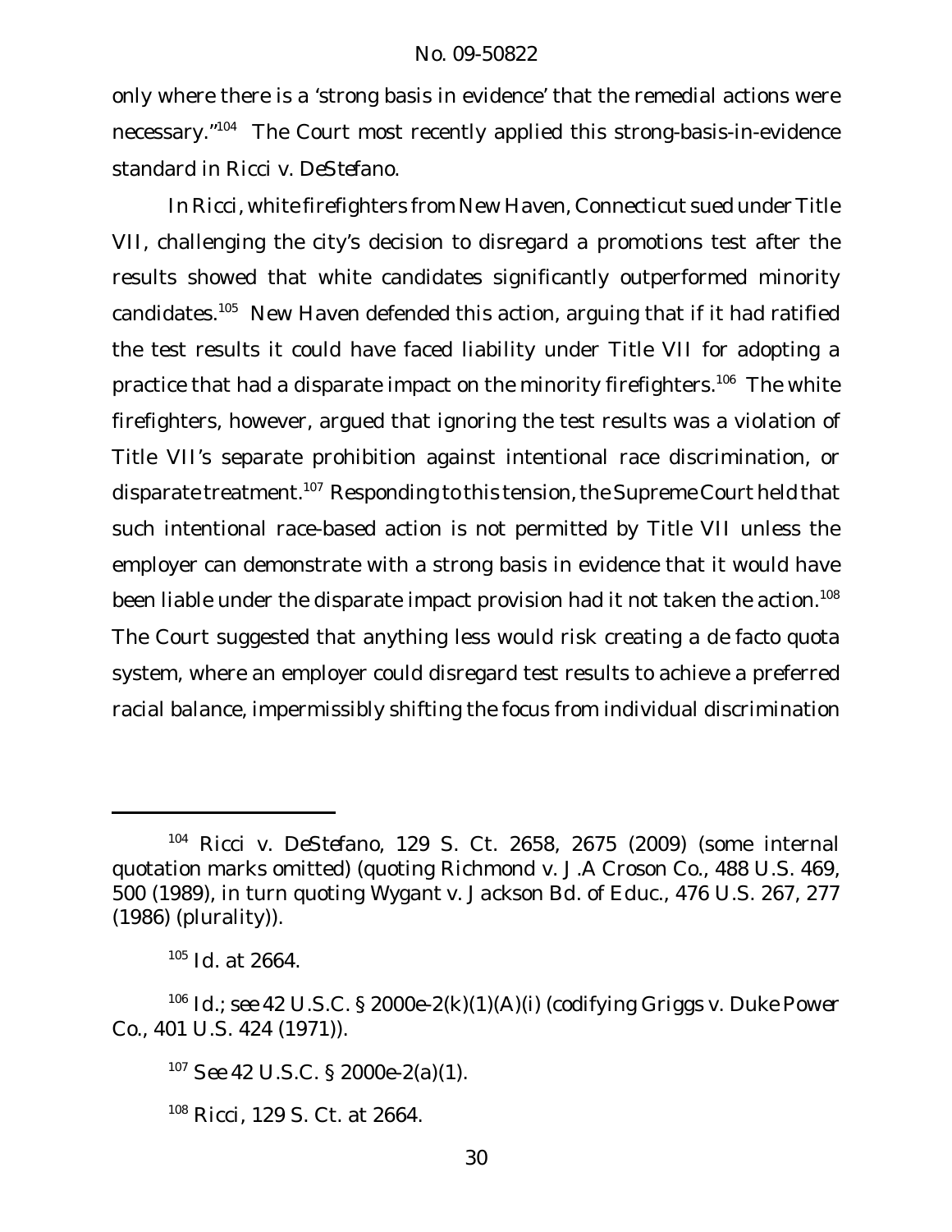only where there is a 'strong basis in evidence' that the remedial actions were necessary."[104] The Court most recently applied this strong-basis-in-evidence standard in *Ricci v. DeStefano*.

In *Ricci*, white firefighters from New Haven, Connecticut sued under Title VII, challenging the city's decision to disregard a promotions test after the results showed that white candidates significantly outperformed minority candidates.[105] New Haven defended this action, arguing that if it had ratified the test results it could have faced liability under Title VII for adopting a practice that had a disparate impact on the minority firefighters.[106] The white firefighters, however, argued that ignoring the test results was a violation of Title VII's separate prohibition against intentional race discrimination, or disparate treatment.[107] Responding to this tension, the Supreme Court held that such intentional race-based action is not permitted by Title VII unless the employer can demonstrate with a strong basis in evidence that it would have been liable under the disparate impact provision had it not taken the action.[108] The Court suggested that anything less would risk creating a de facto quota system, where an employer could disregard test results to achieve a preferred racial balance, impermissibly shifting the focus from individual discrimination

---

[104] *Ricci v. DeStefano*, 129 S. Ct. 2658, 2675 (2009) (some internal quotation marks omitted) (quoting *Richmond v. J.A Croson Co.*, 488 U.S. 469, 500 (1989), in turn quoting *Wygant v. Jackson Bd. of Educ.*, 476 U.S. 267, 277 (1986) (plurality)).

[105] *Id.* at 2664.

[106] *Id.*; *see* 42 U.S.C. § 2000e-2(k)(1)(A)(i) (codifying *Griggs v. Duke Power Co.*, 401 U.S. 424 (1971)).

[107] *See* 42 U.S.C. § 2000e-2(a)(1).

[108] *Ricci*, 129 S. Ct. at 2664.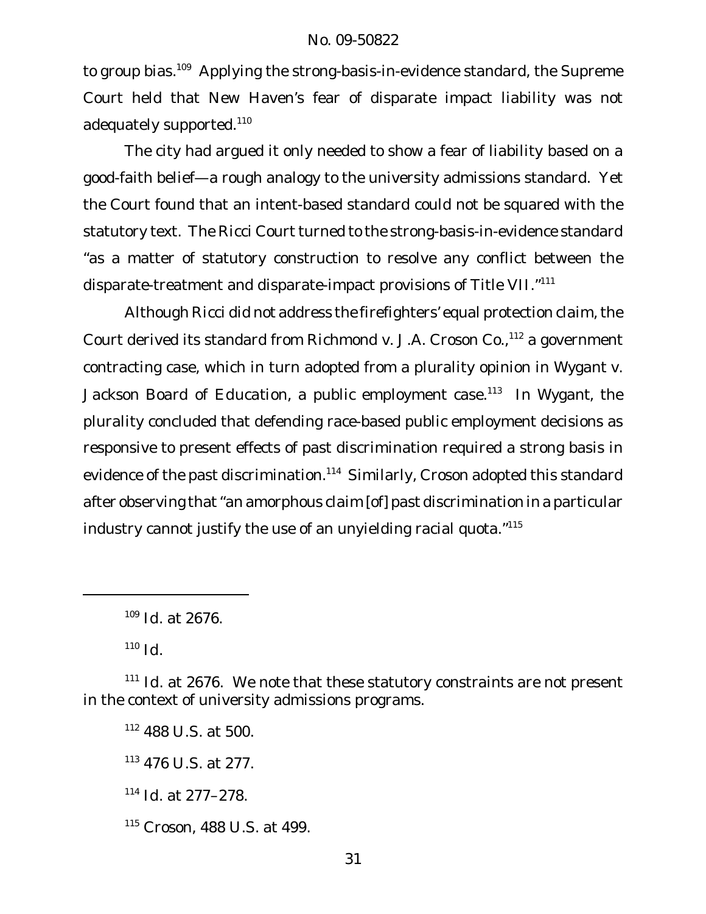to group bias.[109] Applying the strong-basis-in-evidence standard, the Supreme Court held that New Haven's fear of disparate impact liability was not adequately supported.[110]

The city had argued it only needed to show a fear of liability based on a good-faith belief—a rough analogy to the university admissions standard. Yet the Court found that an intent-based standard could not be squared with the statutory text. The *Ricci* Court turned to the strong-basis-in-evidence standard "as a matter of statutory construction to resolve any conflict between the disparate-treatment and disparate-impact provisions of Title VII."[111]

Although *Ricci* did not address the firefighters' equal protection claim, the Court derived its standard from *Richmond v. J.A. Croson Co.*,[112] a government contracting case, which in turn adopted from a plurality opinion in *Wygant v. Jackson Board of Education*, a public employment case.[113] In *Wygant*, the plurality concluded that defending race-based public employment decisions as responsive to present effects of past discrimination required a strong basis in evidence of the past discrimination.[114] Similarly, *Croson* adopted this standard after observing that "an amorphous claim [of] past discrimination in a particular industry cannot justify the use of an unyielding racial quota."[115]

---

[109] *Id.* at 2676.

[110] *Id.*

[111] *Id.* at 2676. We note that these statutory constraints are not present in the context of university admissions programs.

[112] 488 U.S. at 500.

[113] 476 U.S. at 277.

[114] *Id.* at 277–278.

[115] *Croson*, 488 U.S. at 499.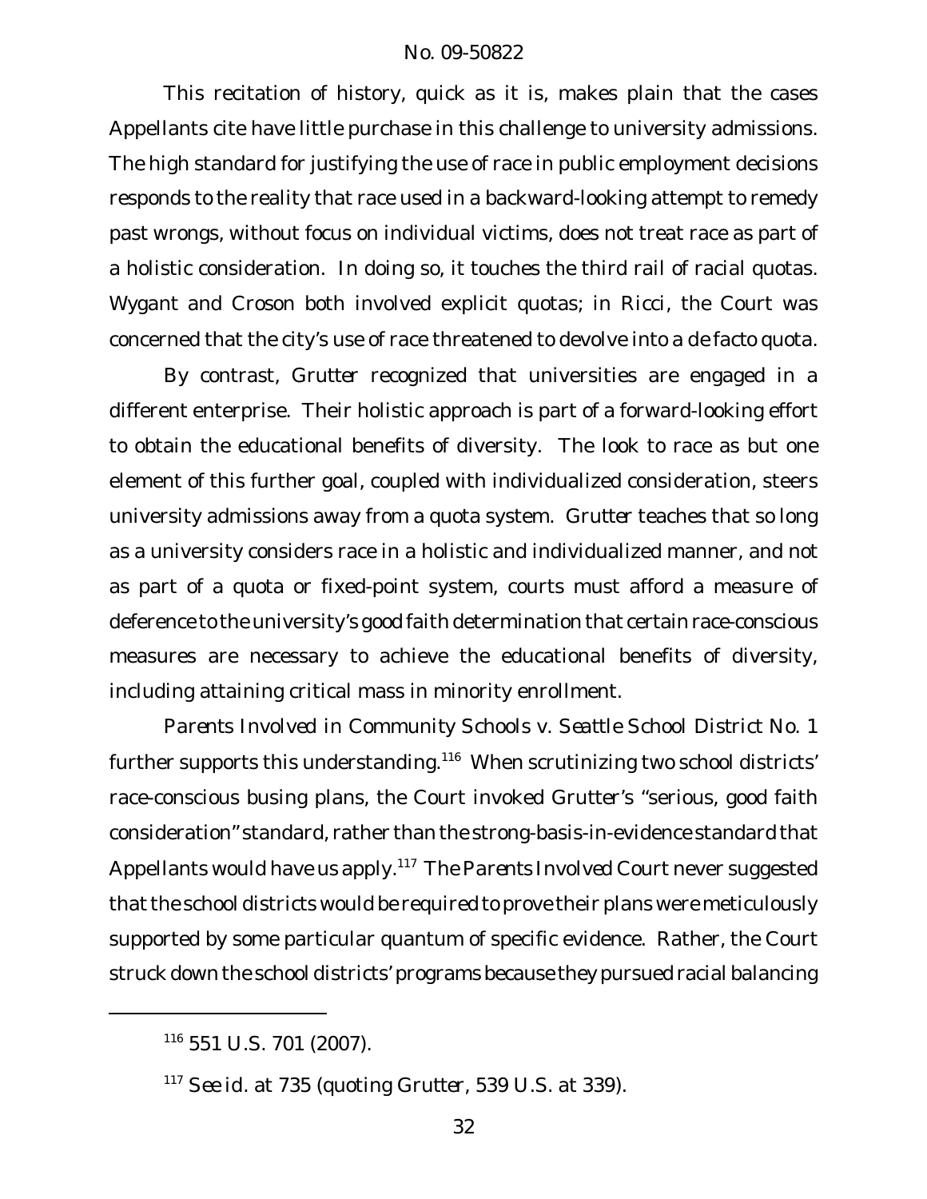This recitation of history, quick as it is, makes plain that the cases Appellants cite have little purchase in this challenge to university admissions. The high standard for justifying the use of race in public employment decisions responds to the reality that race used in a backward-looking attempt to remedy past wrongs, without focus on individual victims, does not treat race as part of a holistic consideration. In doing so, it touches the third rail of racial quotas. *Wygant* and *Croson* both involved explicit quotas; in *Ricci*, the Court was concerned that the city's use of race threatened to devolve into a de facto quota.

By contrast, *Grutter* recognized that universities are engaged in a different enterprise. Their holistic approach is part of a forward-looking effort to obtain the educational benefits of diversity. The look to race as but one element of this further goal, coupled with individualized consideration, steers university admissions away from a quota system. *Grutter* teaches that so long as a university considers race in a holistic and individualized manner, and not as part of a quota or fixed-point system, courts must afford a measure of deference to the university's good faith determination that certain race-conscious measures are necessary to achieve the educational benefits of diversity, including attaining critical mass in minority enrollment.

*Parents Involved in Community Schools v. Seattle School District No. 1* further supports this understanding.[116] When scrutinizing two school districts' race-conscious busing plans, the Court invoked *Grutter*'s "serious, good faith consideration" standard, rather than the strong-basis-in-evidence standard that Appellants would have us apply.[117] The *Parents Involved* Court never suggested that the school districts would be required to prove their plans were meticulously supported by some particular quantum of specific evidence. Rather, the Court struck down the school districts' programs because they pursued racial balancing

---

[116] 551 U.S. 701 (2007).

[117] *See id.* at 735 (quoting *Grutter*, 539 U.S. at 339).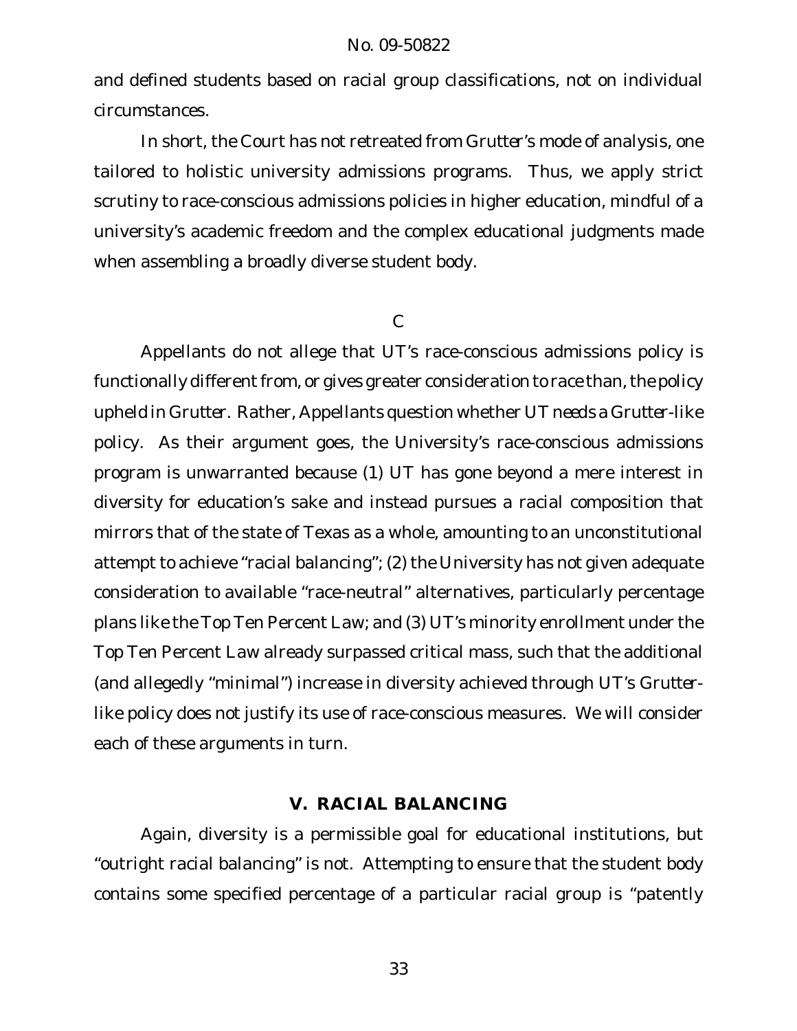and defined students based on racial group classifications, not on individual circumstances.

In short, the Court has not retreated from *Grutter*'s mode of analysis, one tailored to holistic university admissions programs. Thus, we apply strict scrutiny to race-conscious admissions policies in higher education, mindful of a university's academic freedom and the complex educational judgments made when assembling a broadly diverse student body.

C

Appellants do not allege that UT's race-conscious admissions policy is functionally different from, or gives greater consideration to race than, the policy upheld in *Grutter*. Rather, Appellants question whether UT *needs* a *Grutter*-like policy. As their argument goes, the University's race-conscious admissions program is unwarranted because (1) UT has gone beyond a mere interest in diversity for education's sake and instead pursues a racial composition that mirrors that of the state of Texas as a whole, amounting to an unconstitutional attempt to achieve "racial balancing"; (2) the University has not given adequate consideration to available "race-neutral" alternatives, particularly percentage plans like the Top Ten Percent Law; and (3) UT's minority enrollment under the Top Ten Percent Law already surpassed critical mass, such that the additional (and allegedly "minimal") increase in diversity achieved through UT's *Grutter*-like policy does not justify its use of race-conscious measures. We will consider each of these arguments in turn.

## V. RACIAL BALANCING

Again, diversity is a permissible goal for educational institutions, but "outright racial balancing" is not. Attempting to ensure that the student body contains some specified percentage of a particular racial group is "patently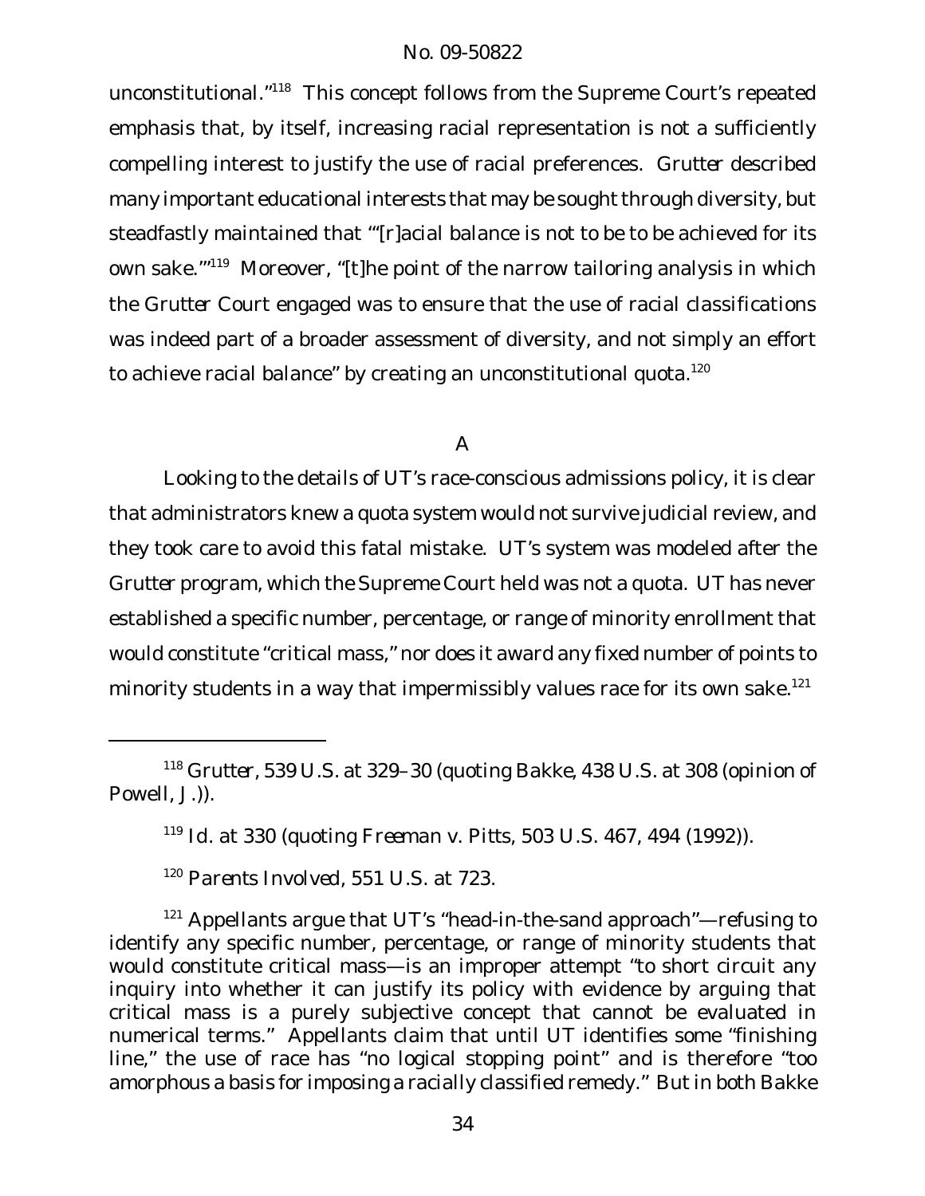unconstitutional."[118] This concept follows from the Supreme Court's repeated emphasis that, by itself, increasing racial representation is not a sufficiently compelling interest to justify the use of racial preferences. *Grutter* described many important educational interests that may be sought through diversity, but steadfastly maintained that "'[r]acial balance is not to be to be achieved for its own sake.'"[119] Moreover, "[t]he point of the narrow tailoring analysis in which the *Grutter* Court engaged was to ensure that the use of racial classifications was indeed part of a broader assessment of diversity, and not simply an effort to achieve racial balance" by creating an unconstitutional quota.[120]

## A

Looking to the details of UT's race-conscious admissions policy, it is clear that administrators knew a quota system would not survive judicial review, and they took care to avoid this fatal mistake. UT's system was modeled after the *Grutter* program, which the Supreme Court held was not a quota. UT has never established a specific number, percentage, or range of minority enrollment that would constitute "critical mass," nor does it award any fixed number of points to minority students in a way that impermissibly values race for its own sake.[121]

---

[118] *Grutter*, 539 U.S. at 329–30 (quoting *Bakke*, 438 U.S. at 308 (opinion of Powell, J.)).

[119] *Id.* at 330 (quoting *Freeman v. Pitts*, 503 U.S. 467, 494 (1992)).

[120] *Parents Involved*, 551 U.S. at 723.

[121] Appellants argue that UT's "head-in-the-sand approach"—refusing to identify any specific number, percentage, or range of minority students that would constitute critical mass—is an improper attempt "to short circuit any inquiry into whether it can justify its policy with evidence by arguing that critical mass is a purely subjective concept that cannot be evaluated in numerical terms." Appellants claim that until UT identifies some "finishing line," the use of race has "no logical stopping point" and is therefore "too amorphous a basis for imposing a racially classified remedy." But in both *Bakke*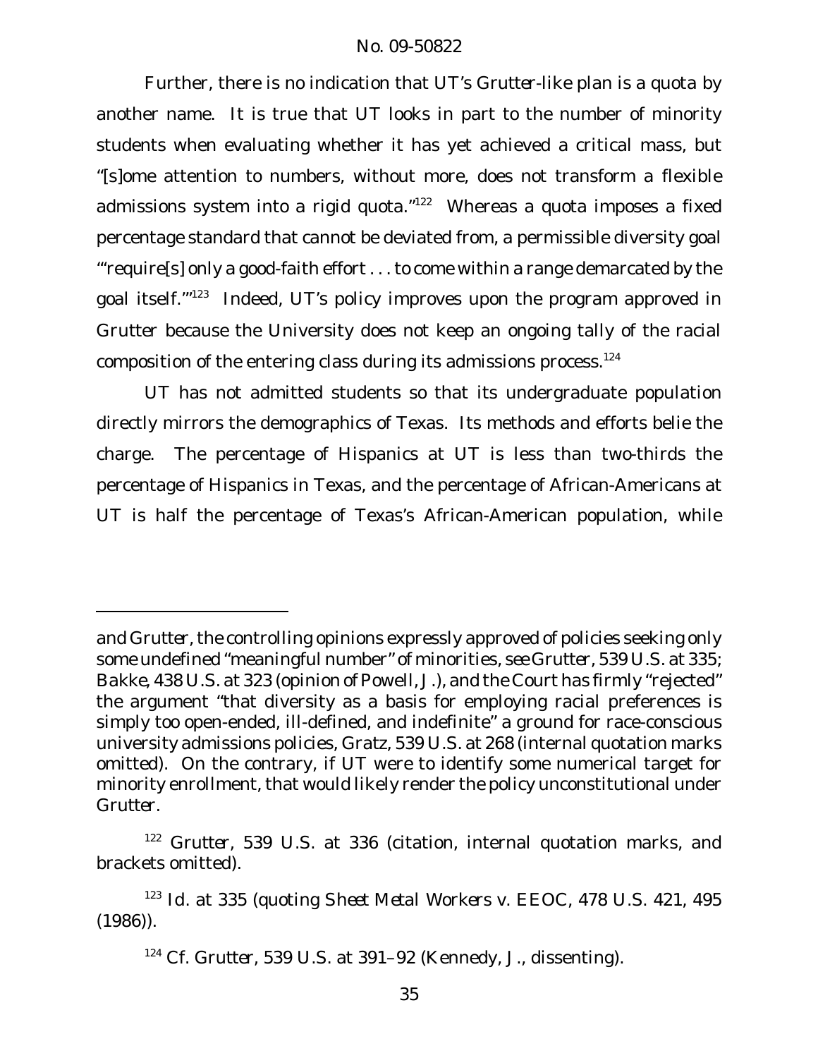Further, there is no indication that UT's *Grutter*-like plan is a quota by another name. It is true that UT looks in part to the number of minority students when evaluating whether it has yet achieved a critical mass, but "[s]ome attention to numbers, without more, does not transform a flexible admissions system into a rigid quota."[122] Whereas a quota imposes a fixed percentage standard that cannot be deviated from, a permissible diversity goal "'require[s] only a good-faith effort . . . to come within a range demarcated by the goal itself.'"[123] Indeed, UT's policy improves upon the program approved in *Grutter* because the University does not keep an ongoing tally of the racial composition of the entering class during its admissions process.[124]

UT has not admitted students so that its undergraduate population directly mirrors the demographics of Texas. Its methods and efforts belie the charge. The percentage of Hispanics at UT is less than two-thirds the percentage of Hispanics in Texas, and the percentage of African-Americans at UT is half the percentage of Texas's African-American population, while

---

and *Grutter*, the controlling opinions expressly approved of policies seeking only some undefined "meaningful number" of minorities, *see Grutter*, 539 U.S. at 335; *Bakke*, 438 U.S. at 323 (opinion of Powell, J.), and the Court has firmly "rejected" the argument "that diversity as a basis for employing racial preferences is simply too open-ended, ill-defined, and indefinite" a ground for race-conscious university admissions policies, *Gratz*, 539 U.S. at 268 (internal quotation marks omitted). On the contrary, if UT were to identify some numerical target for minority enrollment, that would likely render the policy unconstitutional under *Grutter*.

[122] *Grutter*, 539 U.S. at 336 (citation, internal quotation marks, and brackets omitted).

[123] *Id.* at 335 (quoting *Sheet Metal Workers v. EEOC*, 478 U.S. 421, 495 (1986)).

[124] *Cf. Grutter*, 539 U.S. at 391–92 (Kennedy, J., dissenting).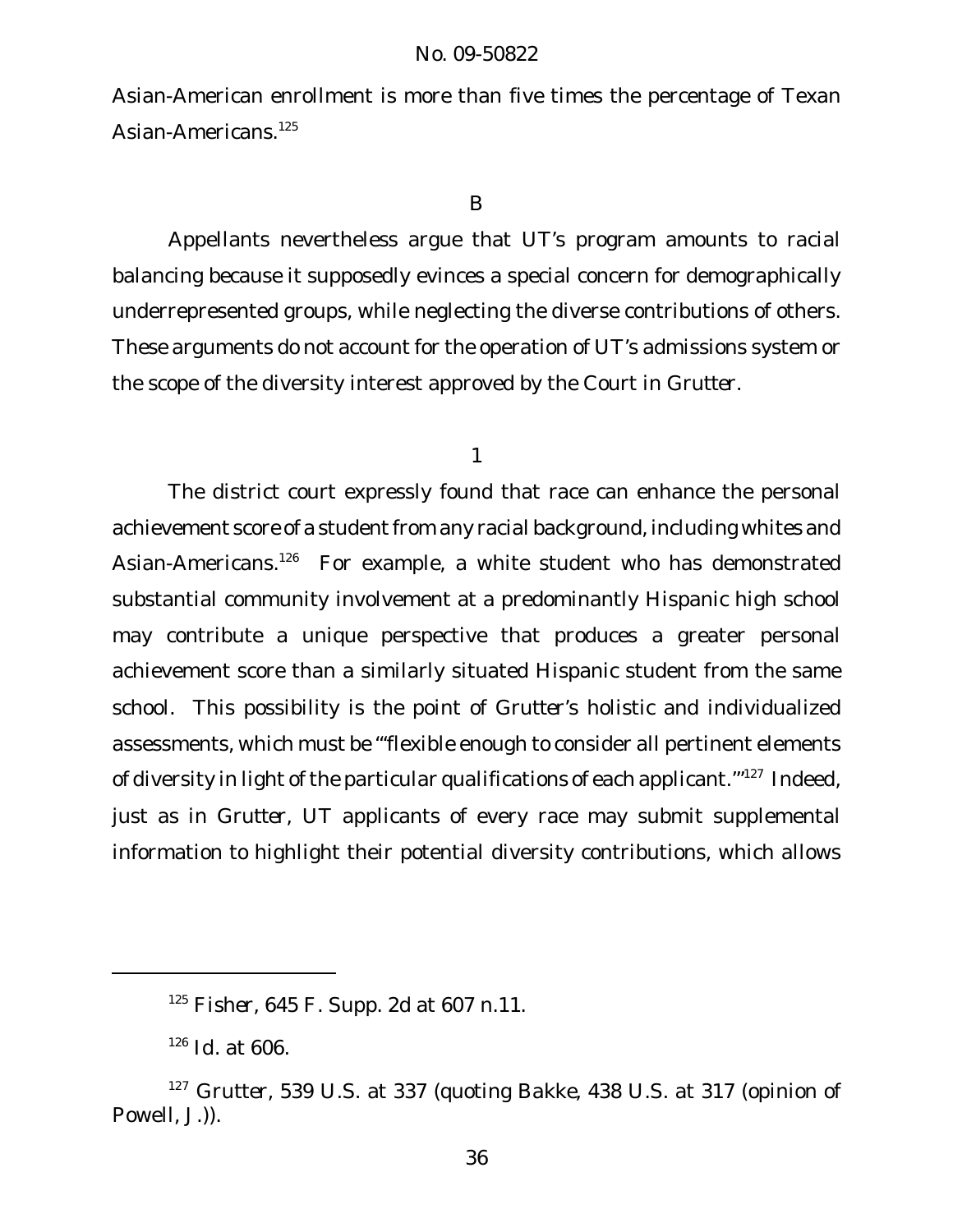Asian-American enrollment is more than five times the percentage of Texan Asian-Americans.[125]

B

Appellants nevertheless argue that UT's program amounts to racial balancing because it supposedly evinces a special concern for demographically underrepresented groups, while neglecting the diverse contributions of others. These arguments do not account for the operation of UT's admissions system or the scope of the diversity interest approved by the Court in *Grutter*.

1

The district court expressly found that race can enhance the personal achievement score of a student from any racial background, including whites and Asian-Americans.[126] For example, a white student who has demonstrated substantial community involvement at a predominantly Hispanic high school may contribute a unique perspective that produces a greater personal achievement score than a similarly situated Hispanic student from the same school. This possibility is the point of *Grutter*'s holistic and individualized assessments, which must be "'flexible enough to consider all pertinent elements of diversity in light of the particular qualifications of each applicant.'"[127] Indeed, just as in *Grutter*, UT applicants of every race may submit supplemental information to highlight their potential diversity contributions, which allows

---

[125] *Fisher*, 645 F. Supp. 2d at 607 n.11.

[126] *Id.* at 606.

[127] *Grutter*, 539 U.S. at 337 (quoting *Bakke*, 438 U.S. at 317 (opinion of Powell, J.)).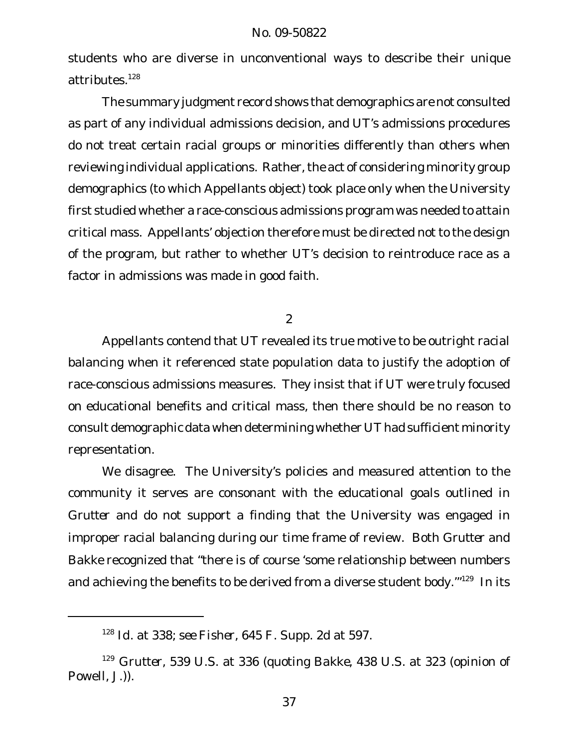students who are diverse in unconventional ways to describe their unique attributes.[128]

The summary judgment record shows that demographics are not consulted as part of any individual admissions decision, and UT's admissions procedures do not treat certain racial groups or minorities differently than others when reviewing individual applications. Rather, the act of considering minority group demographics (to which Appellants object) took place only when the University first studied whether a race-conscious admissions program was needed to attain critical mass. Appellants' objection therefore must be directed not to the design of the program, but rather to whether UT's decision to reintroduce race as a factor in admissions was made in good faith.

2

Appellants contend that UT revealed its true motive to be outright racial balancing when it referenced state population data to justify the adoption of race-conscious admissions measures. They insist that if UT were truly focused on educational benefits and critical mass, then there should be no reason to consult demographic data when determining whether UT had sufficient minority representation.

We disagree. The University's policies and measured attention to the community it serves are consonant with the educational goals outlined in *Grutter* and do not support a finding that the University was engaged in improper racial balancing during our time frame of review. Both *Grutter* and *Bakke* recognized that "there is of course 'some relationship between numbers and achieving the benefits to be derived from a diverse student body.'"[129] In its

---

[128] *Id.* at 338; *see Fisher*, 645 F. Supp. 2d at 597.

[129] *Grutter*, 539 U.S. at 336 (quoting *Bakke*, 438 U.S. at 323 (opinion of Powell, J.)).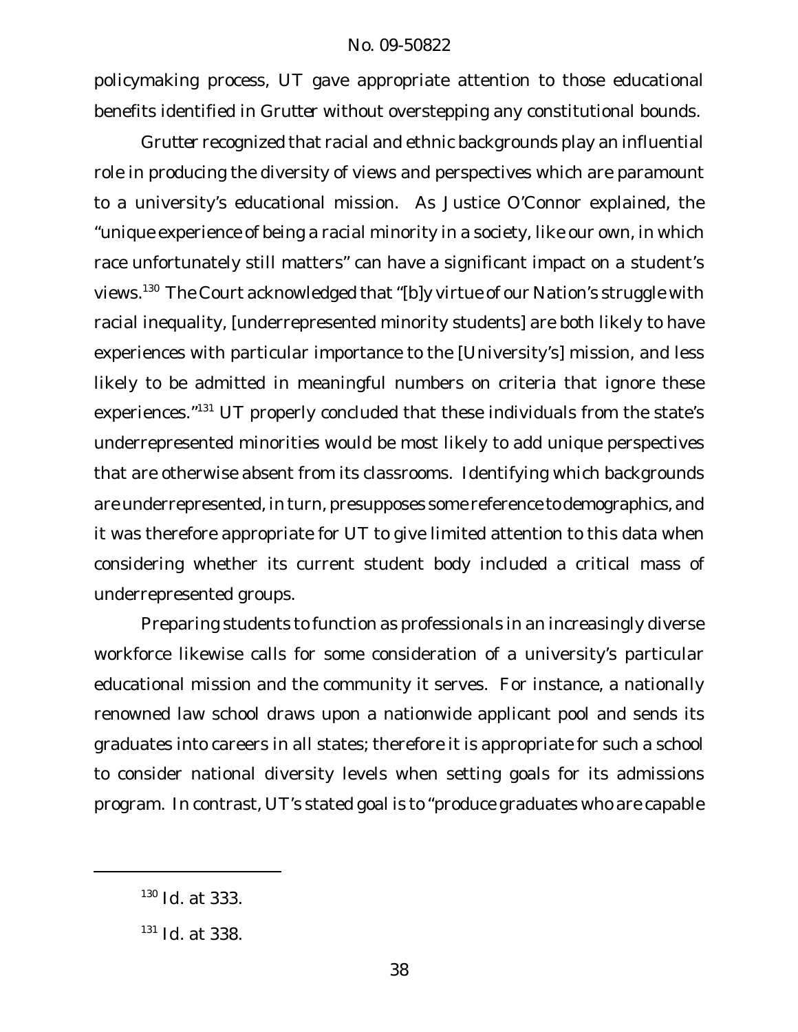policymaking process, UT gave appropriate attention to those educational benefits identified in *Grutter* without overstepping any constitutional bounds.

*Grutter* recognized that racial and ethnic backgrounds play an influential role in producing the diversity of views and perspectives which are paramount to a university's educational mission. As Justice O'Connor explained, the "unique experience of being a racial minority in a society, like our own, in which race unfortunately still matters" can have a significant impact on a student's views.[130] The Court acknowledged that "[b]y virtue of our Nation's struggle with racial inequality, [underrepresented minority students] are both likely to have experiences with particular importance to the [University's] mission, and less likely to be admitted in meaningful numbers on criteria that ignore these experiences."[131] UT properly concluded that these individuals from the state's underrepresented minorities would be most likely to add unique perspectives that are otherwise absent from its classrooms. Identifying which backgrounds are underrepresented, in turn, presupposes some reference to demographics, and it was therefore appropriate for UT to give limited attention to this data when considering whether its current student body included a critical mass of underrepresented groups.

Preparing students to function as professionals in an increasingly diverse workforce likewise calls for some consideration of a university's particular educational mission and the community it serves. For instance, a nationally renowned law school draws upon a nationwide applicant pool and sends its graduates into careers in all states; therefore it is appropriate for such a school to consider national diversity levels when setting goals for its admissions program. In contrast, UT's stated goal is to "produce graduates who are capable

---

[130] *Id.* at 333.

[131] *Id.* at 338.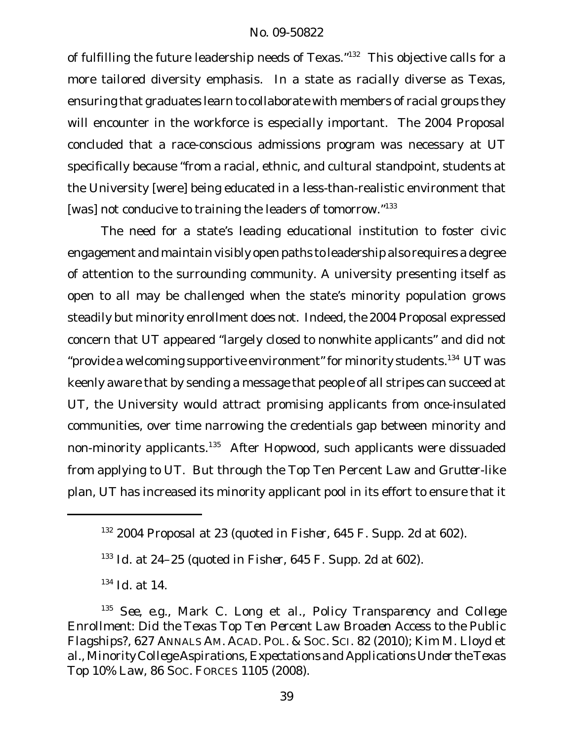of fulfilling the future leadership needs of Texas."[132] This objective calls for a more tailored diversity emphasis. In a state as racially diverse as Texas, ensuring that graduates learn to collaborate with members of racial groups they will encounter in the workforce is especially important. The 2004 Proposal concluded that a race-conscious admissions program was necessary at UT specifically because "from a racial, ethnic, and cultural standpoint, students at the University [were] being educated in a less-than-realistic environment that [was] not conducive to training the leaders of tomorrow."[133]

The need for a state's leading educational institution to foster civic engagement and maintain visibly open paths to leadership also requires a degree of attention to the surrounding community. A university presenting itself as open to all may be challenged when the state's minority population grows steadily but minority enrollment does not. Indeed, the 2004 Proposal expressed concern that UT appeared "largely closed to nonwhite applicants" and did not "provide a welcoming supportive environment" for minority students.[134] UT was keenly aware that by sending a message that people of all stripes can succeed at UT, the University would attract promising applicants from once-insulated communities, over time narrowing the credentials gap between minority and non-minority applicants.[135] After *Hopwood*, such applicants were dissuaded from applying to UT. But through the Top Ten Percent Law and *Grutter*-like plan, UT has increased its minority applicant pool in its effort to ensure that it

---

[132] 2004 Proposal at 23 (quoted in *Fisher*, 645 F. Supp. 2d at 602).

[133] *Id.* at 24–25 (quoted in *Fisher*, 645 F. Supp. 2d at 602).

[134] *Id.* at 14.

[135] *See, e.g.*, Mark C. Long et al., *Policy Transparency and College Enrollment: Did the Texas Top Ten Percent Law Broaden Access to the Public Flagships?*, 627 ANNALS AM. ACAD. POL. & SOC. SCI. 82 (2010); Kim M. Lloyd et al., *Minority College Aspirations, Expectations and Applications Under the Texas Top 10% Law*, 86 SOC. FORCES 1105 (2008).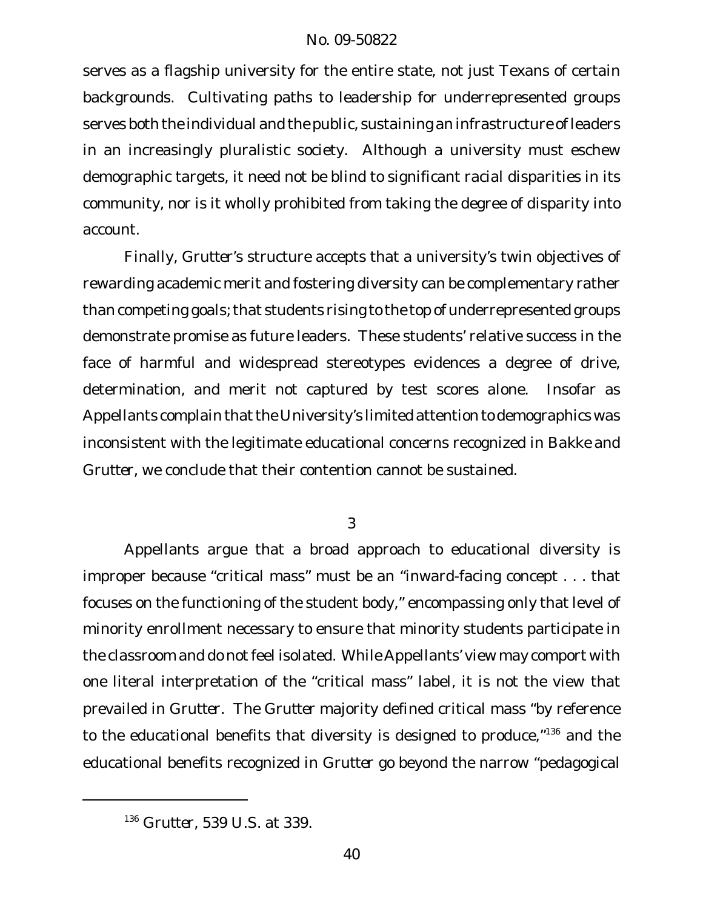serves as a flagship university for the entire state, not just Texans of certain backgrounds. Cultivating paths to leadership for underrepresented groups serves both the individual and the public, sustaining an infrastructure of leaders in an increasingly pluralistic society. Although a university must eschew demographic targets, it need not be blind to significant racial disparities in its community, nor is it wholly prohibited from taking the degree of disparity into account.

Finally, *Grutter*'s structure accepts that a university's twin objectives of rewarding academic merit and fostering diversity can be complementary rather than competing goals; that students rising to the top of underrepresented groups demonstrate promise as future leaders. These students' relative success in the face of harmful and widespread stereotypes evidences a degree of drive, determination, and merit not captured by test scores alone. Insofar as Appellants complain that the University's limited attention to demographics was inconsistent with the legitimate educational concerns recognized in *Bakke* and *Grutter*, we conclude that their contention cannot be sustained.

3

Appellants argue that a broad approach to educational diversity is improper because "critical mass" must be an "inward-facing concept . . . that focuses on the functioning of the student body," encompassing only that level of minority enrollment necessary to ensure that minority students participate in the classroom and do not feel isolated. While Appellants' view may comport with one literal interpretation of the "critical mass" label, it is not the view that prevailed in *Grutter*. The *Grutter* majority defined critical mass "by reference to the educational benefits that diversity is designed to produce,"[136] and the educational benefits recognized in *Grutter* go beyond the narrow "pedagogical

---

[136] *Grutter*, 539 U.S. at 339.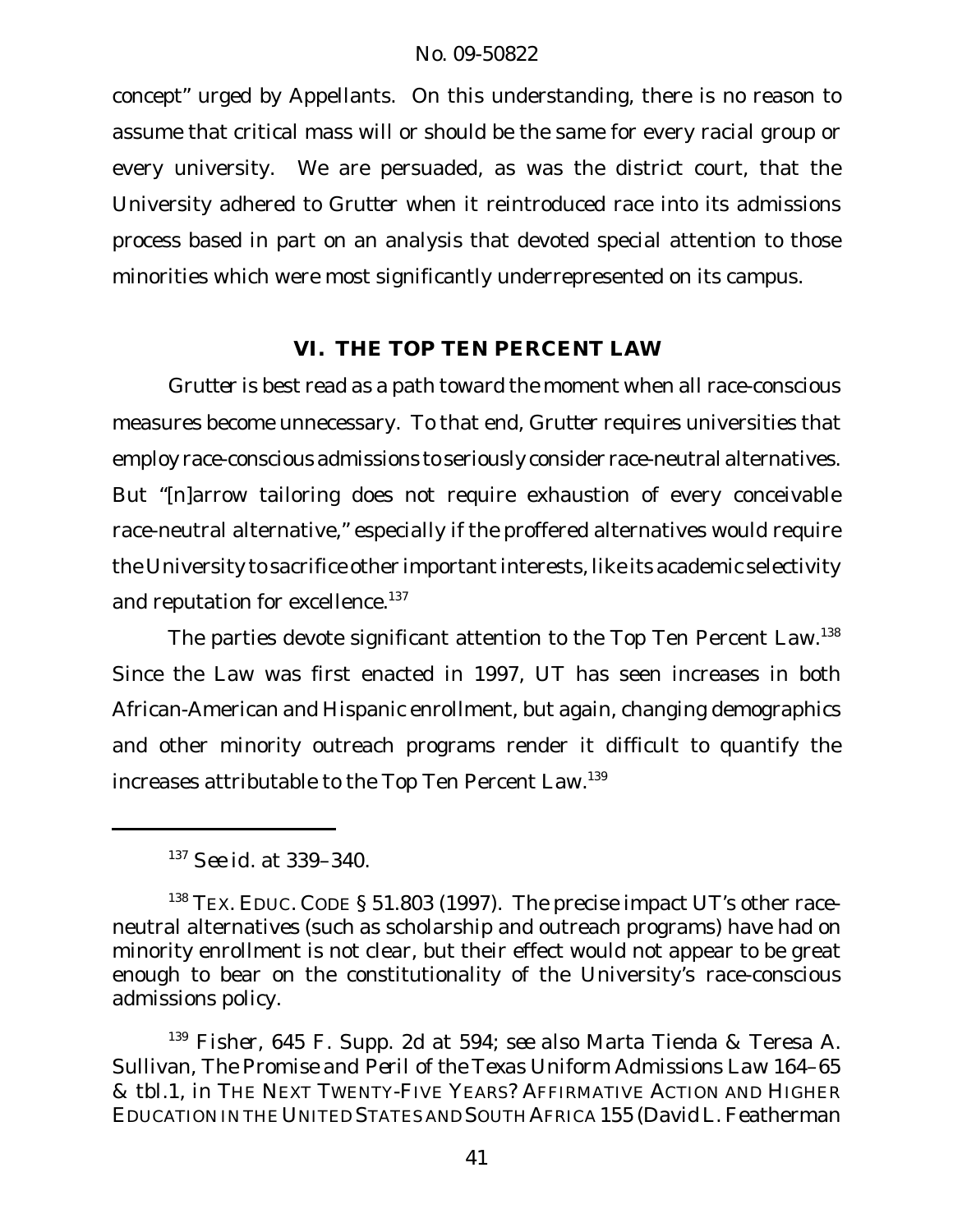concept" urged by Appellants. On this understanding, there is no reason to assume that critical mass will or should be the same for every racial group or every university. We are persuaded, as was the district court, that the University adhered to *Grutter* when it reintroduced race into its admissions process based in part on an analysis that devoted special attention to those minorities which were most significantly underrepresented on its campus.

## VI. THE TOP TEN PERCENT LAW

*Grutter* is best read as a path toward the moment when all race-conscious measures become unnecessary. To that end, *Grutter* requires universities that employ race-conscious admissions to seriously consider race-neutral alternatives. But "[n]arrow tailoring does not require exhaustion of every conceivable race-neutral alternative," especially if the proffered alternatives would require the University to sacrifice other important interests, like its academic selectivity and reputation for excellence.[137]

The parties devote significant attention to the Top Ten Percent Law.[138] Since the Law was first enacted in 1997, UT has seen increases in both African-American and Hispanic enrollment, but again, changing demographics and other minority outreach programs render it difficult to quantify the increases attributable to the Top Ten Percent Law.[139]

---

[137] *See id.* at 339–340.

[138] TEX. EDUC. CODE § 51.803 (1997). The precise impact UT's other race-neutral alternatives (such as scholarship and outreach programs) have had on minority enrollment is not clear, but their effect would not appear to be great enough to bear on the constitutionality of the University's race-conscious admissions policy.

[139] *Fisher*, 645 F. Supp. 2d at 594; *see also* Marta Tienda & Teresa A. Sullivan, *The Promise and Peril of the Texas Uniform Admissions Law* 164–65 & tbl.1, *in* THE NEXT TWENTY-FIVE YEARS? AFFIRMATIVE ACTION AND HIGHER EDUCATION IN THE UNITED STATES AND SOUTH AFRICA 155 (David L. Featherman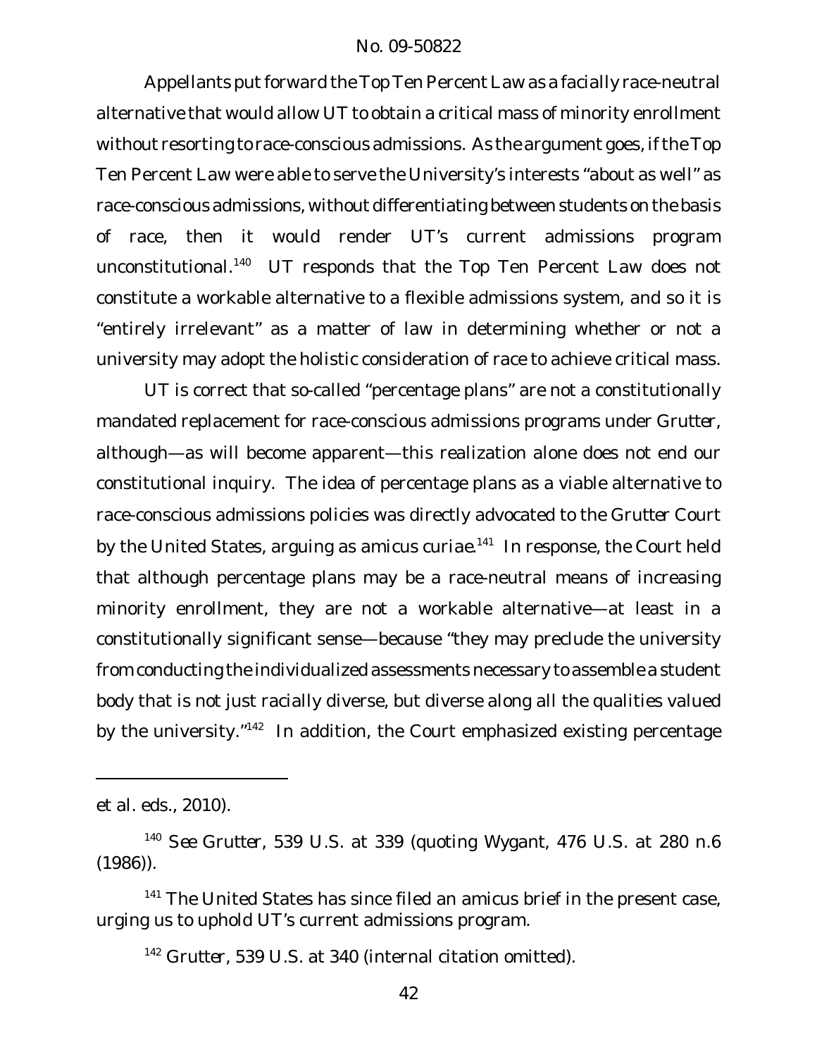Appellants put forward the Top Ten Percent Law as a facially race-neutral alternative that would allow UT to obtain a critical mass of minority enrollment without resorting to race-conscious admissions. As the argument goes, if the Top Ten Percent Law were able to serve the University's interests "about as well" as race-conscious admissions, without differentiating between students on the basis of race, then it would render UT's current admissions program unconstitutional.[140] UT responds that the Top Ten Percent Law does not constitute a workable alternative to a flexible admissions system, and so it is "entirely irrelevant" as a matter of law in determining whether or not a university may adopt the holistic consideration of race to achieve critical mass.

UT is correct that so-called "percentage plans" are not a constitutionally mandated replacement for race-conscious admissions programs under *Grutter*, although—as will become apparent—this realization alone does not end our constitutional inquiry. The idea of percentage plans as a viable alternative to race-conscious admissions policies was directly advocated to the *Grutter* Court by the United States, arguing as amicus curiae.[141] In response, the Court held that although percentage plans may be a race-neutral means of increasing minority enrollment, they are not a workable alternative—at least in a constitutionally significant sense—because "they may preclude the university from conducting the individualized assessments necessary to assemble a student body that is not just racially diverse, but diverse along all the qualities valued by the university."[142] In addition, the Court emphasized existing percentage

---

et al. eds., 2010).

[140] *See Grutter*, 539 U.S. at 339 (quoting *Wygant*, 476 U.S. at 280 n.6 (1986)).

[141] The United States has since filed an amicus brief in the present case, urging us to uphold UT's current admissions program.

[142] *Grutter*, 539 U.S. at 340 (internal citation omitted).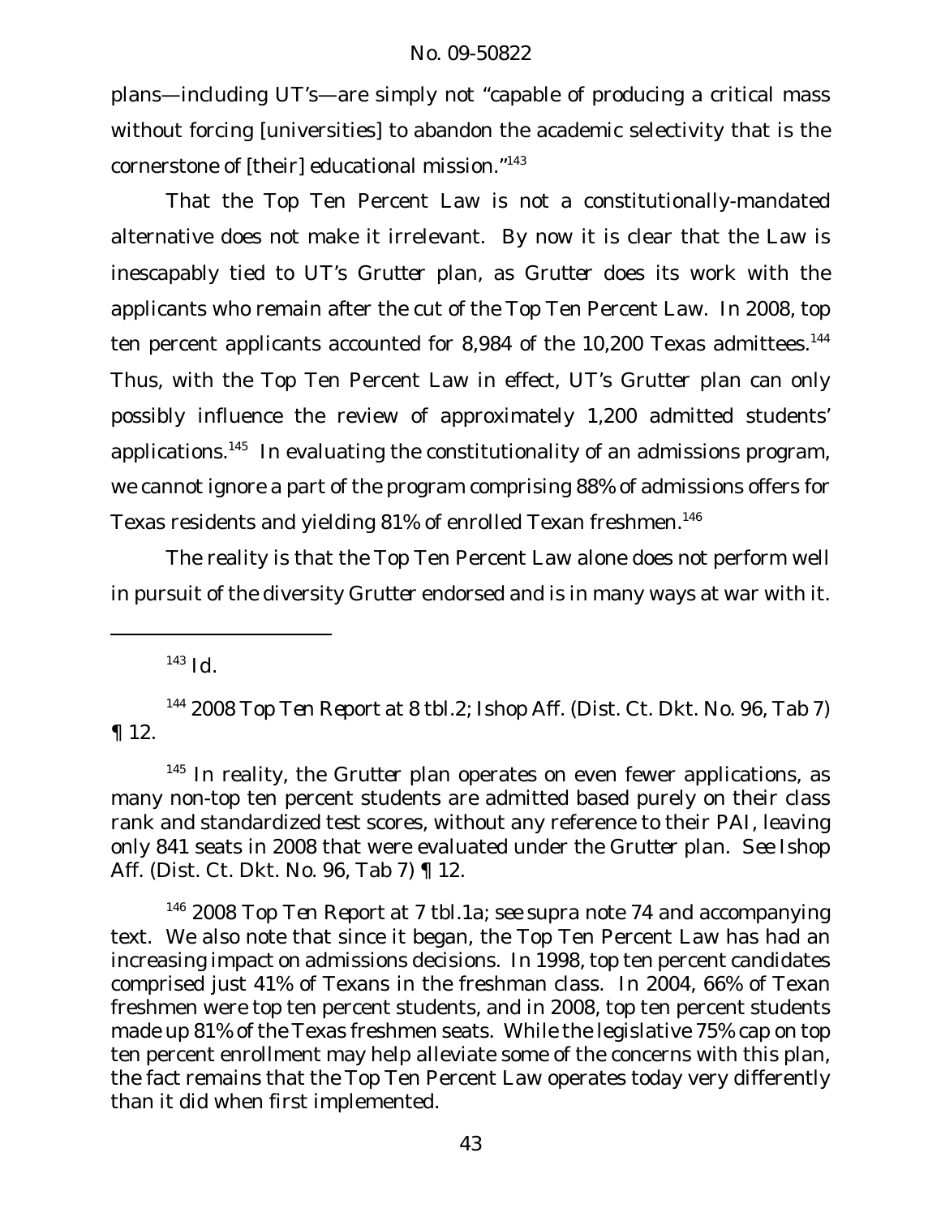plans—including UT's—are simply not "capable of producing a critical mass without forcing [universities] to abandon the academic selectivity that is the cornerstone of [their] educational mission."[143]

That the Top Ten Percent Law is not a constitutionally-mandated alternative does not make it irrelevant. By now it is clear that the Law is inescapably tied to UT's *Grutter* plan, as *Grutter* does its work with the applicants who remain after the cut of the Top Ten Percent Law. In 2008, top ten percent applicants accounted for 8,984 of the 10,200 Texas admittees.[144] Thus, with the Top Ten Percent Law in effect, UT's *Grutter* plan can only possibly influence the review of approximately 1,200 admitted students' applications.[145] In evaluating the constitutionality of an admissions program, we cannot ignore a part of the program comprising 88% of admissions offers for Texas residents and yielding 81% of enrolled Texan freshmen.[146]

The reality is that the Top Ten Percent Law alone does not perform well in pursuit of the diversity *Grutter* endorsed and is in many ways at war with it.

---

[143] *Id.*

[144] *2008 Top Ten Report* at 8 tbl.2; Ishop Aff. (Dist. Ct. Dkt. No. 96, Tab 7) ¶ 12.

[145] In reality, the *Grutter* plan operates on even fewer applications, as many non-top ten percent students are admitted based purely on their class rank and standardized test scores, without any reference to their PAI, leaving only 841 seats in 2008 that were evaluated under the *Grutter* plan. *See* Ishop Aff. (Dist. Ct. Dkt. No. 96, Tab 7) ¶ 12.

[146] *2008 Top Ten Report* at 7 tbl.1a; *see supra* note 74 and accompanying text. We also note that since it began, the Top Ten Percent Law has had an increasing impact on admissions decisions. In 1998, top ten percent candidates comprised just 41% of Texans in the freshman class. In 2004, 66% of Texan freshmen were top ten percent students, and in 2008, top ten percent students made up 81% of the Texas freshmen seats. While the legislative 75% cap on top ten percent enrollment may help alleviate some of the concerns with this plan, the fact remains that the Top Ten Percent Law operates today very differently than it did when first implemented.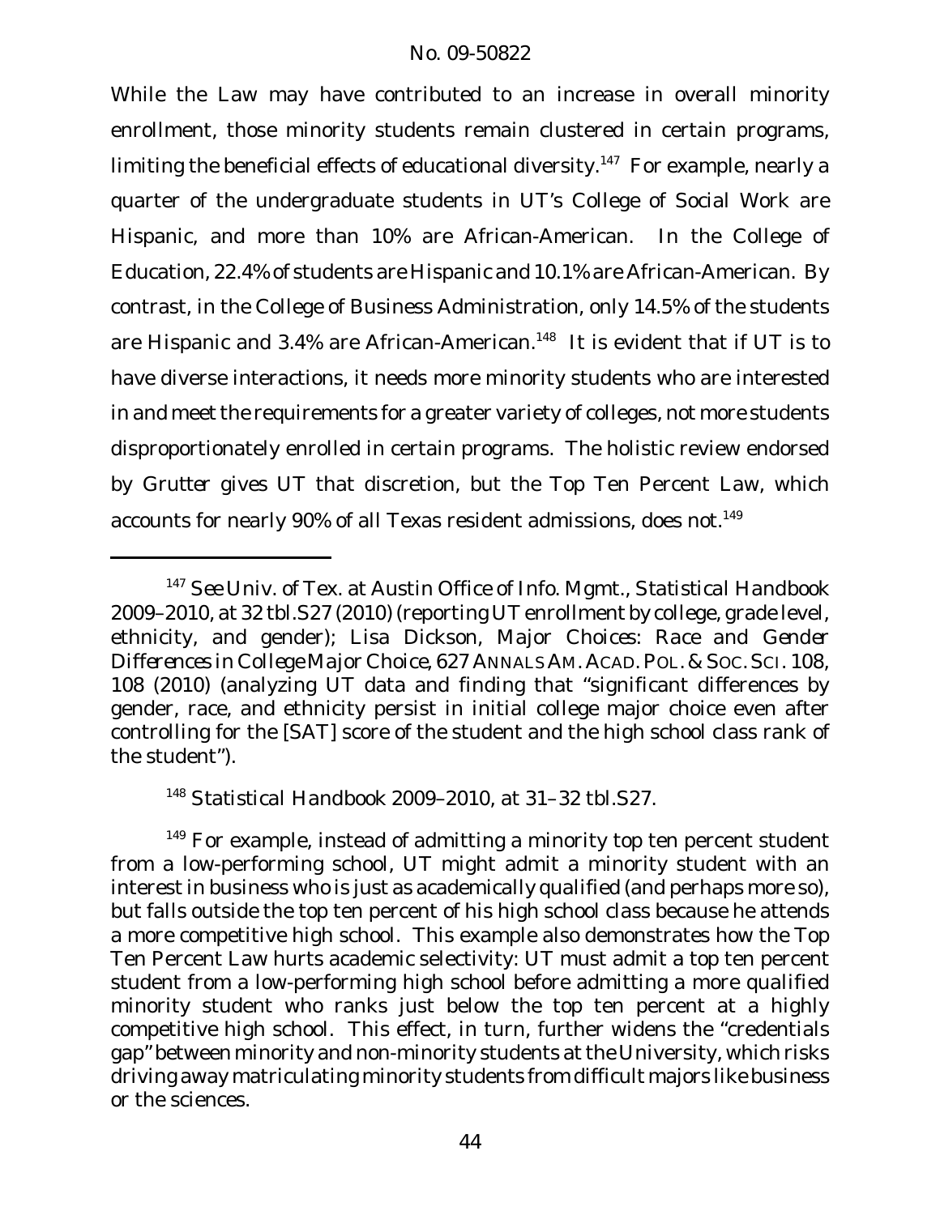While the Law may have contributed to an increase in overall minority enrollment, those minority students remain clustered in certain programs, limiting the beneficial effects of educational diversity.[147] For example, nearly a quarter of the undergraduate students in UT's College of Social Work are Hispanic, and more than 10% are African-American. In the College of Education, 22.4% of students are Hispanic and 10.1% are African-American. By contrast, in the College of Business Administration, only 14.5% of the students are Hispanic and 3.4% are African-American.[148] It is evident that if UT is to have diverse interactions, it needs more minority students who are interested in and meet the requirements for a greater variety of colleges, not more students disproportionately enrolled in certain programs. The holistic review endorsed by *Grutter* gives UT that discretion, but the Top Ten Percent Law, which accounts for nearly 90% of all Texas resident admissions, does not.[149]

---

[147] *See* Univ. of Tex. at Austin Office of Info. Mgmt., Statistical Handbook 2009–2010, at 32 tbl.S27 (2010) (reporting UT enrollment by college, grade level, ethnicity, and gender); Lisa Dickson, *Major Choices: Race and Gender Differences in College Major Choice*, 627 ANNALS AM. ACAD. POL. & SOC. SCI. 108, 108 (2010) (analyzing UT data and finding that "significant differences by gender, race, and ethnicity persist in initial college major choice even after controlling for the [SAT] score of the student and the high school class rank of the student").

[148] Statistical Handbook 2009–2010, at 31–32 tbl.S27.

[149] For example, instead of admitting a minority top ten percent student from a low-performing school, UT might admit a minority student with an interest in business who is just as academically qualified (and perhaps more so), but falls outside the top ten percent of his high school class because he attends a more competitive high school. This example also demonstrates how the Top Ten Percent Law hurts academic selectivity: UT must admit a top ten percent student from a low-performing high school before admitting a more qualified minority student who ranks just below the top ten percent at a highly competitive high school. This effect, in turn, further widens the "credentials gap" between minority and non-minority students at the University, which risks driving away matriculating minority students from difficult majors like business or the sciences.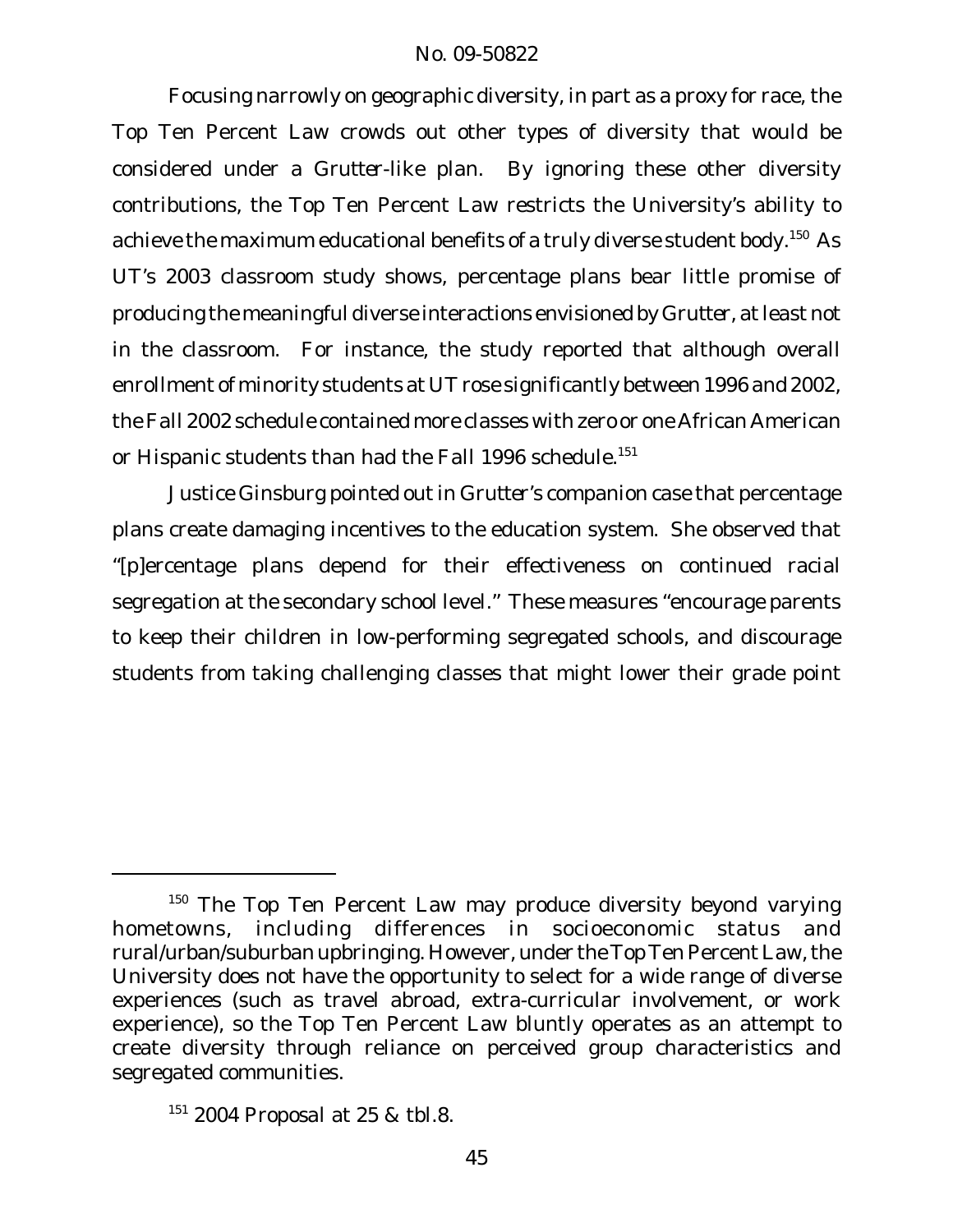Focusing narrowly on geographic diversity, in part as a proxy for race, the Top Ten Percent Law crowds out other types of diversity that would be considered under a *Grutter*-like plan. By ignoring these other diversity contributions, the Top Ten Percent Law restricts the University's ability to achieve the maximum educational benefits of a truly diverse student body.[150] As UT's 2003 classroom study shows, percentage plans bear little promise of producing the meaningful diverse interactions envisioned by *Grutter*, at least not in the classroom. For instance, the study reported that although overall enrollment of minority students at UT rose significantly between 1996 and 2002, the Fall 2002 schedule contained more classes with zero or one African American or Hispanic students than had the Fall 1996 schedule.[151]

Justice Ginsburg pointed out in *Grutter*'s companion case that percentage plans create damaging incentives to the education system. She observed that "[p]ercentage plans depend for their effectiveness on continued racial segregation at the secondary school level." These measures "encourage parents to keep their children in low-performing segregated schools, and discourage students from taking challenging classes that might lower their grade point

---

[150] The Top Ten Percent Law may produce diversity beyond varying hometowns, including differences in socioeconomic status and rural/urban/suburban upbringing. However, under the Top Ten Percent Law, the University does not have the opportunity to select for a wide range of diverse experiences (such as travel abroad, extra-curricular involvement, or work experience), so the Top Ten Percent Law bluntly operates as an attempt to create diversity through reliance on perceived group characteristics and segregated communities.

[151] 2004 Proposal at 25 & tbl.8.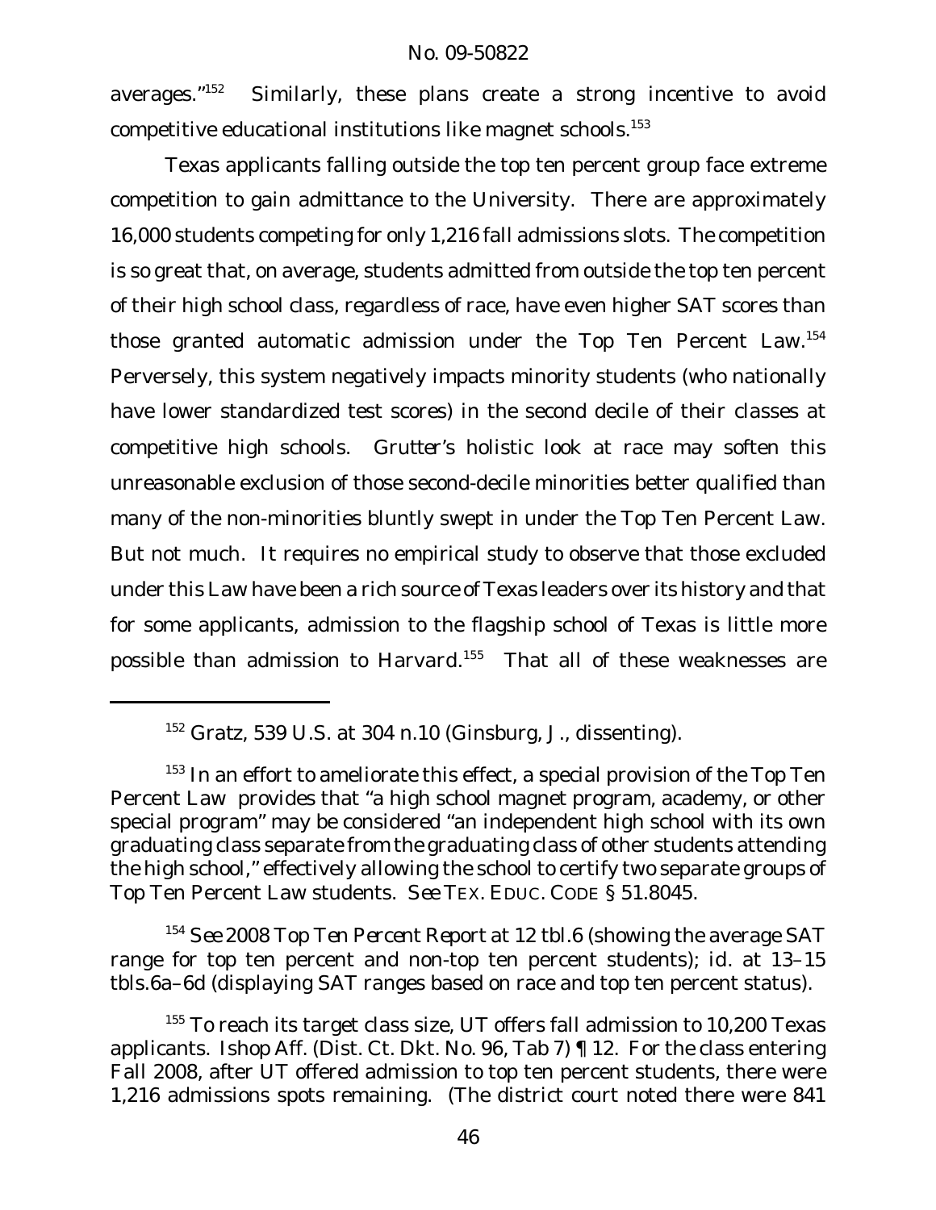averages."[152] Similarly, these plans create a strong incentive to avoid competitive educational institutions like magnet schools.[153]

Texas applicants falling outside the top ten percent group face extreme competition to gain admittance to the University. There are approximately 16,000 students competing for only 1,216 fall admissions slots. The competition is so great that, on average, students admitted from outside the top ten percent of their high school class, regardless of race, have even higher SAT scores than those granted automatic admission under the Top Ten Percent Law.[154] Perversely, this system negatively impacts minority students (who nationally have lower standardized test scores) in the second decile of their classes at competitive high schools. *Grutter*'s holistic look at race may soften this unreasonable exclusion of those second-decile minorities better qualified than many of the non-minorities bluntly swept in under the Top Ten Percent Law. But not much. It requires no empirical study to observe that those excluded under this Law have been a rich source of Texas leaders over its history and that for some applicants, admission to the flagship school of Texas is little more possible than admission to Harvard.[155] That all of these weaknesses are

---

[152] *Gratz*, 539 U.S. at 304 n.10 (Ginsburg, J., dissenting).

[153] In an effort to ameliorate this effect, a special provision of the Top Ten Percent Law provides that "a high school magnet program, academy, or other special program" may be considered "an independent high school with its own graduating class separate from the graduating class of other students attending the high school," effectively allowing the school to certify two separate groups of Top Ten Percent Law students. *See* TEX. EDUC. CODE § 51.8045.

[154] *See* 2008 *Top Ten Percent Report* at 12 tbl.6 (showing the average SAT range for top ten percent and non-top ten percent students); *id.* at 13–15 tbls.6a–6d (displaying SAT ranges based on race and top ten percent status).

[155] To reach its target class size, UT offers fall admission to 10,200 Texas applicants. Ishop Aff. (Dist. Ct. Dkt. No. 96, Tab 7) ¶ 12. For the class entering Fall 2008, after UT offered admission to top ten percent students, there were 1,216 admissions spots remaining. (The district court noted there were 841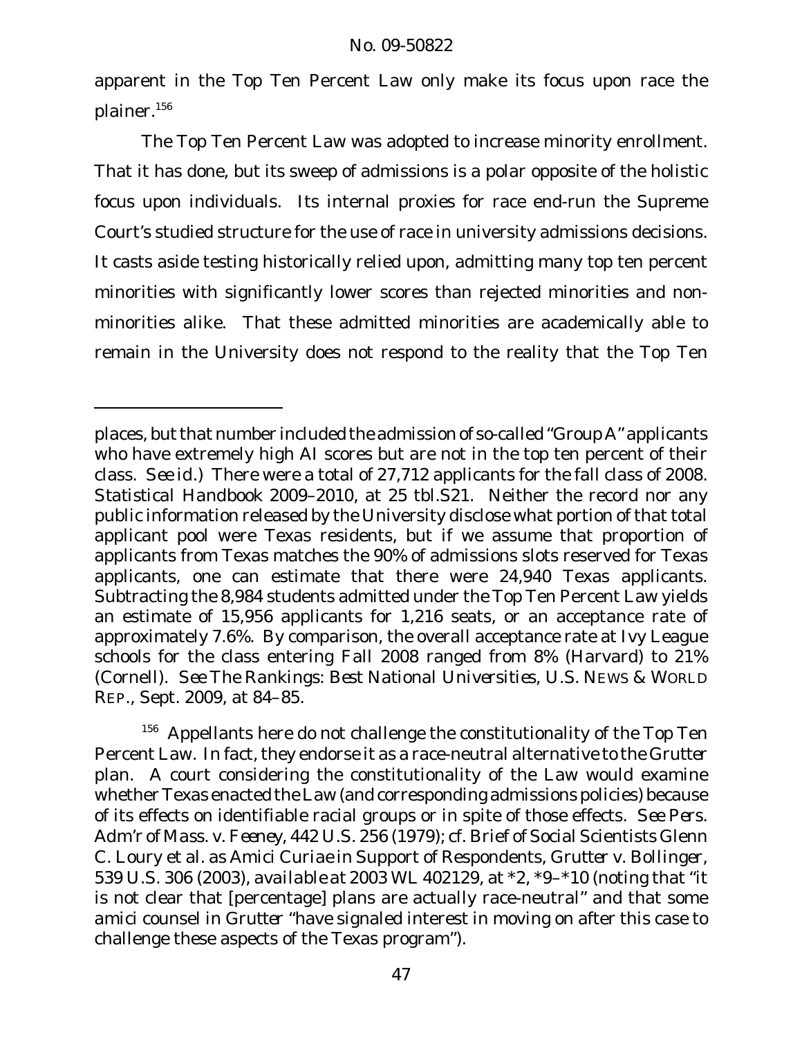apparent in the Top Ten Percent Law only make its focus upon race the plainer.[156]

The Top Ten Percent Law was adopted to increase minority enrollment. That it has done, but its sweep of admissions is a polar opposite of the holistic focus upon individuals. Its internal proxies for race end-run the Supreme Court's studied structure for the use of race in university admissions decisions. It casts aside testing historically relied upon, admitting many top ten percent minorities with significantly lower scores than rejected minorities and non-minorities alike. That these admitted minorities are academically able to remain in the University does not respond to the reality that the Top Ten

---

places, but that number included the admission of so-called "Group A" applicants who have extremely high AI scores but are not in the top ten percent of their class. *See id.*) There were a total of 27,712 applicants for the fall class of 2008. Statistical Handbook 2009–2010, at 25 tbl.S21. Neither the record nor any public information released by the University disclose what portion of that total applicant pool were Texas residents, but if we assume that proportion of applicants from Texas matches the 90% of admissions slots reserved for Texas applicants, one can estimate that there were 24,940 Texas applicants. Subtracting the 8,984 students admitted under the Top Ten Percent Law yields an estimate of 15,956 applicants for 1,216 seats, or an acceptance rate of approximately 7.6%. By comparison, the overall acceptance rate at Ivy League schools for the class entering Fall 2008 ranged from 8% (Harvard) to 21% (Cornell). *See The Rankings: Best National Universities*, U.S. NEWS & WORLD REP., Sept. 2009, at 84–85.

[156] Appellants here do not challenge the constitutionality of the Top Ten Percent Law. In fact, they endorse it as a race-neutral alternative to the *Grutter* plan. A court considering the constitutionality of the Law would examine whether Texas enacted the Law (and corresponding admissions policies) because of its effects on identifiable racial groups or in spite of those effects. *See Pers. Adm'r of Mass. v. Feeney*, 442 U.S. 256 (1979); *cf.* Brief of Social Scientists Glenn C. Loury et al. as Amici Curiae in Support of Respondents, *Grutter v. Bollinger*, 539 U.S. 306 (2003), *available at* 2003 WL 402129, at *2, *9–*10 (noting that "it is not clear that [percentage] plans are actually race-neutral" and that some amici counsel in *Grutter* "have signaled interest in moving on after this case to challenge these aspects of the Texas program").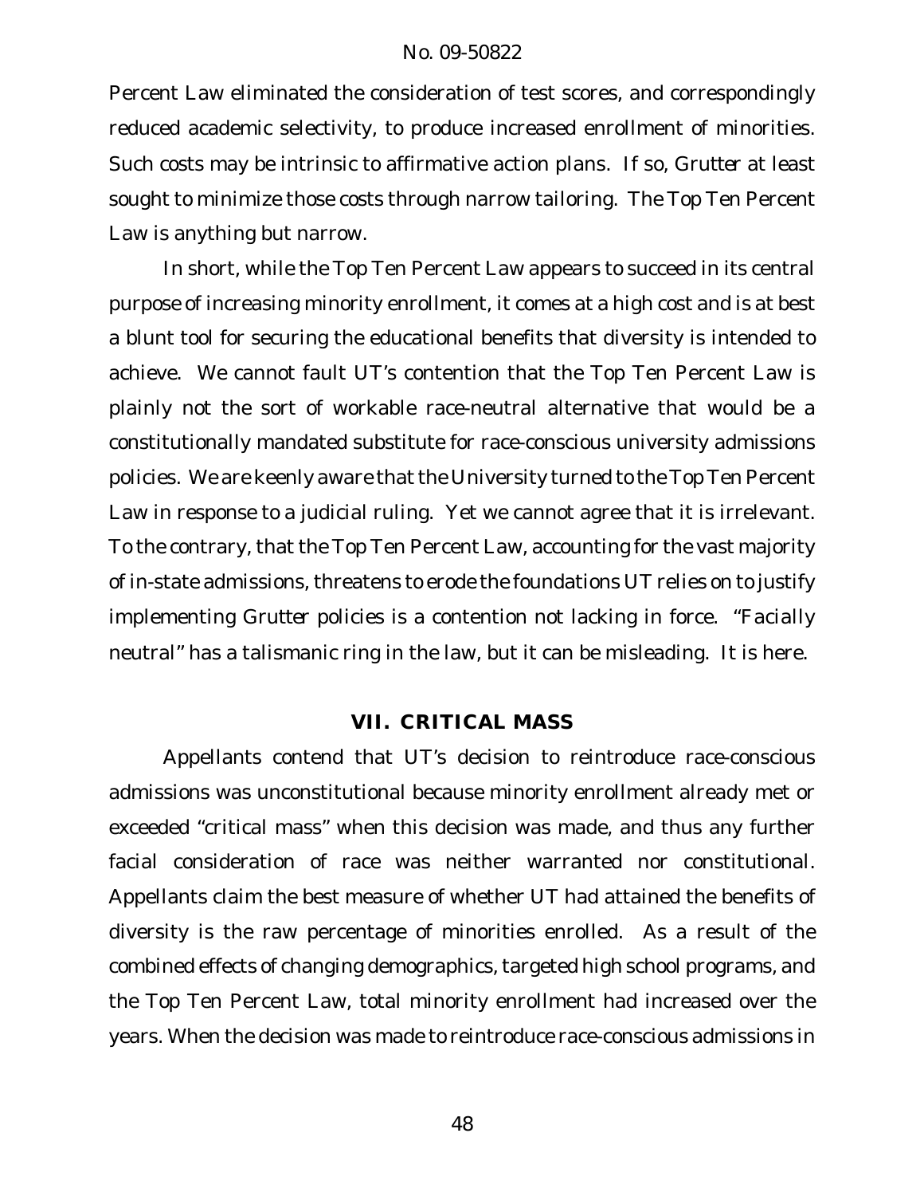Percent Law eliminated the consideration of test scores, and correspondingly reduced academic selectivity, to produce increased enrollment of minorities. Such costs may be intrinsic to affirmative action plans. If so, *Grutter* at least sought to minimize those costs through narrow tailoring. The Top Ten Percent Law is anything but narrow.

In short, while the Top Ten Percent Law appears to succeed in its central purpose of increasing minority enrollment, it comes at a high cost and is at best a blunt tool for securing the educational benefits that diversity is intended to achieve. We cannot fault UT's contention that the Top Ten Percent Law is plainly not the sort of workable race-neutral alternative that would be a constitutionally mandated substitute for race-conscious university admissions policies. We are keenly aware that the University turned to the Top Ten Percent Law in response to a judicial ruling. Yet we cannot agree that it is irrelevant. To the contrary, that the Top Ten Percent Law, accounting for the vast majority of in-state admissions, threatens to erode the foundations UT relies on to justify implementing *Grutter* policies is a contention not lacking in force. "Facially neutral" has a talismanic ring in the law, but it can be misleading. It is here.

## VII. CRITICAL MASS

Appellants contend that UT's decision to reintroduce race-conscious admissions was unconstitutional because minority enrollment already met or exceeded "critical mass" when this decision was made, and thus any further facial consideration of race was neither warranted nor constitutional. Appellants claim the best measure of whether UT had attained the benefits of diversity is the raw percentage of minorities enrolled. As a result of the combined effects of changing demographics, targeted high school programs, and the Top Ten Percent Law, total minority enrollment had increased over the years. When the decision was made to reintroduce race-conscious admissions in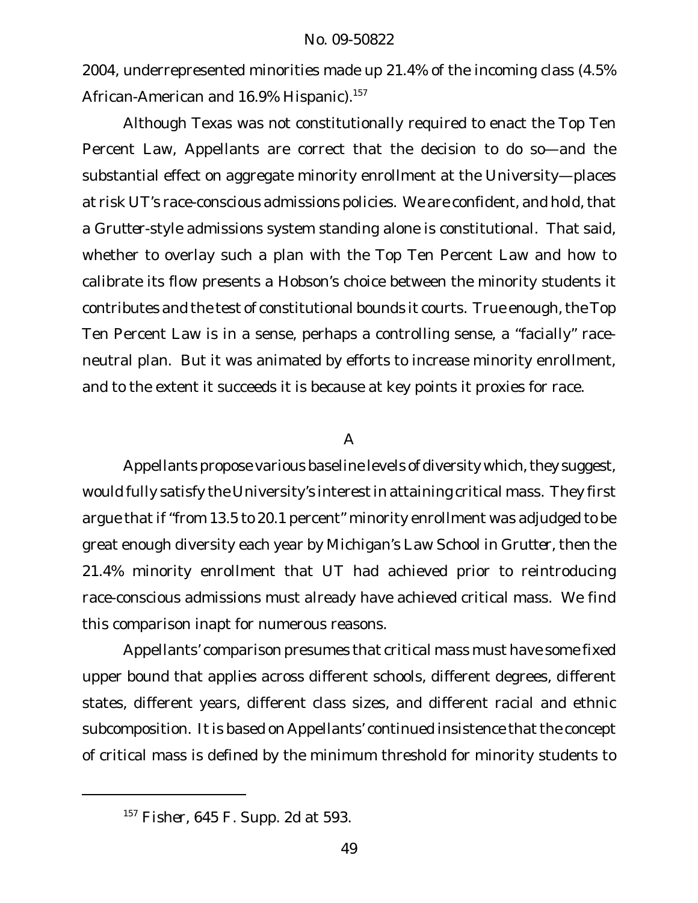2004, underrepresented minorities made up 21.4% of the incoming class (4.5% African-American and 16.9% Hispanic).[157]

Although Texas was not constitutionally required to enact the Top Ten Percent Law, Appellants are correct that the decision to do so—and the substantial effect on aggregate minority enrollment at the University—places at risk UT's race-conscious admissions policies. We are confident, and hold, that a *Grutter*-style admissions system standing alone is constitutional. That said, whether to overlay such a plan with the Top Ten Percent Law and how to calibrate its flow presents a Hobson's choice between the minority students it contributes and the test of constitutional bounds it courts. True enough, the Top Ten Percent Law is in a sense, perhaps a controlling sense, a "facially" race-neutral plan. But it was animated by efforts to increase minority enrollment, and to the extent it succeeds it is because at key points it proxies for race.

## A

Appellants propose various baseline levels of diversity which, they suggest, would fully satisfy the University's interest in attaining critical mass. They first argue that if "from 13.5 to 20.1 percent" minority enrollment was adjudged to be great enough diversity each year by Michigan's Law School in *Grutter*, then the 21.4% minority enrollment that UT had achieved prior to reintroducing race-conscious admissions must already have achieved critical mass. We find this comparison inapt for numerous reasons.

Appellants' comparison presumes that critical mass must have some fixed upper bound that applies across different schools, different degrees, different states, different years, different class sizes, and different racial and ethnic subcomposition. It is based on Appellants' continued insistence that the concept of critical mass is defined by the minimum threshold for minority students to

---

[157] *Fisher*, 645 F. Supp. 2d at 593.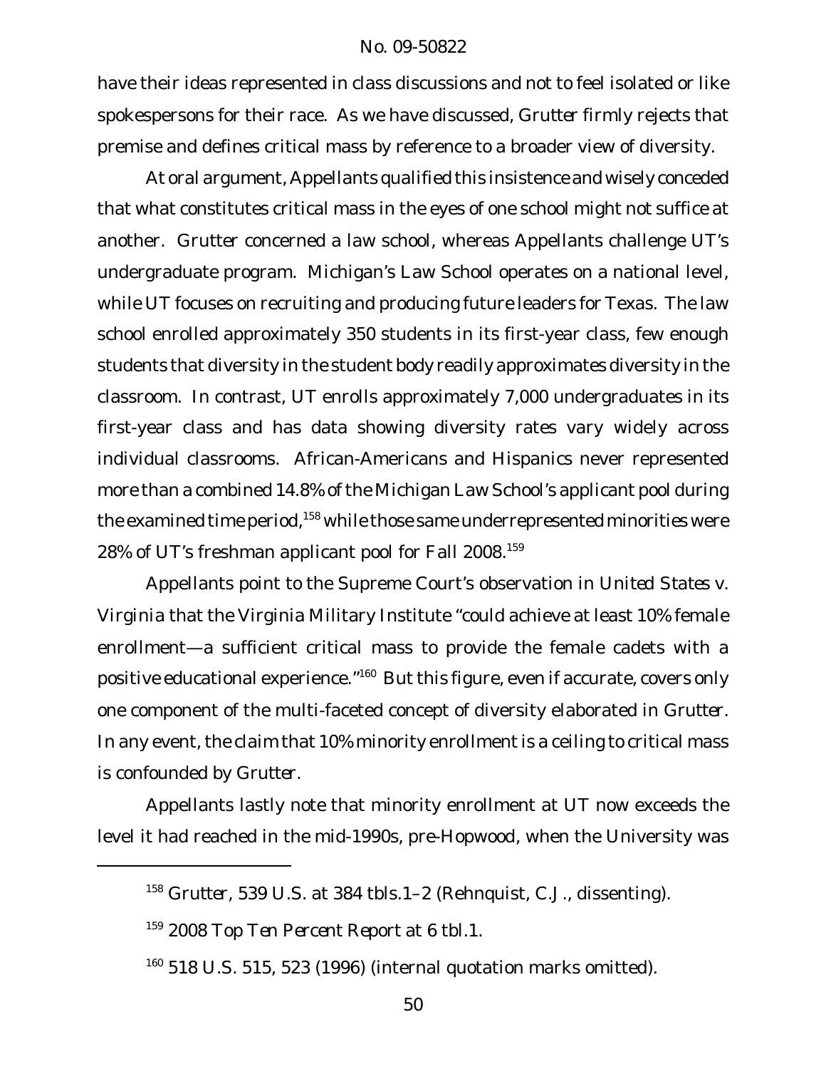have their ideas represented in class discussions and not to feel isolated or like spokespersons for their race. As we have discussed, *Grutter* firmly rejects that premise and defines critical mass by reference to a broader view of diversity.

At oral argument, Appellants qualified this insistence and wisely conceded that what constitutes critical mass in the eyes of one school might not suffice at another. *Grutter* concerned a law school, whereas Appellants challenge UT's undergraduate program. Michigan's Law School operates on a national level, while UT focuses on recruiting and producing future leaders for Texas. The law school enrolled approximately 350 students in its first-year class, few enough students that diversity in the student body readily approximates diversity in the classroom. In contrast, UT enrolls approximately 7,000 undergraduates in its first-year class and has data showing diversity rates vary widely across individual classrooms. African-Americans and Hispanics never represented more than a combined 14.8% of the Michigan Law School's applicant pool during the examined time period,[158] while those same underrepresented minorities were 28% of UT's freshman applicant pool for Fall 2008.[159]

Appellants point to the Supreme Court's observation in *United States v. Virginia* that the Virginia Military Institute "could achieve at least 10% female enrollment—a sufficient critical mass to provide the female cadets with a positive educational experience."[160] But this figure, even if accurate, covers only one component of the multi-faceted concept of diversity elaborated in *Grutter*. In any event, the claim that 10% minority enrollment is a ceiling to critical mass is confounded by *Grutter*.

Appellants lastly note that minority enrollment at UT now exceeds the level it had reached in the mid-1990s, pre-*Hopwood*, when the University was

---

[158] *Grutter*, 539 U.S. at 384 tbls.1–2 (Rehnquist, C.J., dissenting).

[159] *2008 Top Ten Percent Report* at 6 tbl.1.

[160] 518 U.S. 515, 523 (1996) (internal quotation marks omitted).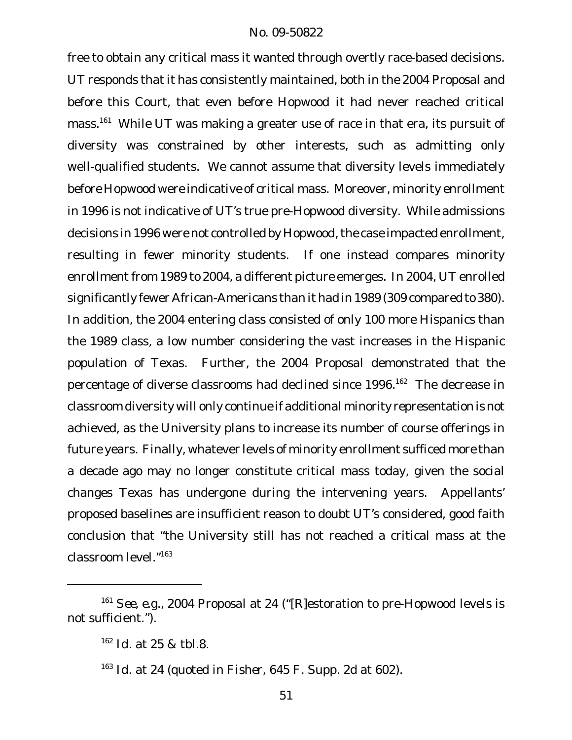free to obtain any critical mass it wanted through overtly race-based decisions. UT responds that it has consistently maintained, both in the 2004 Proposal and before this Court, that even before Hopwood it had never reached critical mass.[161] While UT was making a greater use of race in that era, its pursuit of diversity was constrained by other interests, such as admitting only well-qualified students. We cannot assume that diversity levels immediately before Hopwood were indicative of critical mass. Moreover, minority enrollment in 1996 is not indicative of UT's true pre-Hopwood diversity. While admissions decisions in 1996 were not controlled by Hopwood, the case impacted enrollment, resulting in fewer minority students. If one instead compares minority enrollment from 1989 to 2004, a different picture emerges. In 2004, UT enrolled significantly fewer African-Americans than it had in 1989 (309 compared to 380). In addition, the 2004 entering class consisted of only 100 more Hispanics than the 1989 class, a low number considering the vast increases in the Hispanic population of Texas. Further, the 2004 Proposal demonstrated that the percentage of diverse classrooms had declined since 1996.[162] The decrease in classroom diversity will only continue if additional minority representation is not achieved, as the University plans to increase its number of course offerings in future years. Finally, whatever levels of minority enrollment sufficed more than a decade ago may no longer constitute critical mass today, given the social changes Texas has undergone during the intervening years. Appellants' proposed baselines are insufficient reason to doubt UT's considered, good faith conclusion that "the University still has not reached a critical mass at the classroom level."[163]

---

[161] *See, e.g.*, 2004 Proposal at 24 ("[R]estoration to pre-Hopwood levels is not sufficient.").

[162] *Id.* at 25 & tbl.8.

[163] *Id.* at 24 (quoted in *Fisher*, 645 F. Supp. 2d at 602).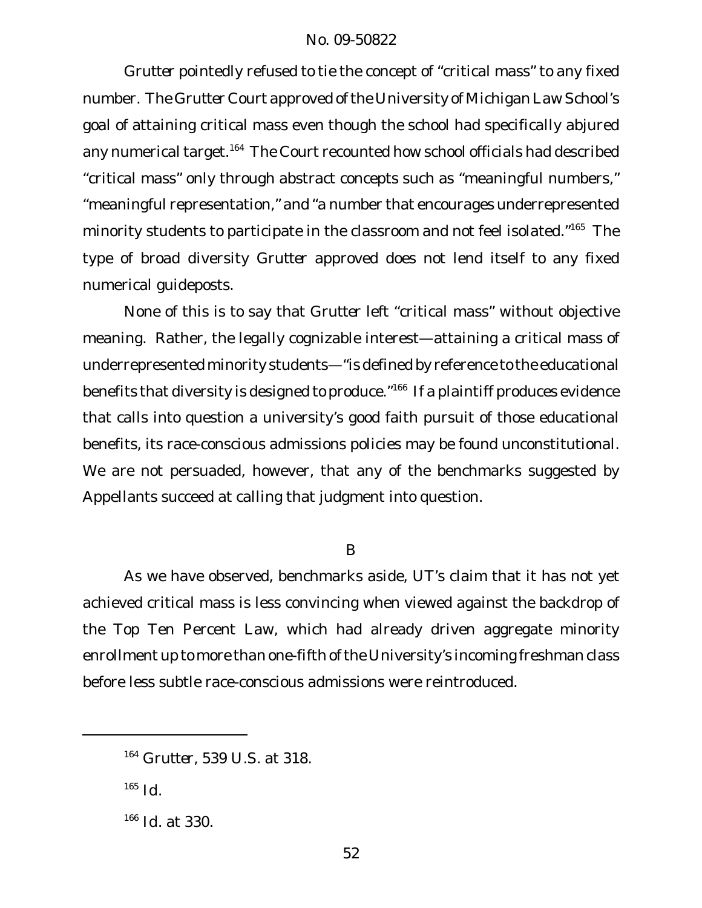*Grutter* pointedly refused to tie the concept of "critical mass" to any fixed number. The *Grutter* Court approved of the University of Michigan Law School's goal of attaining critical mass even though the school had specifically abjured any numerical target.[164] The Court recounted how school officials had described "critical mass" only through abstract concepts such as "meaningful numbers," "meaningful representation," and "a number that encourages underrepresented minority students to participate in the classroom and not feel isolated."[165] The type of broad diversity *Grutter* approved does not lend itself to any fixed numerical guideposts.

None of this is to say that *Grutter* left "critical mass" without objective meaning. Rather, the legally cognizable interest—attaining a critical mass of underrepresented minority students—"is defined by reference to the educational benefits that diversity is designed to produce."[166] If a plaintiff produces evidence that calls into question a university's good faith pursuit of those educational benefits, its race-conscious admissions policies may be found unconstitutional. We are not persuaded, however, that any of the benchmarks suggested by Appellants succeed at calling that judgment into question.

## B

As we have observed, benchmarks aside, UT's claim that it has not yet achieved critical mass is less convincing when viewed against the backdrop of the Top Ten Percent Law, which had already driven aggregate minority enrollment up to more than one-fifth of the University's incoming freshman class before less subtle race-conscious admissions were reintroduced.

---

[164] *Grutter*, 539 U.S. at 318.

[165] *Id.*

[166] *Id.* at 330.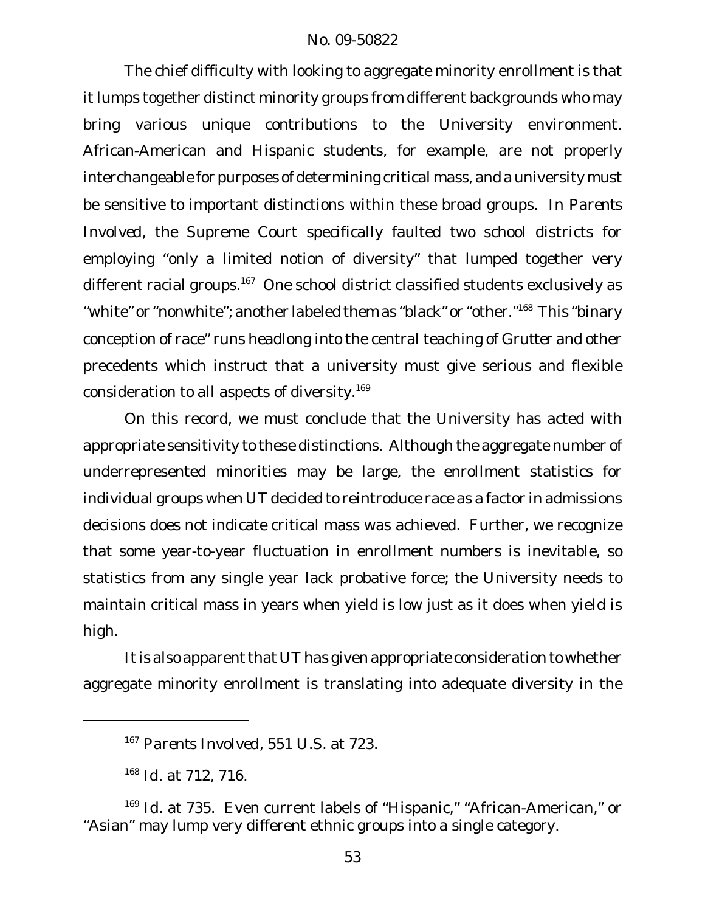The chief difficulty with looking to aggregate minority enrollment is that it lumps together distinct minority groups from different backgrounds who may bring various unique contributions to the University environment. African-American and Hispanic students, for example, are not properly interchangeable for purposes of determining critical mass, and a university must be sensitive to important distinctions within these broad groups. In *Parents Involved*, the Supreme Court specifically faulted two school districts for employing "only a limited notion of diversity" that lumped together very different racial groups.[167] One school district classified students exclusively as "white" or "nonwhite"; another labeled them as "black" or "other."[168] This "binary conception of race" runs headlong into the central teaching of *Grutter* and other precedents which instruct that a university must give serious and flexible consideration to all aspects of diversity.[169]

On this record, we must conclude that the University has acted with appropriate sensitivity to these distinctions. Although the aggregate number of underrepresented minorities may be large, the enrollment statistics for individual groups when UT decided to reintroduce race as a factor in admissions decisions does not indicate critical mass was achieved. Further, we recognize that some year-to-year fluctuation in enrollment numbers is inevitable, so statistics from any single year lack probative force; the University needs to maintain critical mass in years when yield is low just as it does when yield is high.

It is also apparent that UT has given appropriate consideration to whether aggregate minority enrollment is translating into adequate diversity in the

---

[167] *Parents Involved*, 551 U.S. at 723.

[168] *Id.* at 712, 716.

[169] *Id.* at 735. Even current labels of "Hispanic," "African-American," or "Asian" may lump very different ethnic groups into a single category.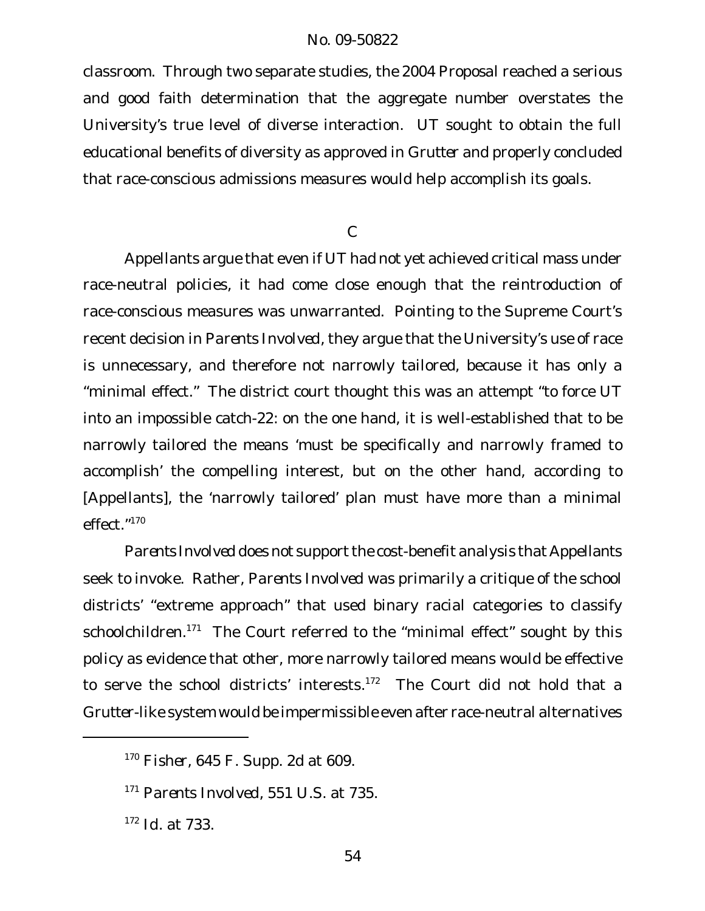classroom. Through two separate studies, the 2004 Proposal reached a serious and good faith determination that the aggregate number overstates the University's true level of diverse interaction. UT sought to obtain the full educational benefits of diversity as approved in *Grutter* and properly concluded that race-conscious admissions measures would help accomplish its goals.

### C

Appellants argue that even if UT had not yet achieved critical mass under race-neutral policies, it had come close enough that the reintroduction of race-conscious measures was unwarranted. Pointing to the Supreme Court's recent decision in *Parents Involved*, they argue that the University's use of race is unnecessary, and therefore not narrowly tailored, because it has only a "minimal effect." The district court thought this was an attempt "to force UT into an impossible catch-22: on the one hand, it is well-established that to be narrowly tailored the means 'must be specifically and narrowly framed to accomplish' the compelling interest, but on the other hand, according to [Appellants], the 'narrowly tailored' plan must have more than a minimal effect."[170]

*Parents Involved* does not support the cost-benefit analysis that Appellants seek to invoke. Rather, *Parents Involved* was primarily a critique of the school districts' "extreme approach" that used binary racial categories to classify schoolchildren.[171] The Court referred to the "minimal effect" sought by this policy as evidence that other, more narrowly tailored means would be effective to serve the school districts' interests.[172] The Court did not hold that a *Grutter*-like system would be impermissible even after race-neutral alternatives

---

[170] *Fisher*, 645 F. Supp. 2d at 609.

[171] *Parents Involved*, 551 U.S. at 735.

[172] *Id.* at 733.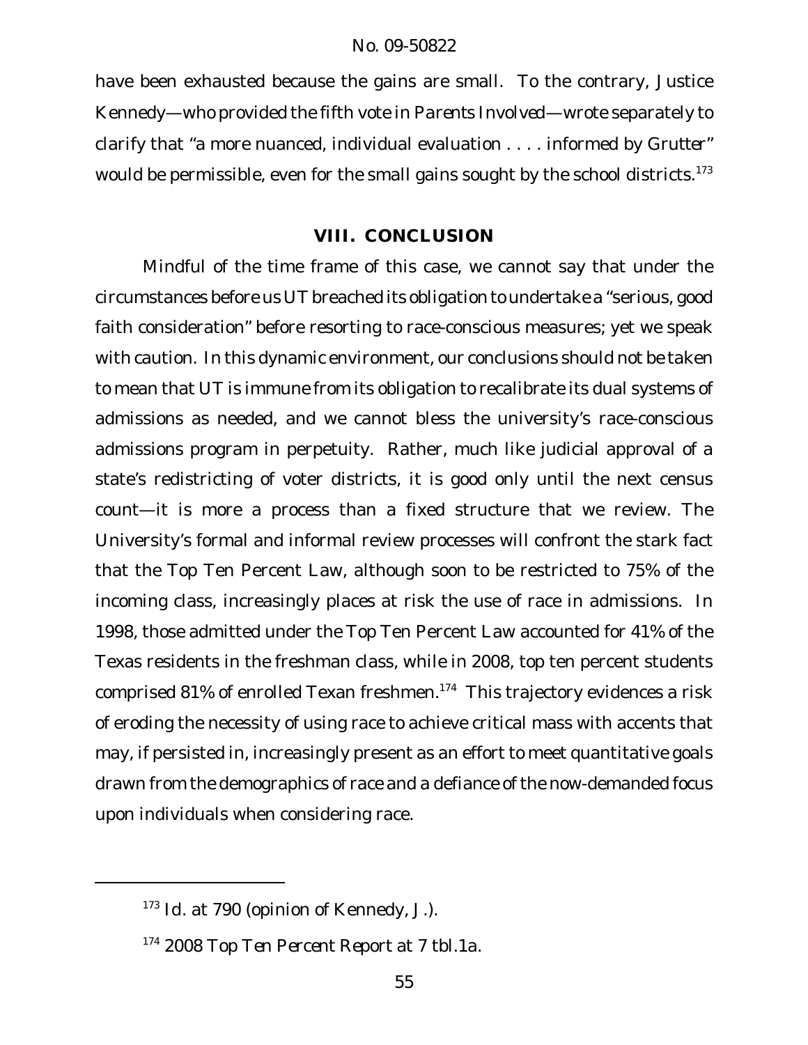have been exhausted because the gains are small. To the contrary, Justice Kennedy—who provided the fifth vote in *Parents Involved*—wrote separately to clarify that "a more nuanced, individual evaluation . . . . informed by *Grutter*" would be permissible, even for the small gains sought by the school districts.[173]

## VIII. CONCLUSION

Mindful of the time frame of this case, we cannot say that under the circumstances before us UT breached its obligation to undertake a "serious, good faith consideration" before resorting to race-conscious measures; yet we speak with caution. In this dynamic environment, our conclusions should not be taken to mean that UT is immune from its obligation to recalibrate its dual systems of admissions as needed, and we cannot bless the university's race-conscious admissions program in perpetuity. Rather, much like judicial approval of a state's redistricting of voter districts, it is good only until the next census count—it is more a process than a fixed structure that we review. The University's formal and informal review processes will confront the stark fact that the Top Ten Percent Law, although soon to be restricted to 75% of the incoming class, increasingly places at risk the use of race in admissions. In 1998, those admitted under the Top Ten Percent Law accounted for 41% of the Texas residents in the freshman class, while in 2008, top ten percent students comprised 81% of enrolled Texan freshmen.[174] This trajectory evidences a risk of eroding the necessity of using race to achieve critical mass with accents that may, if persisted in, increasingly present as an effort to meet quantitative goals drawn from the demographics of race and a defiance of the now-demanded focus upon individuals when considering race.

---

[173] *Id.* at 790 (opinion of Kennedy, J.).

[174] *2008 Top Ten Percent Report* at 7 tbl.1a.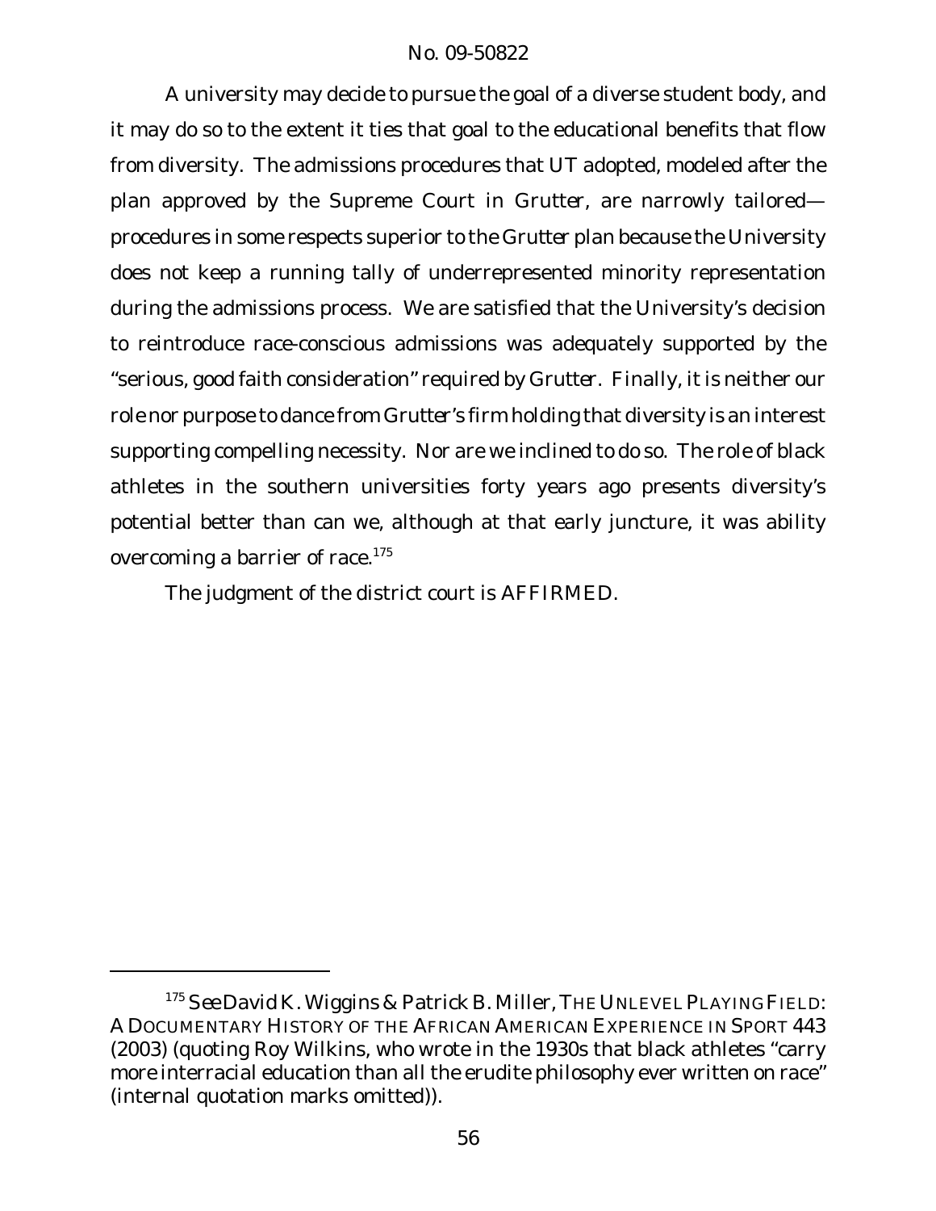A university may decide to pursue the goal of a diverse student body, and it may do so to the extent it ties that goal to the educational benefits that flow from diversity. The admissions procedures that UT adopted, modeled after the plan approved by the Supreme Court in *Grutter*, are narrowly tailored—procedures in some respects superior to the *Grutter* plan because the University does not keep a running tally of underrepresented minority representation during the admissions process. We are satisfied that the University's decision to reintroduce race-conscious admissions was adequately supported by the "serious, good faith consideration" required by *Grutter*. Finally, it is neither our role nor purpose to dance from *Grutter's* firm holding that diversity is an interest supporting compelling necessity. Nor are we inclined to do so. The role of black athletes in the southern universities forty years ago presents diversity's potential better than can we, although at that early juncture, it was ability overcoming a barrier of race.[175]

The judgment of the district court is AFFIRMED.

---

[175] *See* David K. Wiggins & Patrick B. Miller, THE UNLEVEL PLAYING FIELD: A DOCUMENTARY HISTORY OF THE AFRICAN AMERICAN EXPERIENCE IN SPORT 443 (2003) (quoting Roy Wilkins, who wrote in the 1930s that black athletes "carry more interracial education than all the erudite philosophy ever written on race" (internal quotation marks omitted)).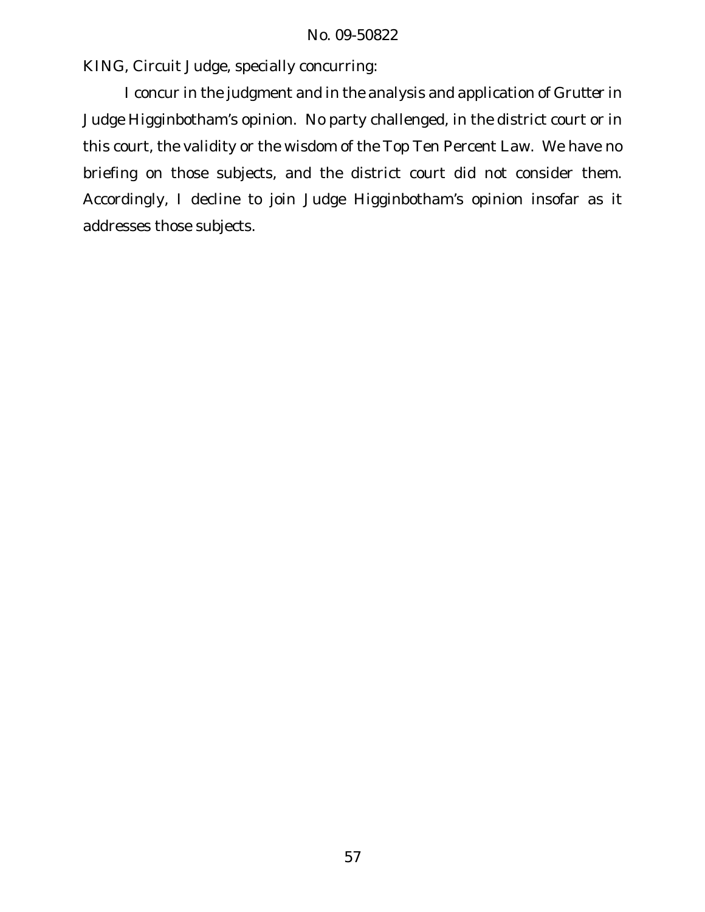KING, Circuit Judge, specially concurring:

I concur in the judgment and in the analysis and application of *Grutter* in Judge Higginbotham's opinion. No party challenged, in the district court or in this court, the validity or the wisdom of the Top Ten Percent Law. We have no briefing on those subjects, and the district court did not consider them. Accordingly, I decline to join Judge Higginbotham's opinion insofar as it addresses those subjects.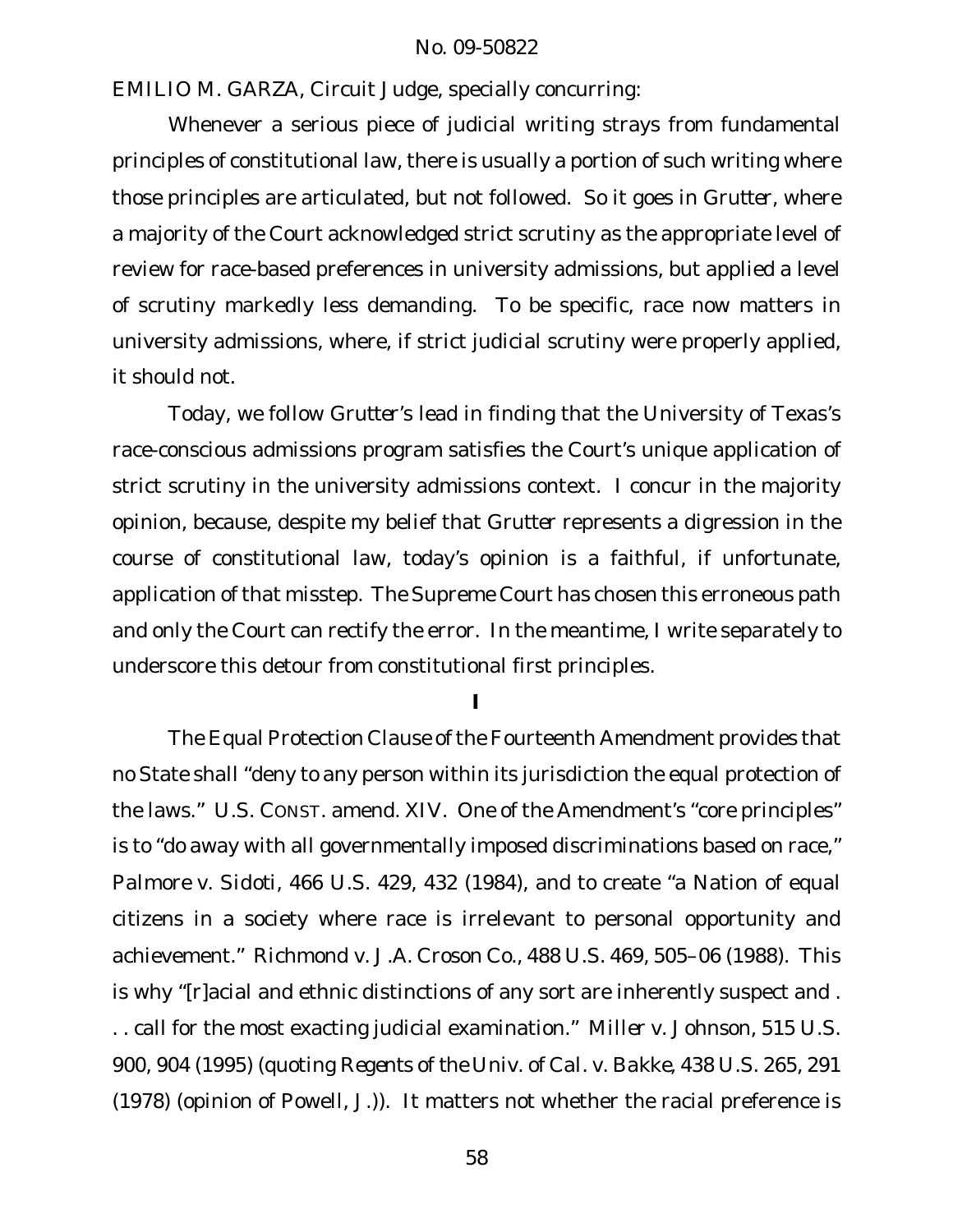EMILIO M. GARZA, Circuit Judge, specially concurring:

Whenever a serious piece of judicial writing strays from fundamental principles of constitutional law, there is usually a portion of such writing where those principles are articulated, but not followed. So it goes in *Grutter*, where a majority of the Court acknowledged strict scrutiny as the appropriate level of review for race-based preferences in university admissions, but applied a level of scrutiny markedly less demanding. To be specific, race now matters in university admissions, where, if strict judicial scrutiny were properly applied, it should not.

Today, we follow *Grutter*'s lead in finding that the University of Texas's race-conscious admissions program satisfies the Court's unique application of strict scrutiny in the university admissions context. I concur in the majority opinion, because, despite my belief that *Grutter* represents a digression in the course of constitutional law, today's opinion is a faithful, if unfortunate, application of that misstep. The Supreme Court has chosen this erroneous path and only the Court can rectify the error. In the meantime, I write separately to underscore this detour from constitutional first principles.

**I**

The Equal Protection Clause of the Fourteenth Amendment provides that no State shall "deny to any person within its jurisdiction the equal protection of the laws." U.S. CONST. amend. XIV. One of the Amendment's "core principles" is to "do away with all governmentally imposed discriminations based on race," *Palmore v. Sidoti*, 466 U.S. 429, 432 (1984), and to create "a Nation of equal citizens in a society where race is irrelevant to personal opportunity and achievement." *Richmond v. J.A. Croson Co.*, 488 U.S. 469, 505–06 (1988). This is why "[r]acial and ethnic distinctions of any sort are inherently suspect and . . . call for the most exacting judicial examination." *Miller v. Johnson*, 515 U.S. 900, 904 (1995) (quoting *Regents of the Univ. of Cal. v. Bakke*, 438 U.S. 265, 291 (1978) (opinion of Powell, J.)). It matters not whether the racial preference is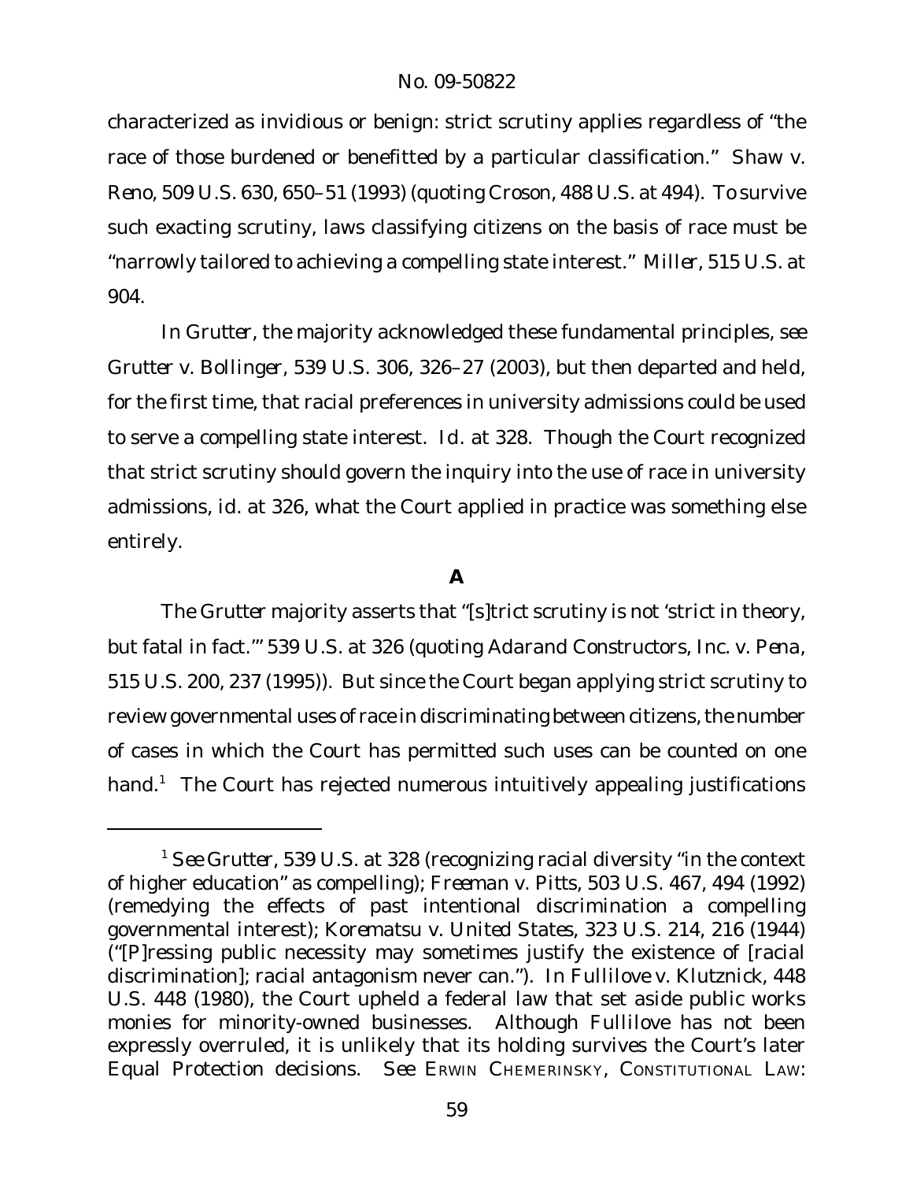characterized as invidious or benign: strict scrutiny applies regardless of "the race of those burdened or benefitted by a particular classification." *Shaw v. Reno*, 509 U.S. 630, 650–51 (1993) (quoting *Croson*, 488 U.S. at 494). To survive such exacting scrutiny, laws classifying citizens on the basis of race must be "narrowly tailored to achieving a compelling state interest." *Miller*, 515 U.S. at 904.

In *Grutter*, the majority acknowledged these fundamental principles, *see Grutter v. Bollinger*, 539 U.S. 306, 326–27 (2003), but then departed and held, for the first time, that racial preferences in university admissions could be used to serve a compelling state interest. *Id.* at 328. Though the Court recognized that strict scrutiny should govern the inquiry into the use of race in university admissions, *id.* at 326, what the Court applied in practice was something else entirely.

### A

The *Grutter* majority asserts that "[s]trict scrutiny is not 'strict in theory, but fatal in fact.'" 539 U.S. at 326 (quoting *Adarand Constructors, Inc. v. Pena*, 515 U.S. 200, 237 (1995)). But since the Court began applying strict scrutiny to review governmental uses of race in discriminating between citizens, the number of cases in which the Court has permitted such uses can be counted on one hand.[1] The Court has rejected numerous intuitively appealing justifications

---

[1] *See Grutter*, 539 U.S. at 328 (recognizing racial diversity "in the context of higher education" as compelling); *Freeman v. Pitts*, 503 U.S. 467, 494 (1992) (remedying the effects of past intentional discrimination a compelling governmental interest); *Korematsu v. United States*, 323 U.S. 214, 216 (1944) ("[P]ressing public necessity may sometimes justify the existence of [racial discrimination]; racial antagonism never can."). In *Fullilove v. Klutznick*, 448 U.S. 448 (1980), the Court upheld a federal law that set aside public works monies for minority-owned businesses. Although *Fullilove* has not been expressly overruled, it is unlikely that its holding survives the Court's later Equal Protection decisions. *See* ERWIN CHEMERINSKY, CONSTITUTIONAL LAW: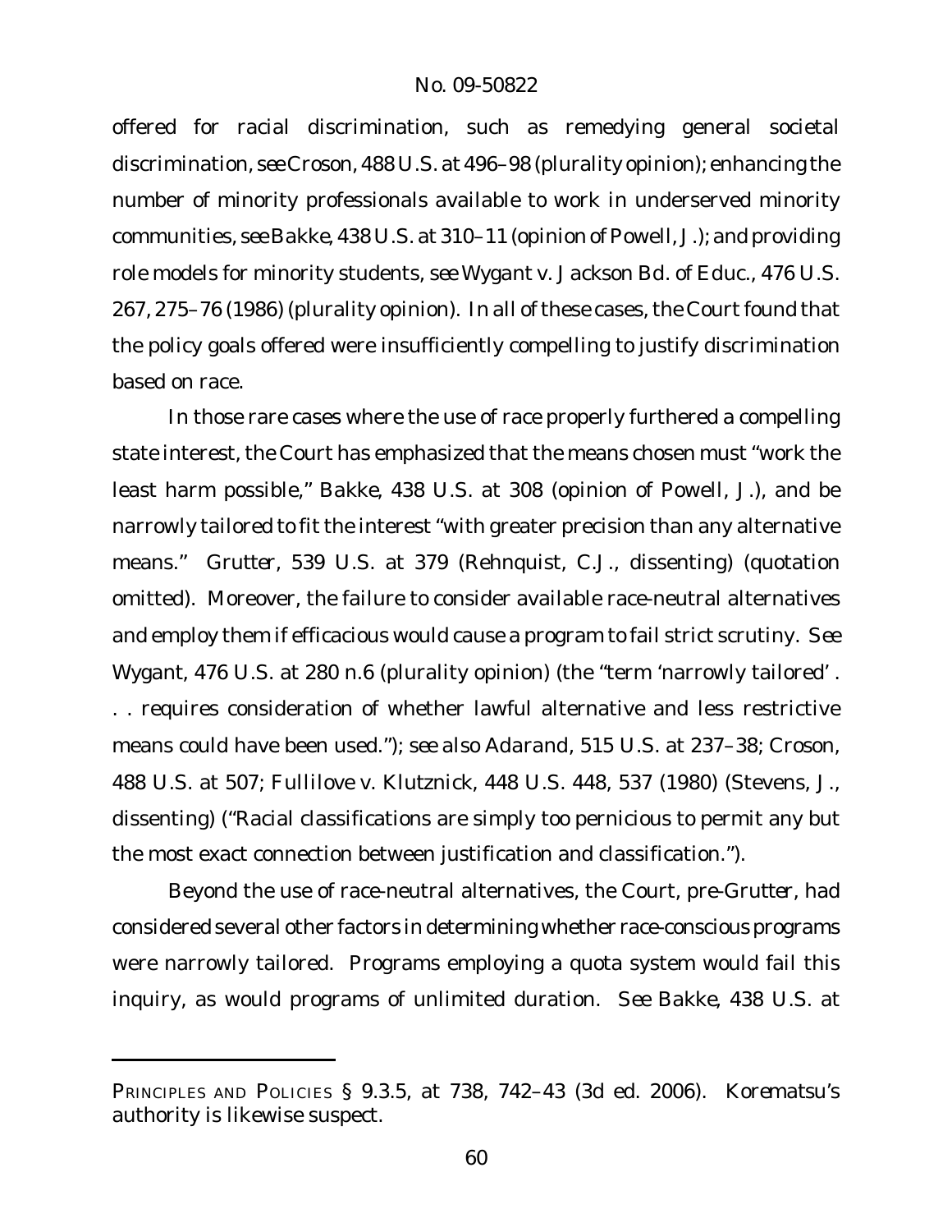offered for racial discrimination, such as remedying general societal discrimination, *see Croson*, 488 U.S. at 496–98 (plurality opinion); enhancing the number of minority professionals available to work in underserved minority communities, *see Bakke*, 438 U.S. at 310–11 (opinion of Powell, J.); and providing role models for minority students, *see Wygant v. Jackson Bd. of Educ.*, 476 U.S. 267, 275–76 (1986) (plurality opinion). In all of these cases, the Court found that the policy goals offered were insufficiently compelling to justify discrimination based on race.

In those rare cases where the use of race properly furthered a compelling state interest, the Court has emphasized that the means chosen must "work the least harm possible," *Bakke*, 438 U.S. at 308 (opinion of Powell, J.), and be narrowly tailored to fit the interest "with greater precision than any alternative means." *Grutter*, 539 U.S. at 379 (Rehnquist, C.J., dissenting) (quotation omitted). Moreover, the failure to consider available race-neutral alternatives and employ them if efficacious would cause a program to fail strict scrutiny. *See Wygant*, 476 U.S. at 280 n.6 (plurality opinion) (the "term 'narrowly tailored' . . . requires consideration of whether lawful alternative and less restrictive means could have been used."); *see also Adarand*, 515 U.S. at 237–38; *Croson*, 488 U.S. at 507; *Fullilove v. Klutznick*, 448 U.S. 448, 537 (1980) (Stevens, J., dissenting) ("Racial classifications are simply too pernicious to permit any but the most exact connection between justification and classification.").

Beyond the use of race-neutral alternatives, the Court, pre-*Grutter*, had considered several other factors in determining whether race-conscious programs were narrowly tailored. Programs employing a quota system would fail this inquiry, as would programs of unlimited duration. *See Bakke*, 438 U.S. at

PRINCIPLES AND POLICIES § 9.3.5, at 738, 742–43 (3d ed. 2006). *Korematsu*'s authority is likewise suspect.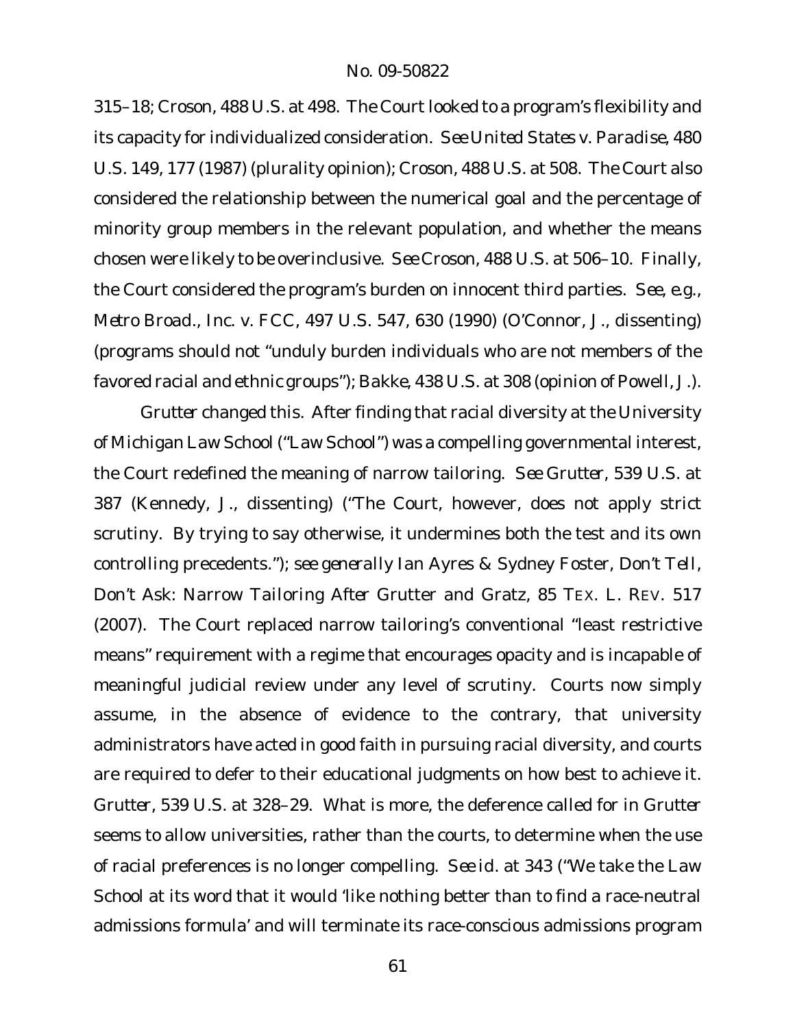315–18; *Croson*, 488 U.S. at 498. The Court looked to a program's flexibility and its capacity for individualized consideration. *See United States v. Paradise*, 480 U.S. 149, 177 (1987) (plurality opinion); *Croson*, 488 U.S. at 508. The Court also considered the relationship between the numerical goal and the percentage of minority group members in the relevant population, and whether the means chosen were likely to be overinclusive. *See Croson*, 488 U.S. at 506–10. Finally, the Court considered the program's burden on innocent third parties. *See, e.g.*, *Metro Broad., Inc. v. FCC*, 497 U.S. 547, 630 (1990) (O'Connor, J., dissenting) (programs should not "unduly burden individuals who are not members of the favored racial and ethnic groups"); *Bakke*, 438 U.S. at 308 (opinion of Powell, J.).

*Grutter* changed this. After finding that racial diversity at the University of Michigan Law School ("Law School") was a compelling governmental interest, the Court redefined the meaning of narrow tailoring. *See Grutter*, 539 U.S. at 387 (Kennedy, J., dissenting) ("The Court, however, does not apply strict scrutiny. By trying to say otherwise, it undermines both the test and its own controlling precedents."); *see generally* Ian Ayres & Sydney Foster, *Don't Tell, Don't Ask: Narrow Tailoring After Grutter and Gratz*, 85 TEX. L. REV. 517 (2007). The Court replaced narrow tailoring's conventional "least restrictive means" requirement with a regime that encourages opacity and is incapable of meaningful judicial review under any level of scrutiny. Courts now simply assume, in the absence of evidence to the contrary, that university administrators have acted in good faith in pursuing racial diversity, and courts are required to defer to their educational judgments on how best to achieve it. *Grutter*, 539 U.S. at 328–29. What is more, the deference called for in *Grutter* seems to allow universities, rather than the courts, to determine when the use of racial preferences is no longer compelling. *See id.* at 343 ("We take the Law School at its word that it would 'like nothing better than to find a race-neutral admissions formula' and will terminate its race-conscious admissions program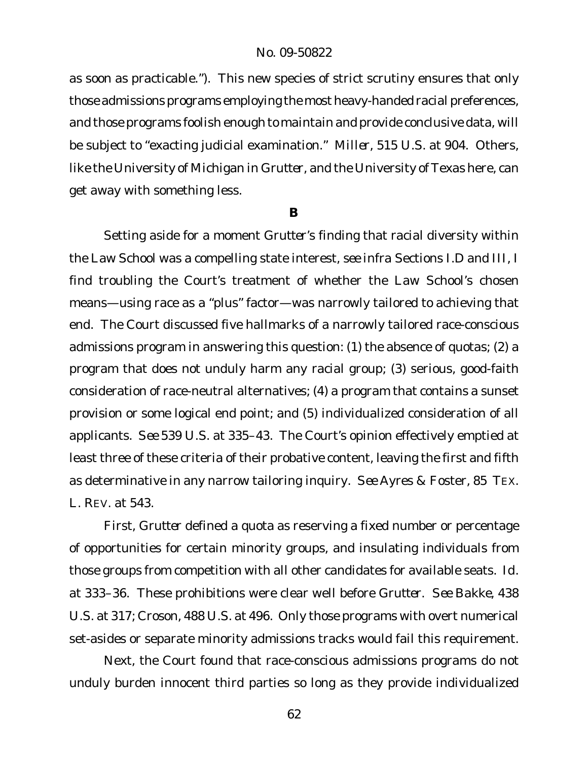as soon as practicable."). This new species of strict scrutiny ensures that only those admissions programs employing the most heavy-handed racial preferences, and those programs foolish enough to maintain and provide conclusive data, will be subject to "exacting judicial examination." *Miller*, 515 U.S. at 904. Others, like the University of Michigan in *Grutter*, and the University of Texas here, can get away with something less.

**B**

Setting aside for a moment *Grutter*'s finding that racial diversity within the Law School was a compelling state interest, *see infra* Sections I.D and III, I find troubling the Court's treatment of whether the Law School's chosen means—using race as a "plus" factor—was narrowly tailored to achieving that end. The Court discussed five hallmarks of a narrowly tailored race-conscious admissions program in answering this question: (1) the absence of quotas; (2) a program that does not unduly harm any racial group; (3) serious, good-faith consideration of race-neutral alternatives; (4) a program that contains a sunset provision or some logical end point; and (5) individualized consideration of all applicants. *See* 539 U.S. at 335–43. The Court's opinion effectively emptied at least three of these criteria of their probative content, leaving the first and fifth as determinative in any narrow tailoring inquiry. *See* Ayres & Foster, 85 TEX. L. REV. at 543.

First, *Grutter* defined a quota as reserving a fixed number or percentage of opportunities for certain minority groups, and insulating individuals from those groups from competition with all other candidates for available seats. *Id.* at 333–36. These prohibitions were clear well before *Grutter*. *See Bakke*, 438 U.S. at 317; *Croson*, 488 U.S. at 496. Only those programs with overt numerical set-asides or separate minority admissions tracks would fail this requirement.

Next, the Court found that race-conscious admissions programs do not unduly burden innocent third parties so long as they provide individualized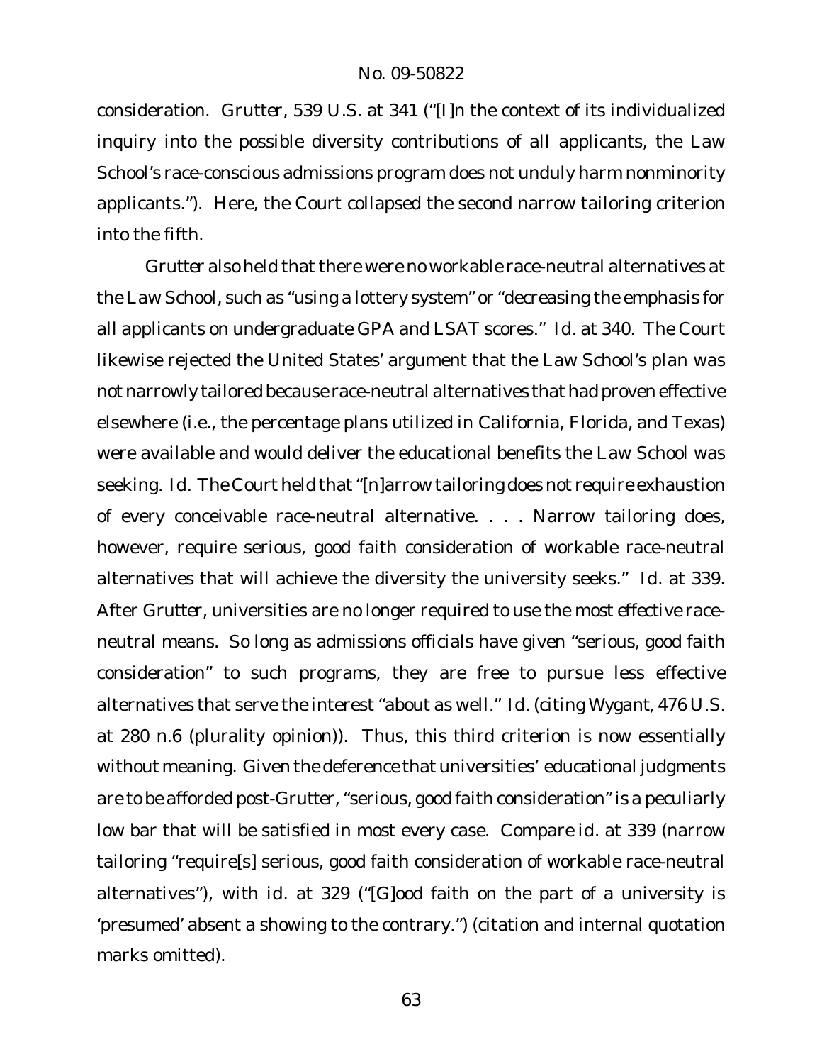consideration. *Grutter*, 539 U.S. at 341 ("[I]n the context of its individualized inquiry into the possible diversity contributions of all applicants, the Law School's race-conscious admissions program does not unduly harm nonminority applicants."). Here, the Court collapsed the second narrow tailoring criterion into the fifth.

*Grutter* also held that there were no workable race-neutral alternatives at the Law School, such as "using a lottery system" or "decreasing the emphasis for all applicants on undergraduate GPA and LSAT scores." *Id.* at 340. The Court likewise rejected the United States' argument that the Law School's plan was not narrowly tailored because race-neutral alternatives that had proven effective elsewhere (*i.e.*, the percentage plans utilized in California, Florida, and Texas) were available and would deliver the educational benefits the Law School was seeking. *Id.* The Court held that "[n]arrow tailoring does not require exhaustion of every conceivable race-neutral alternative. . . . Narrow tailoring does, however, require serious, good faith consideration of workable race-neutral alternatives that will achieve the diversity the university seeks." *Id.* at 339. After *Grutter*, universities are no longer required to use the most effective race-neutral means. So long as admissions officials have given "serious, good faith consideration" to such programs, they are free to pursue less effective alternatives that serve the interest "about as well." *Id.* (citing *Wygant*, 476 U.S. at 280 n.6 (plurality opinion)). Thus, this third criterion is now essentially without meaning. Given the deference that universities' educational judgments are to be afforded post-*Grutter*, "serious, good faith consideration" is a peculiarly low bar that will be satisfied in most every case. *Compare id.* at 339 (narrow tailoring "require[s] serious, good faith consideration of workable race-neutral alternatives"), *with id.* at 329 ("[G]ood faith on the part of a university is 'presumed' absent a showing to the contrary.") (citation and internal quotation marks omitted).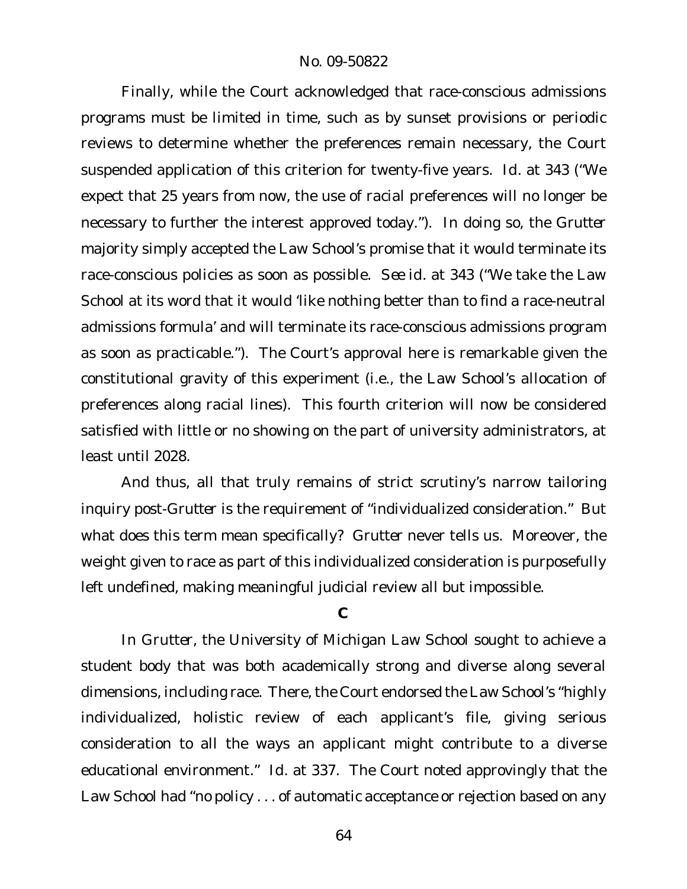Finally, while the Court acknowledged that race-conscious admissions programs must be limited in time, such as by sunset provisions or periodic reviews to determine whether the preferences remain necessary, the Court suspended application of this criterion for twenty-five years. *Id.* at 343 ("We expect that 25 years from now, the use of racial preferences will no longer be necessary to further the interest approved today."). In doing so, the *Grutter* majority simply accepted the Law School's promise that it would terminate its race-conscious policies as soon as possible. *See id.* at 343 ("We take the Law School at its word that it would 'like nothing better than to find a race-neutral admissions formula' and will terminate its race-conscious admissions program as soon as practicable."). The Court's approval here is remarkable given the constitutional gravity of this experiment (*i.e.*, the Law School's allocation of preferences along racial lines). This fourth criterion will now be considered satisfied with little or no showing on the part of university administrators, at least until 2028.

And thus, all that truly remains of strict scrutiny's narrow tailoring inquiry post-*Grutter* is the requirement of "individualized consideration." But what does this term mean specifically? *Grutter* never tells us. Moreover, the weight given to race as part of this individualized consideration is purposefully left undefined, making meaningful judicial review all but impossible.

### C

In *Grutter*, the University of Michigan Law School sought to achieve a student body that was both academically strong and diverse along several dimensions, including race. There, the Court endorsed the Law School's "highly individualized, holistic review of each applicant's file, giving serious consideration to all the ways an applicant might contribute to a diverse educational environment." *Id.* at 337. The Court noted approvingly that the Law School had "no policy . . . of automatic acceptance or rejection based on any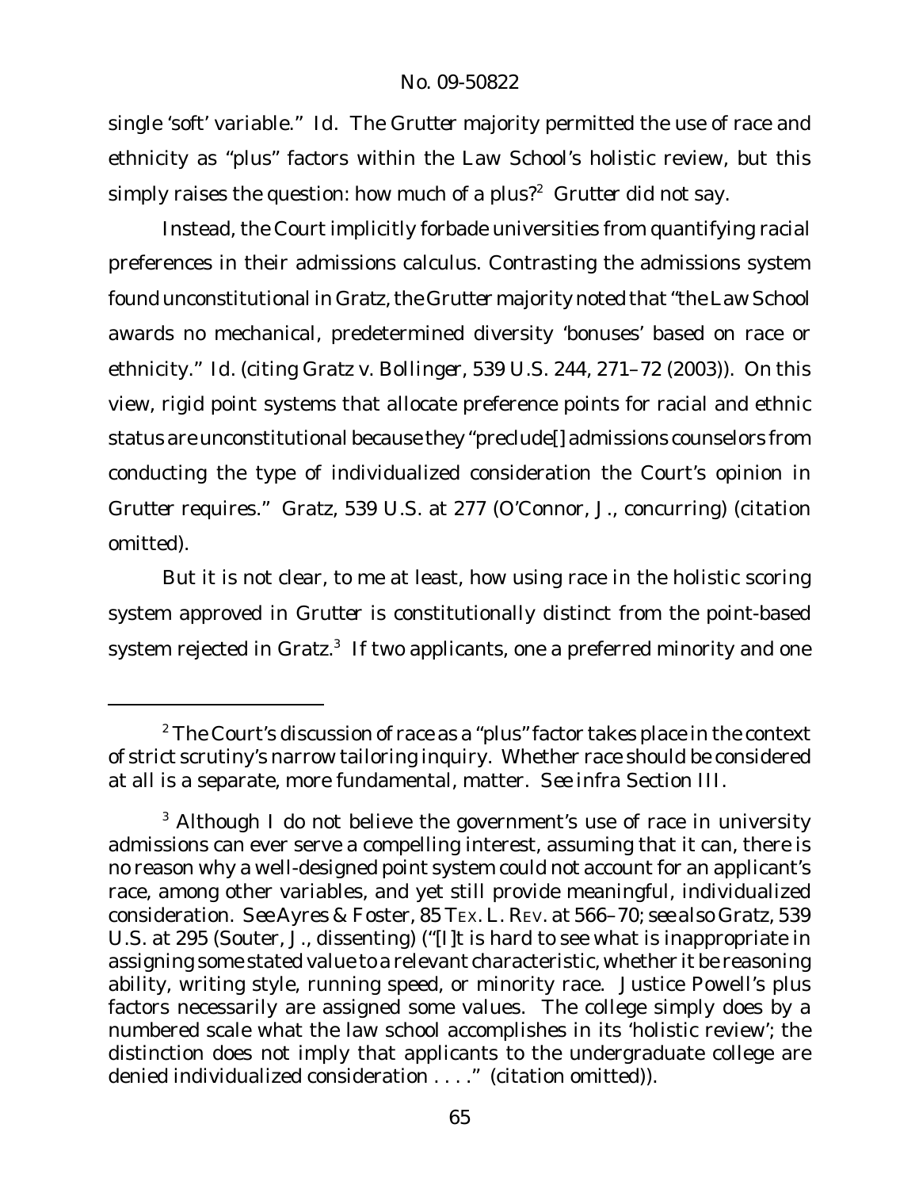single 'soft' variable." *Id.* The *Grutter* majority permitted the use of race and ethnicity as "plus" factors within the Law School's holistic review, but this simply raises the question: how much of a plus?[2] *Grutter* did not say.

Instead, the Court implicitly forbade universities from quantifying racial preferences in their admissions calculus. Contrasting the admissions system found unconstitutional in *Gratz*, the *Grutter* majority noted that "the Law School awards no mechanical, predetermined diversity 'bonuses' based on race or ethnicity." *Id.* (citing *Gratz v. Bollinger*, 539 U.S. 244, 271–72 (2003)). On this view, rigid point systems that allocate preference points for racial and ethnic status are unconstitutional because they "preclude[] admissions counselors from conducting the type of individualized consideration the Court's opinion in *Grutter* requires." *Gratz*, 539 U.S. at 277 (O'Connor, J., concurring) (citation omitted).

But it is not clear, to me at least, how using race in the holistic scoring system approved in *Grutter* is constitutionally distinct from the point-based system rejected in *Gratz*.[3] If two applicants, one a preferred minority and one

---

[2] The Court's discussion of race as a "plus" factor takes place in the context of strict scrutiny's narrow tailoring inquiry. Whether race should be considered at all is a separate, more fundamental, matter. *See infra* Section III.

[3] Although I do not believe the government's use of race in university admissions can ever serve a compelling interest, assuming that it can, there is no reason why a well-designed point system could not account for an applicant's race, among other variables, and yet still provide meaningful, individualized consideration. *See* Ayres & Foster, 85 TEX. L. REV. at 566–70; *see also Gratz*, 539 U.S. at 295 (Souter, J., dissenting) ("[I]t is hard to see what is inappropriate in assigning some stated value to a relevant characteristic, whether it be reasoning ability, writing style, running speed, or minority race. Justice Powell's plus factors necessarily are assigned some values. The college simply does by a numbered scale what the law school accomplishes in its 'holistic review'; the distinction does not imply that applicants to the undergraduate college are denied individualized consideration . . . ." (citation omitted)).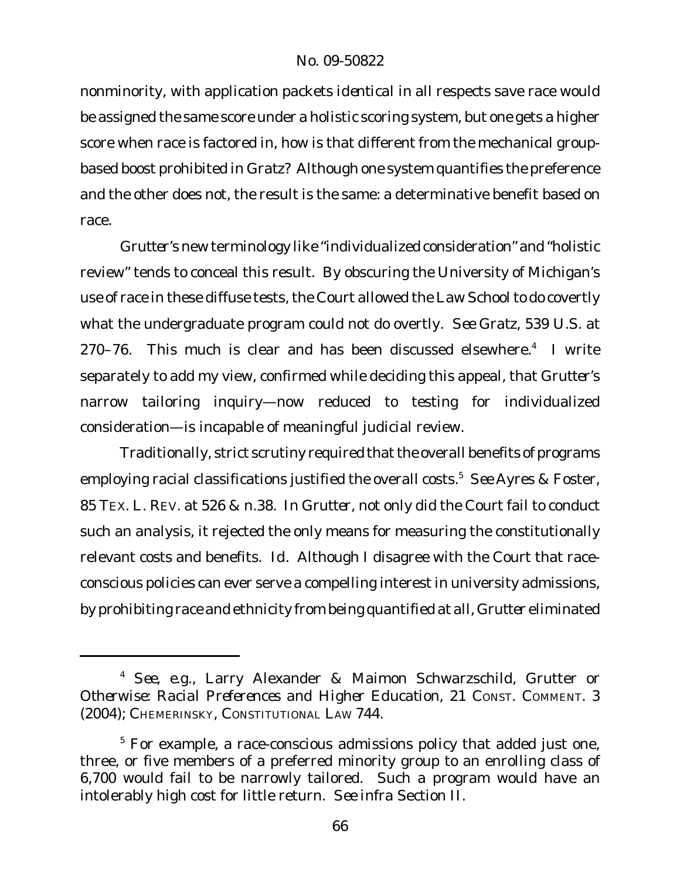nonminority, with application packets identical in all respects save race would be assigned the same score under a holistic scoring system, but one gets a higher score when race is factored in, how is that different from the mechanical group-based boost prohibited in *Gratz*? Although one system quantifies the preference and the other does not, the result is the same: a determinative benefit based on race.

*Grutter*'s new terminology like "individualized consideration" and "holistic review" tends to conceal this result. By obscuring the University of Michigan's use of race in these diffuse tests, the Court allowed the Law School to do covertly what the undergraduate program could not do overtly. *See Gratz*, 539 U.S. at 270–76. This much is clear and has been discussed elsewhere.[4] I write separately to add my view, confirmed while deciding this appeal, that *Grutter*'s narrow tailoring inquiry—now reduced to testing for individualized consideration—is incapable of meaningful judicial review.

Traditionally, strict scrutiny required that the overall benefits of programs employing racial classifications justified the overall costs.[5] *See* Ayres & Foster, 85 TEX. L. REV. at 526 & n.38. In *Grutter*, not only did the Court fail to conduct such an analysis, it rejected the only means for measuring the constitutionally relevant costs and benefits. *Id.* Although I disagree with the Court that race-conscious policies can ever serve a compelling interest in university admissions, by prohibiting race and ethnicity from being quantified at all, *Grutter* eliminated

---

[4] *See, e.g.*, Larry Alexander & Maimon Schwarzschild, *Grutter or Otherwise: Racial Preferences and Higher Education*, 21 CONST. COMMENT. 3 (2004); CHEMERINSKY, CONSTITUTIONAL LAW 744.

[5] For example, a race-conscious admissions policy that added just one, three, or five members of a preferred minority group to an enrolling class of 6,700 would fail to be narrowly tailored. Such a program would have an intolerably high cost for little return. *See infra* Section II.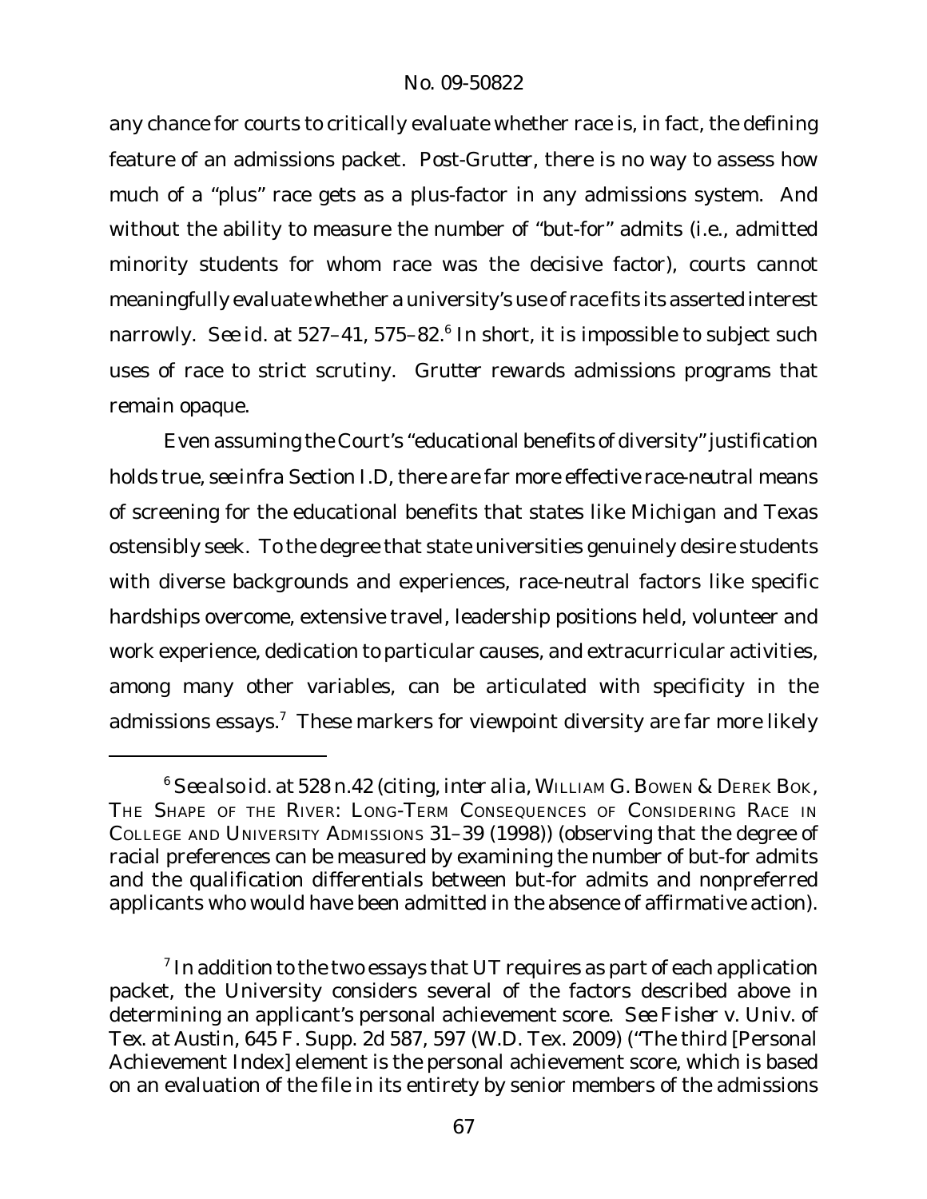any chance for courts to critically evaluate whether race is, in fact, the defining feature of an admissions packet. Post-*Grutter*, there is no way to assess how much of a "plus" race gets as a plus-factor in any admissions system. And without the ability to measure the number of "but-for" admits (*i.e.*, admitted minority students for whom race was the decisive factor), courts cannot meaningfully evaluate whether a university's use of race fits its asserted interest narrowly. *See id.* at 527–41, 575–82.[6] In short, it is impossible to subject such uses of race to strict scrutiny. *Grutter* rewards admissions programs that remain opaque.

Even assuming the Court's "educational benefits of diversity" justification holds true, *see infra* Section I.D, there are far more effective race-neutral means of screening for the educational benefits that states like Michigan and Texas ostensibly seek. To the degree that state universities genuinely desire students with diverse backgrounds and experiences, race-neutral factors like specific hardships overcome, extensive travel, leadership positions held, volunteer and work experience, dedication to particular causes, and extracurricular activities, among many other variables, can be articulated with specificity in the admissions essays.[7] These markers for viewpoint diversity are far more likely

---

[6] *See also id.* at 528 n.42 (citing, *inter alia*, WILLIAM G. BOWEN & DEREK BOK, THE SHAPE OF THE RIVER: LONG-TERM CONSEQUENCES OF CONSIDERING RACE IN COLLEGE AND UNIVERSITY ADMISSIONS 31–39 (1998)) (observing that the degree of racial preferences can be measured by examining the number of but-for admits and the qualification differentials between but-for admits and nonpreferred applicants who would have been admitted in the absence of affirmative action).

[7] In addition to the two essays that UT requires as part of each application packet, the University considers several of the factors described above in determining an applicant's personal achievement score. *See Fisher v. Univ. of Tex. at Austin*, 645 F. Supp. 2d 587, 597 (W.D. Tex. 2009) ("The third [Personal Achievement Index] element is the personal achievement score, which is based on an evaluation of the file in its entirety by senior members of the admissions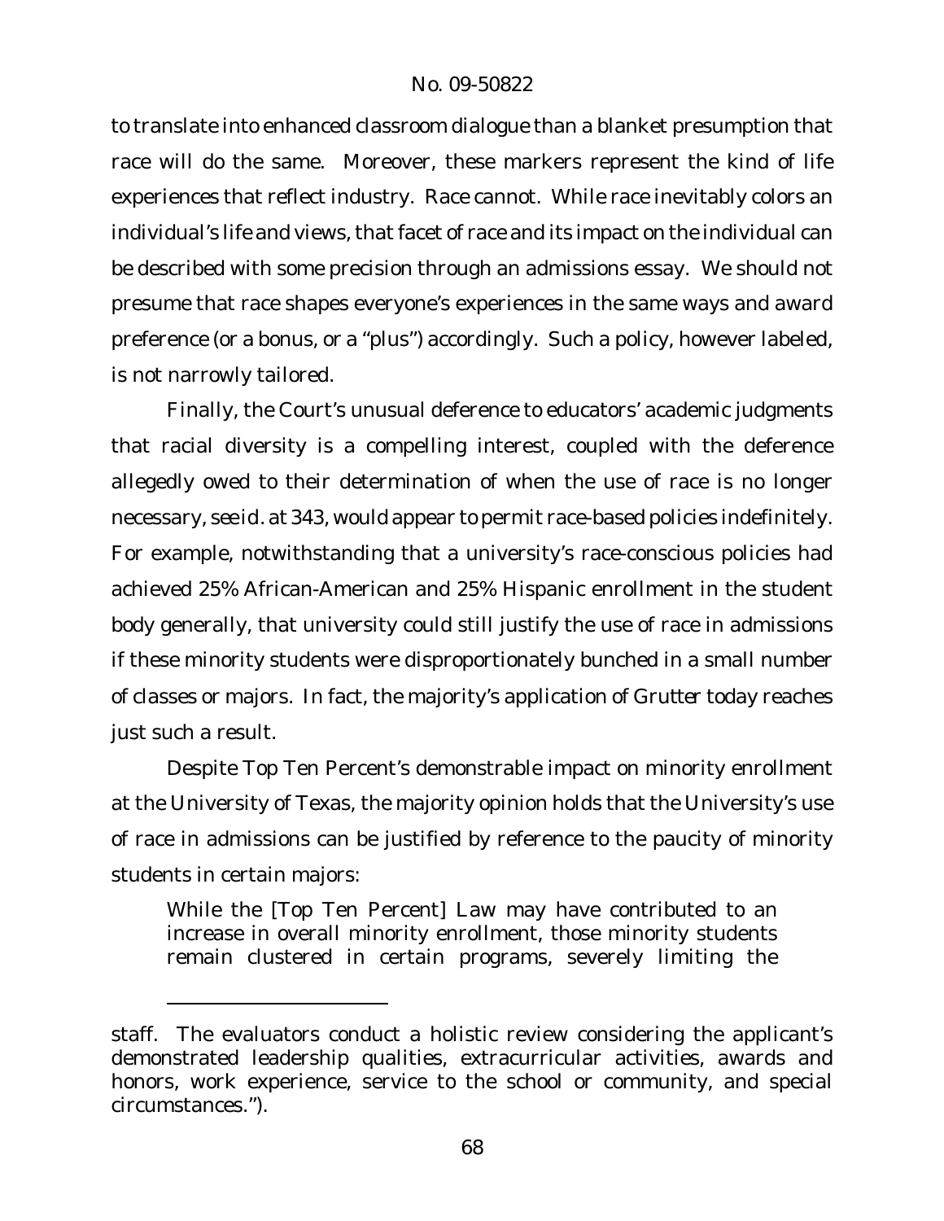to translate into enhanced classroom dialogue than a blanket presumption that race will do the same. Moreover, these markers represent the kind of life experiences that reflect industry. Race cannot. While race inevitably colors an individual's life and views, that facet of race and its impact on the individual can be described with some precision through an admissions essay. We should not presume that race shapes everyone's experiences in the same ways and award preference (or a bonus, or a "plus") accordingly. Such a policy, however labeled, is not narrowly tailored.

Finally, the Court's unusual deference to educators' academic judgments that racial diversity is a compelling interest, coupled with the deference allegedly owed to their determination of when the use of race is no longer necessary, *see id.* at 343, would appear to permit race-based policies indefinitely. For example, notwithstanding that a university's race-conscious policies had achieved 25% African-American and 25% Hispanic enrollment in the student body generally, that university could still justify the use of race in admissions if these minority students were disproportionately bunched in a small number of classes or majors. In fact, the majority's application of *Grutter* today reaches just such a result.

Despite Top Ten Percent's demonstrable impact on minority enrollment at the University of Texas, the majority opinion holds that the University's use of race in admissions can be justified by reference to the paucity of minority students in certain majors:

> While the [Top Ten Percent] Law may have contributed to an increase in overall minority enrollment, those minority students remain clustered in certain programs, severely limiting the

---

staff. The evaluators conduct a holistic review considering the applicant's demonstrated leadership qualities, extracurricular activities, awards and honors, work experience, service to the school or community, and special circumstances.").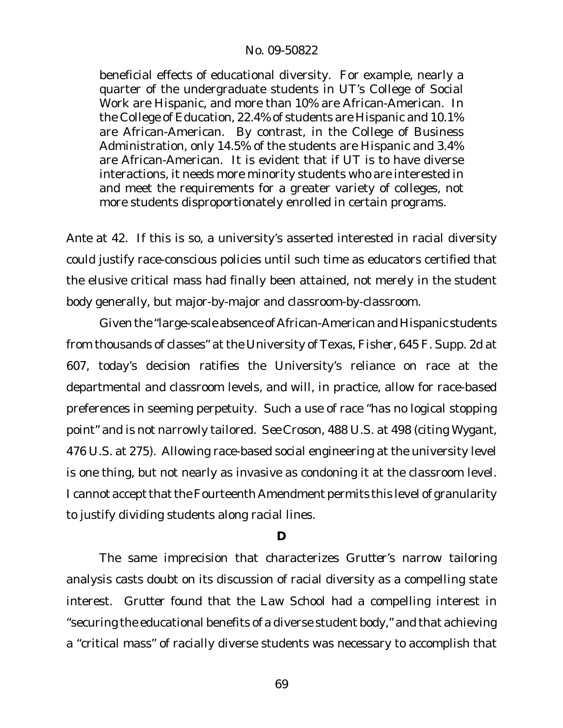> beneficial effects of educational diversity. For example, nearly a quarter of the undergraduate students in UT's College of Social Work are Hispanic, and more than 10% are African-American. In the College of Education, 22.4% of students are Hispanic and 10.1% are African-American. By contrast, in the College of Business Administration, only 14.5% of the students are Hispanic and 3.4% are African-American. It is evident that if UT is to have diverse interactions, it needs more minority students who are interested in and meet the requirements for a greater variety of colleges, not more students disproportionately enrolled in certain programs.

*Ante* at 42. If this is so, a university's asserted interested in racial diversity could justify race-conscious policies until such time as educators certified that the elusive critical mass had finally been attained, not merely in the student body generally, but major-by-major and classroom-by-classroom.

Given the "large-scale absence of African-American and Hispanic students from thousands of classes" at the University of Texas, *Fisher*, 645 F. Supp. 2d at 607, today's decision ratifies the University's reliance on race at the departmental and classroom levels, and will, in practice, allow for race-based preferences in seeming perpetuity. Such a use of race "has no logical stopping point" and is not narrowly tailored. *See Croson*, 488 U.S. at 498 (citing *Wygant*, 476 U.S. at 275). Allowing race-based social engineering at the university level is one thing, but not nearly as invasive as condoning it at the classroom level. I cannot accept that the Fourteenth Amendment permits this level of granularity to justify dividing students along racial lines.

### D

The same imprecision that characterizes *Grutter*'s narrow tailoring analysis casts doubt on its discussion of racial diversity as a compelling state interest. *Grutter* found that the Law School had a compelling interest in "securing the educational benefits of a diverse student body," and that achieving a "critical mass" of racially diverse students was necessary to accomplish that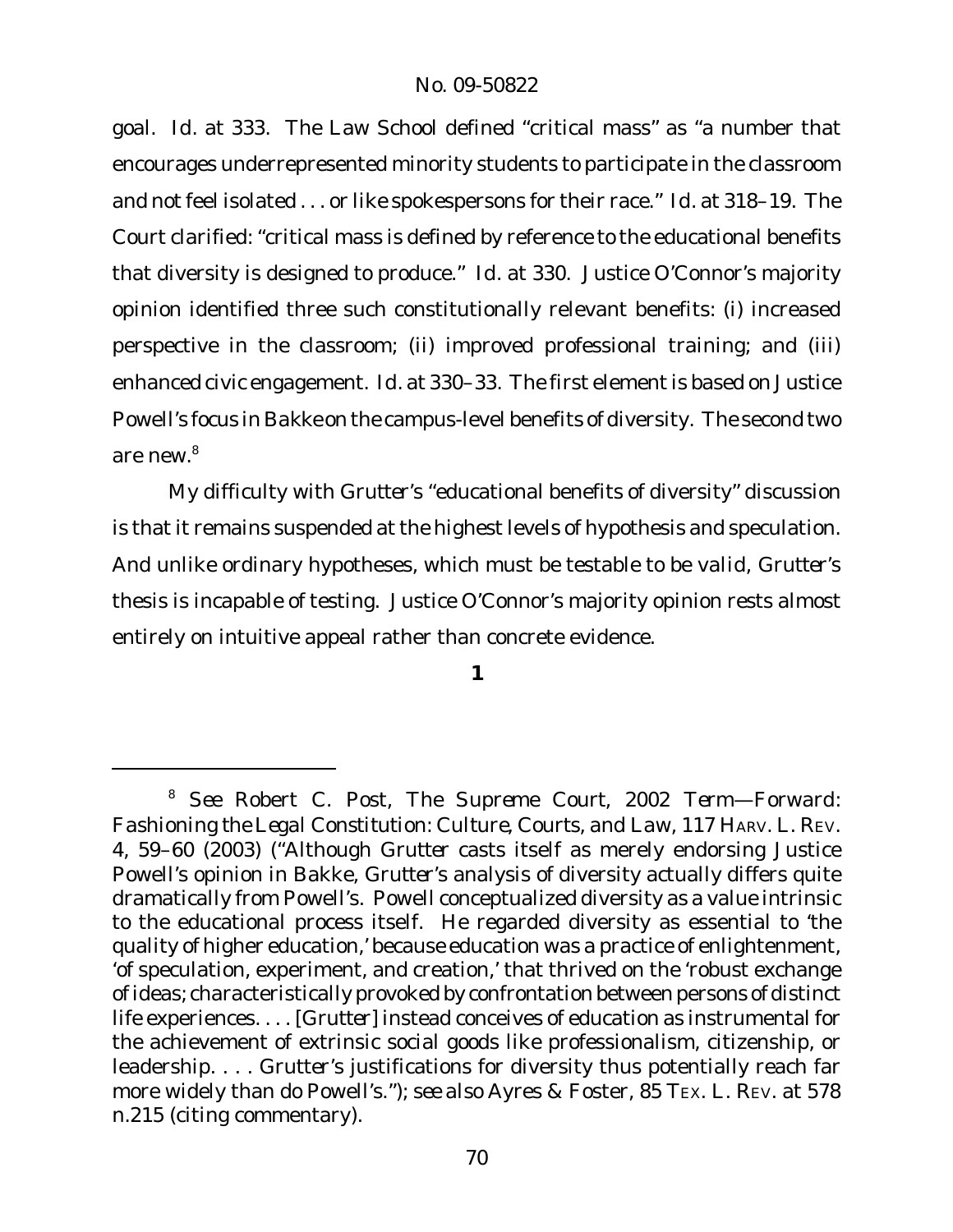goal. *Id.* at 333. The Law School defined "critical mass" as "a number that encourages underrepresented minority students to participate in the classroom and not feel isolated . . . or like spokespersons for their race." *Id.* at 318–19. The Court clarified: "critical mass is defined by reference to the educational benefits that diversity is designed to produce." *Id.* at 330. Justice O'Connor's majority opinion identified three such constitutionally relevant benefits: (i) increased perspective in the classroom; (ii) improved professional training; and (iii) enhanced civic engagement. *Id.* at 330–33. The first element is based on Justice Powell's focus in *Bakke* on the campus-level benefits of diversity. The second two are new.[8]

My difficulty with *Grutter*'s "educational benefits of diversity" discussion is that it remains suspended at the highest levels of hypothesis and speculation. And unlike ordinary hypotheses, which must be testable to be valid, *Grutter*'s thesis is incapable of testing. Justice O'Connor's majority opinion rests almost entirely on intuitive appeal rather than concrete evidence.

**1**

[8] *See* Robert C. Post, *The Supreme Court, 2002 Term—Forward: Fashioning the Legal Constitution: Culture, Courts, and Law*, 117 HARV. L. REV. 4, 59–60 (2003) ("Although *Grutter* casts itself as merely endorsing Justice Powell's opinion in *Bakke*, *Grutter*'s analysis of diversity actually differs quite dramatically from Powell's. Powell conceptualized diversity as a value intrinsic to the educational process itself. He regarded diversity as essential to 'the quality of higher education,' because education was a practice of enlightenment, 'of speculation, experiment, and creation,' that thrived on the 'robust exchange of ideas; characteristically provoked by confrontation between persons of distinct life experiences. . . . [*Grutter*] instead conceives of education as instrumental for the achievement of extrinsic social goods like professionalism, citizenship, or leadership. . . . *Grutter*'s justifications for diversity thus potentially reach far more widely than do Powell's."); *see also* Ayres & Foster, 85 TEX. L. REV. at 578 n.215 (citing commentary).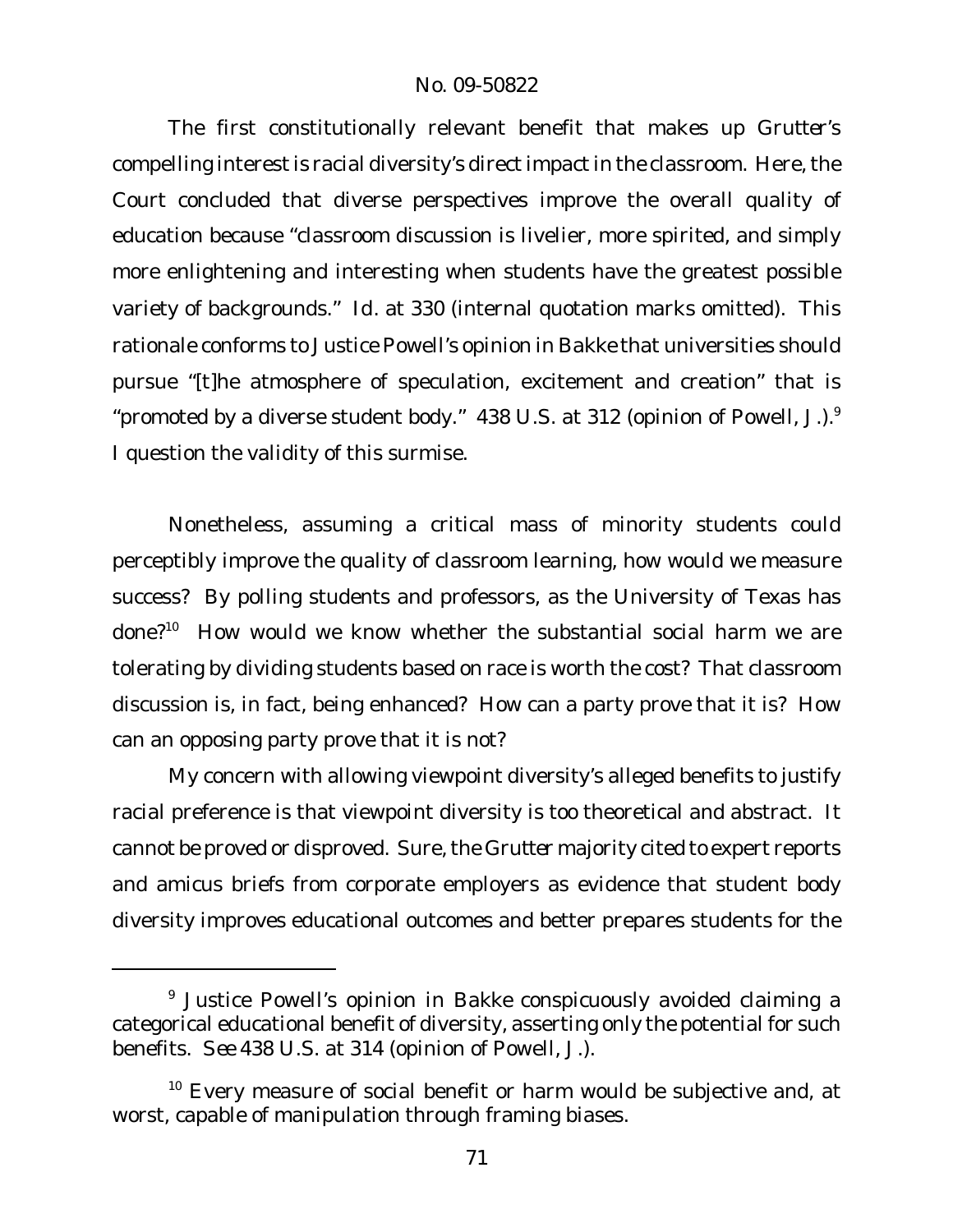The first constitutionally relevant benefit that makes up *Grutter*'s compelling interest is racial diversity's direct impact in the classroom. Here, the Court concluded that diverse perspectives improve the overall quality of education because "classroom discussion is livelier, more spirited, and simply more enlightening and interesting when students have the greatest possible variety of backgrounds." *Id.* at 330 (internal quotation marks omitted). This rationale conforms to Justice Powell's opinion in *Bakke* that universities should pursue "[t]he atmosphere of speculation, excitement and creation" that is "promoted by a diverse student body." 438 U.S. at 312 (opinion of Powell, J.).[9] I question the validity of this surmise.

Nonetheless, assuming a critical mass of minority students could perceptibly improve the quality of classroom learning, how would we measure success? By polling students and professors, as the University of Texas has done?[10] How would we know whether the substantial social harm we are tolerating by dividing students based on race is worth the cost? That classroom discussion is, in fact, being enhanced? How can a party prove that it is? How can an opposing party prove that it is not?

My concern with allowing viewpoint diversity's alleged benefits to justify racial preference is that viewpoint diversity is too theoretical and abstract. It cannot be proved or disproved. Sure, the *Grutter* majority cited to expert reports and amicus briefs from corporate employers as evidence that student body diversity improves educational outcomes and better prepares students for the

---

[9] Justice Powell's opinion in *Bakke* conspicuously avoided claiming a categorical educational benefit of diversity, asserting only the potential for such benefits. *See* 438 U.S. at 314 (opinion of Powell, J.).

[10] Every measure of social benefit or harm would be subjective and, at worst, capable of manipulation through framing biases.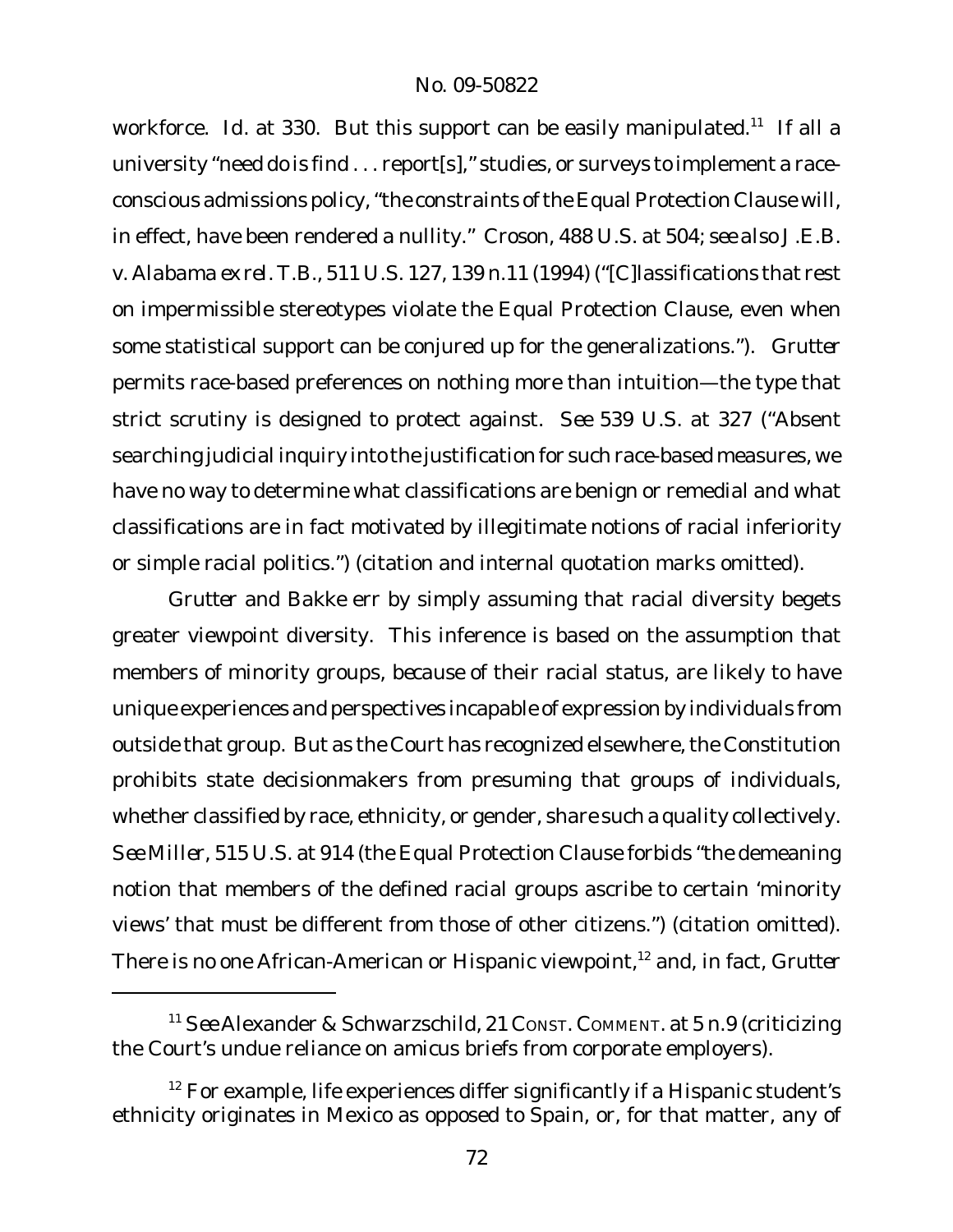workforce. *Id.* at 330. But this support can be easily manipulated.[11] If all a university "need do is find . . . report[s]," studies, or surveys to implement a race-conscious admissions policy, "the constraints of the Equal Protection Clause will, in effect, have been rendered a nullity." *Croson*, 488 U.S. at 504; *see also J.E.B. v. Alabama ex rel. T.B.*, 511 U.S. 127, 139 n.11 (1994) ("[C]lassifications that rest on impermissible stereotypes violate the Equal Protection Clause, even when some statistical support can be conjured up for the generalizations."). *Grutter* permits race-based preferences on nothing more than intuition—the type that strict scrutiny is designed to protect against. *See* 539 U.S. at 327 ("Absent searching judicial inquiry into the justification for such race-based measures, we have no way to determine what classifications are benign or remedial and what classifications are in fact motivated by illegitimate notions of racial inferiority or simple racial politics.") (citation and internal quotation marks omitted).

*Grutter* and *Bakke* err by simply assuming that racial diversity begets greater viewpoint diversity. This inference is based on the assumption that members of minority groups, because of their racial status, are likely to have unique experiences and perspectives incapable of expression by individuals from outside that group. But as the Court has recognized elsewhere, the Constitution prohibits state decisionmakers from presuming that groups of individuals, whether classified by race, ethnicity, or gender, share such a quality collectively. *See Miller*, 515 U.S. at 914 (the Equal Protection Clause forbids "the demeaning notion that members of the defined racial groups ascribe to certain 'minority views' that must be different from those of other citizens.") (citation omitted). There is no one African-American or Hispanic viewpoint,[12] and, in fact, *Grutter*

---

[11] *See* Alexander & Schwarzschild, 21 CONST. COMMENT. at 5 n.9 (criticizing the Court's undue reliance on amicus briefs from corporate employers).

[12] For example, life experiences differ significantly if a Hispanic student's ethnicity originates in Mexico as opposed to Spain, or, for that matter, any of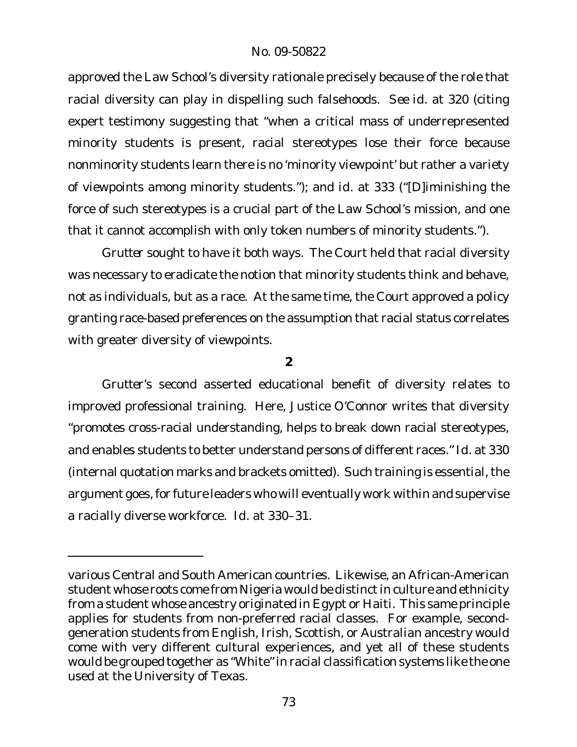approved the Law School's diversity rationale precisely because of the role that racial diversity can play in dispelling such falsehoods. *See id.* at 320 (citing expert testimony suggesting that "when a critical mass of underrepresented minority students is present, racial stereotypes lose their force because nonminority students learn there is no 'minority viewpoint' but rather a variety of viewpoints among minority students."); and *id.* at 333 ("[D]iminishing the force of such stereotypes is a crucial part of the Law School's mission, and one that it cannot accomplish with only token numbers of minority students.").

*Grutter* sought to have it both ways. The Court held that racial diversity was necessary to eradicate the notion that minority students think and behave, not as individuals, but as a race. At the same time, the Court approved a policy granting race-based preferences on the assumption that racial status correlates with greater diversity of viewpoints.

**2**

*Grutter*'s second asserted educational benefit of diversity relates to improved professional training. Here, Justice O'Connor writes that diversity "promotes cross-racial understanding, helps to break down racial stereotypes, and enables students to better understand persons of different races." *Id.* at 330 (internal quotation marks and brackets omitted). Such training is essential, the argument goes, for future leaders who will eventually work within and supervise a racially diverse workforce. *Id.* at 330–31.

---

various Central and South American countries. Likewise, an African-American student whose roots come from Nigeria would be distinct in culture and ethnicity from a student whose ancestry originated in Egypt or Haiti. This same principle applies for students from non-preferred racial classes. For example, second-generation students from English, Irish, Scottish, or Australian ancestry would come with very different cultural experiences, and yet all of these students would be grouped together as "White" in racial classification systems like the one used at the University of Texas.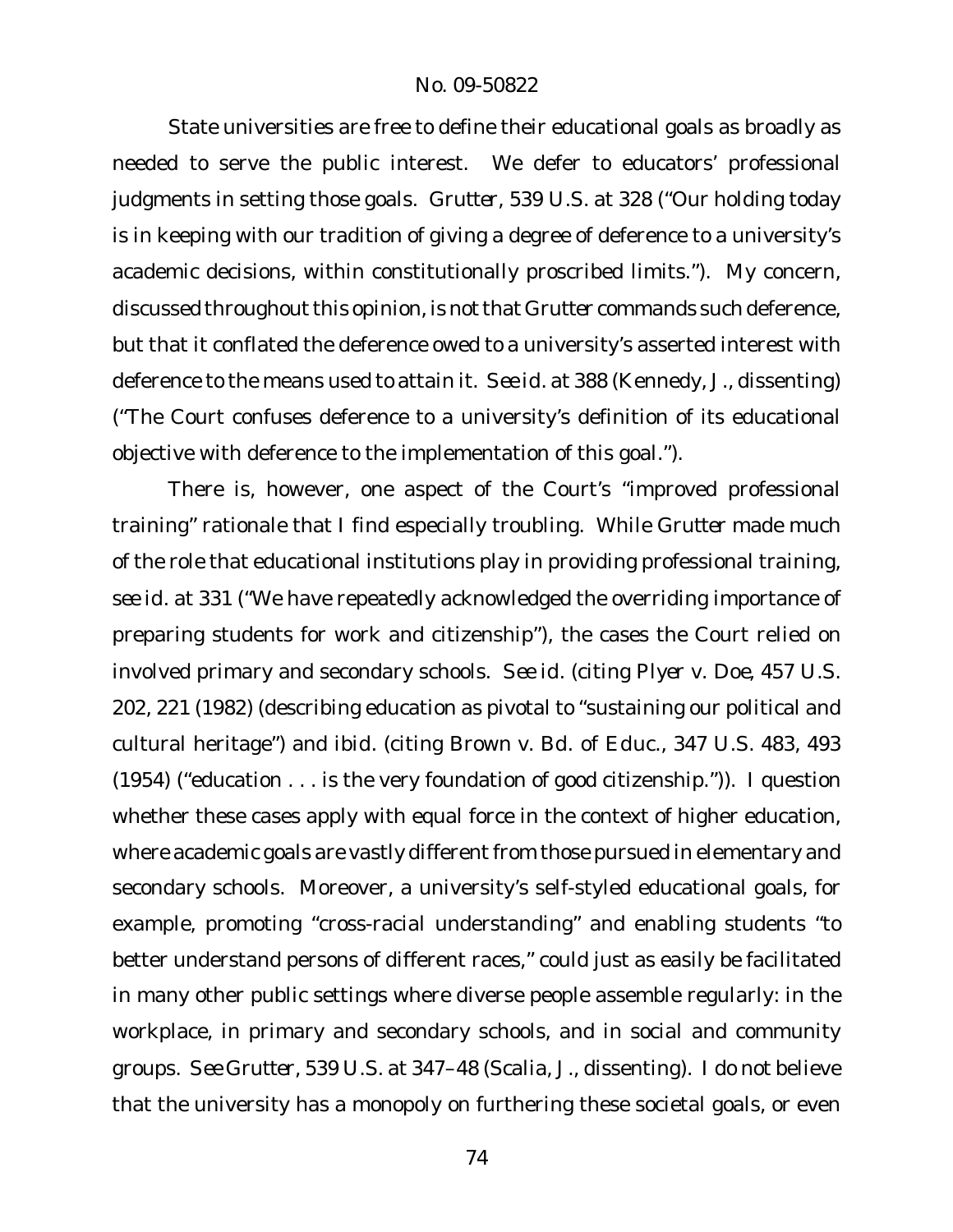State universities are free to define their educational goals as broadly as needed to serve the public interest. We defer to educators' professional judgments in setting those goals. *Grutter*, 539 U.S. at 328 ("Our holding today is in keeping with our tradition of giving a degree of deference to a university's academic decisions, within constitutionally proscribed limits."). My concern, discussed throughout this opinion, is not that *Grutter* commands such deference, but that it conflated the deference owed to a university's asserted interest with deference to the means used to attain it. *See id.* at 388 (Kennedy, J., dissenting) ("The Court confuses deference to a university's definition of its educational objective with deference to the implementation of this goal.").

There is, however, one aspect of the Court's "improved professional training" rationale that I find especially troubling. While *Grutter* made much of the role that educational institutions play in providing professional training, *see id.* at 331 ("We have repeatedly acknowledged the overriding importance of preparing students for work and citizenship"), the cases the Court relied on involved primary and secondary schools. *See id.* (citing *Plyer v. Doe*, 457 U.S. 202, 221 (1982) (describing education as pivotal to "sustaining our political and cultural heritage") and *ibid.* (citing *Brown v. Bd. of Educ.*, 347 U.S. 483, 493 (1954) ("education . . . is the very foundation of good citizenship.")). I question whether these cases apply with equal force in the context of higher education, where academic goals are vastly different from those pursued in elementary and secondary schools. Moreover, a university's self-styled educational goals, for example, promoting "cross-racial understanding" and enabling students "to better understand persons of different races," could just as easily be facilitated in many other public settings where diverse people assemble regularly: in the workplace, in primary and secondary schools, and in social and community groups. *See Grutter*, 539 U.S. at 347–48 (Scalia, J., dissenting). I do not believe that the university has a monopoly on furthering these societal goals, or even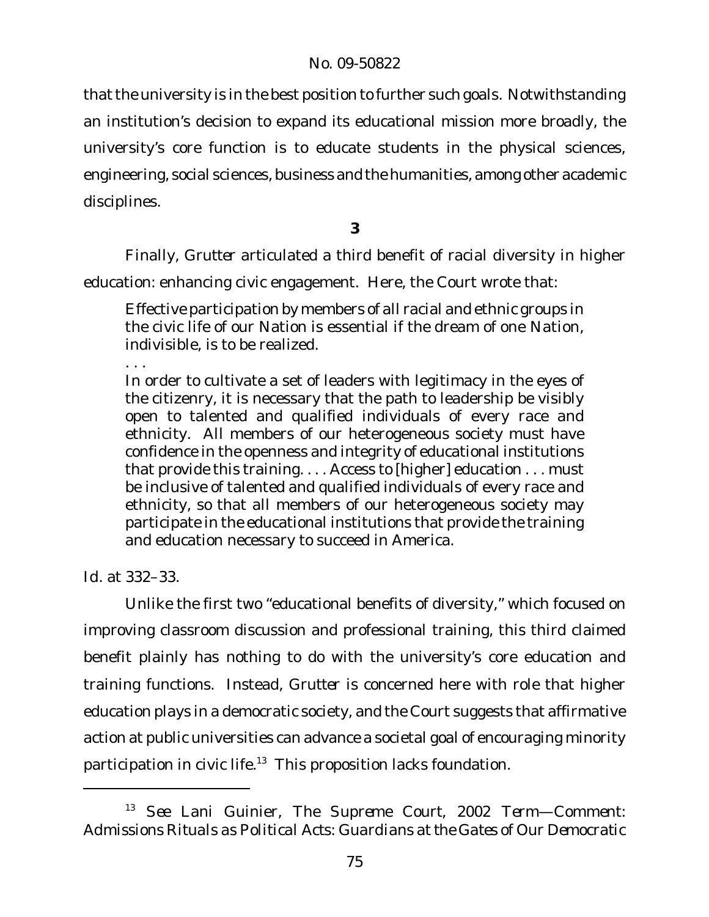that the university is in the best position to further such goals. Notwithstanding an institution's decision to expand its educational mission more broadly, the university's core function is to educate students in the physical sciences, engineering, social sciences, business and the humanities, among other academic disciplines.

**3**

Finally, *Grutter* articulated a third benefit of racial diversity in higher education: enhancing civic engagement. Here, the Court wrote that:

> Effective participation by members of all racial and ethnic groups in the civic life of our Nation is essential if the dream of one Nation, indivisible, is to be realized.
>
> . . .
>
> In order to cultivate a set of leaders with legitimacy in the eyes of the citizenry, it is necessary that the path to leadership be visibly open to talented and qualified individuals of every race and ethnicity. All members of our heterogeneous society must have confidence in the openness and integrity of educational institutions that provide this training. . . . Access to [higher] education . . . must be inclusive of talented and qualified individuals of every race and ethnicity, so that all members of our heterogeneous society may participate in the educational institutions that provide the training and education necessary to succeed in America.

*Id.* at 332–33.

Unlike the first two "educational benefits of diversity," which focused on improving classroom discussion and professional training, this third claimed benefit plainly has nothing to do with the university's core education and training functions. Instead, *Grutter* is concerned here with role that higher education plays in a democratic society, and the Court suggests that affirmative action at public universities can advance a societal goal of encouraging minority participation in civic life.[13] This proposition lacks foundation.

---

[13] *See* Lani Guinier, *The Supreme Court, 2002 Term—Comment: Admissions Rituals as Political Acts: Guardians at the Gates of Our Democratic*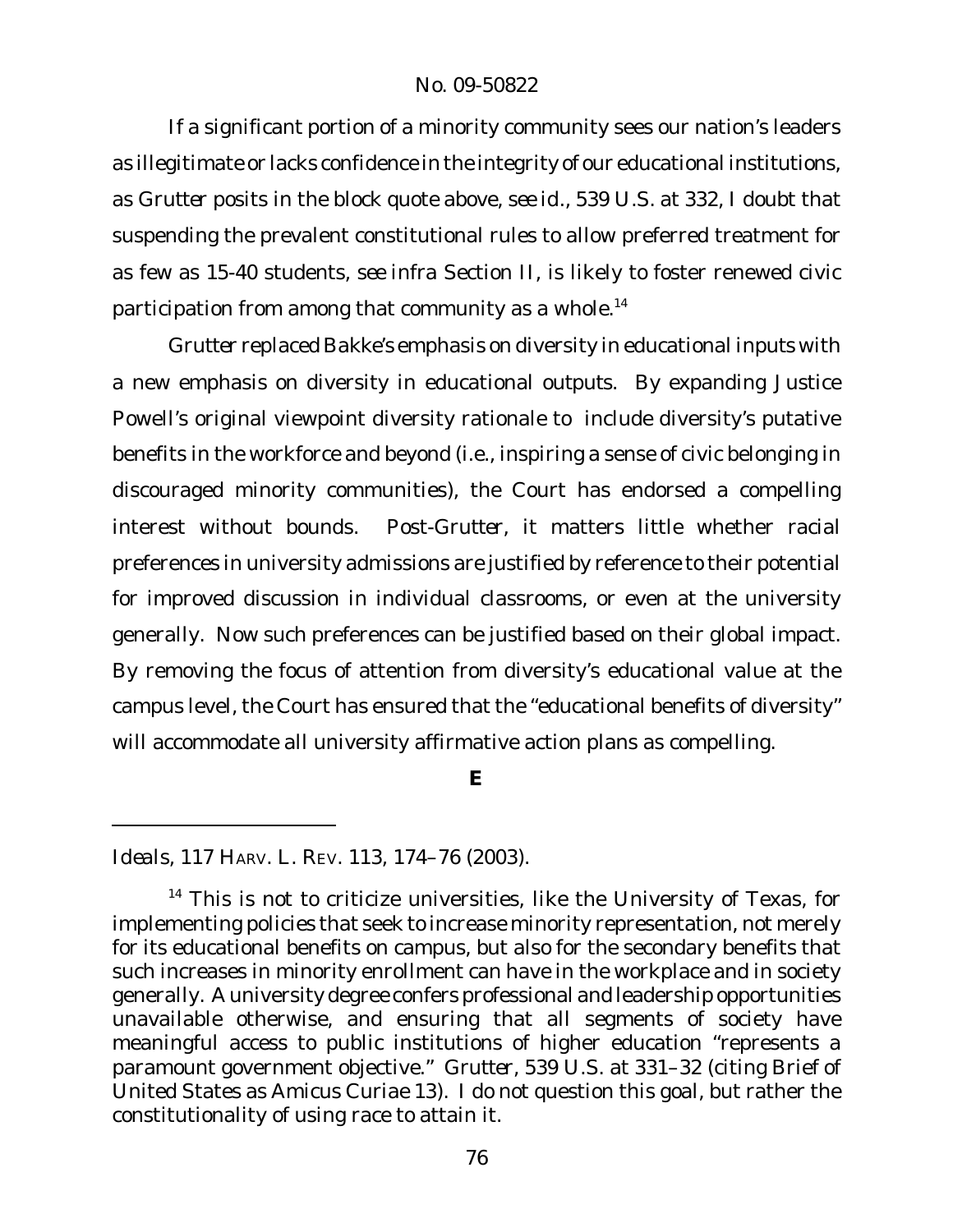If a significant portion of a minority community sees our nation's leaders as illegitimate or lacks confidence in the integrity of our educational institutions, as *Grutter* posits in the block quote above, *see id.*, 539 U.S. at 332, I doubt that suspending the prevalent constitutional rules to allow preferred treatment for as few as 15-40 students, *see infra* Section II, is likely to foster renewed civic participation from among that community as a whole.[14]

*Grutter* replaced *Bakke*'s emphasis on diversity in educational inputs with a new emphasis on diversity in educational outputs. By expanding Justice Powell's original viewpoint diversity rationale to include diversity's putative benefits in the workforce and beyond (i.e., inspiring a sense of civic belonging in discouraged minority communities), the Court has endorsed a compelling interest without bounds. Post-*Grutter*, it matters little whether racial preferences in university admissions are justified by reference to their potential for improved discussion in individual classrooms, or even at the university generally. Now such preferences can be justified based on their global impact. By removing the focus of attention from diversity's educational value at the campus level, the Court has ensured that the "educational benefits of diversity" will accommodate all university affirmative action plans as compelling.

**E**

---

*Ideals*, 117 HARV. L. REV. 113, 174–76 (2003).

[14] This is not to criticize universities, like the University of Texas, for implementing policies that seek to increase minority representation, not merely for its educational benefits on campus, but also for the secondary benefits that such increases in minority enrollment can have in the workplace and in society generally. A university degree confers professional and leadership opportunities unavailable otherwise, and ensuring that all segments of society have meaningful access to public institutions of higher education "represents a paramount government objective." *Grutter*, 539 U.S. at 331–32 (citing Brief of United States as Amicus Curiae 13). I do not question this goal, but rather the constitutionality of using race to attain it.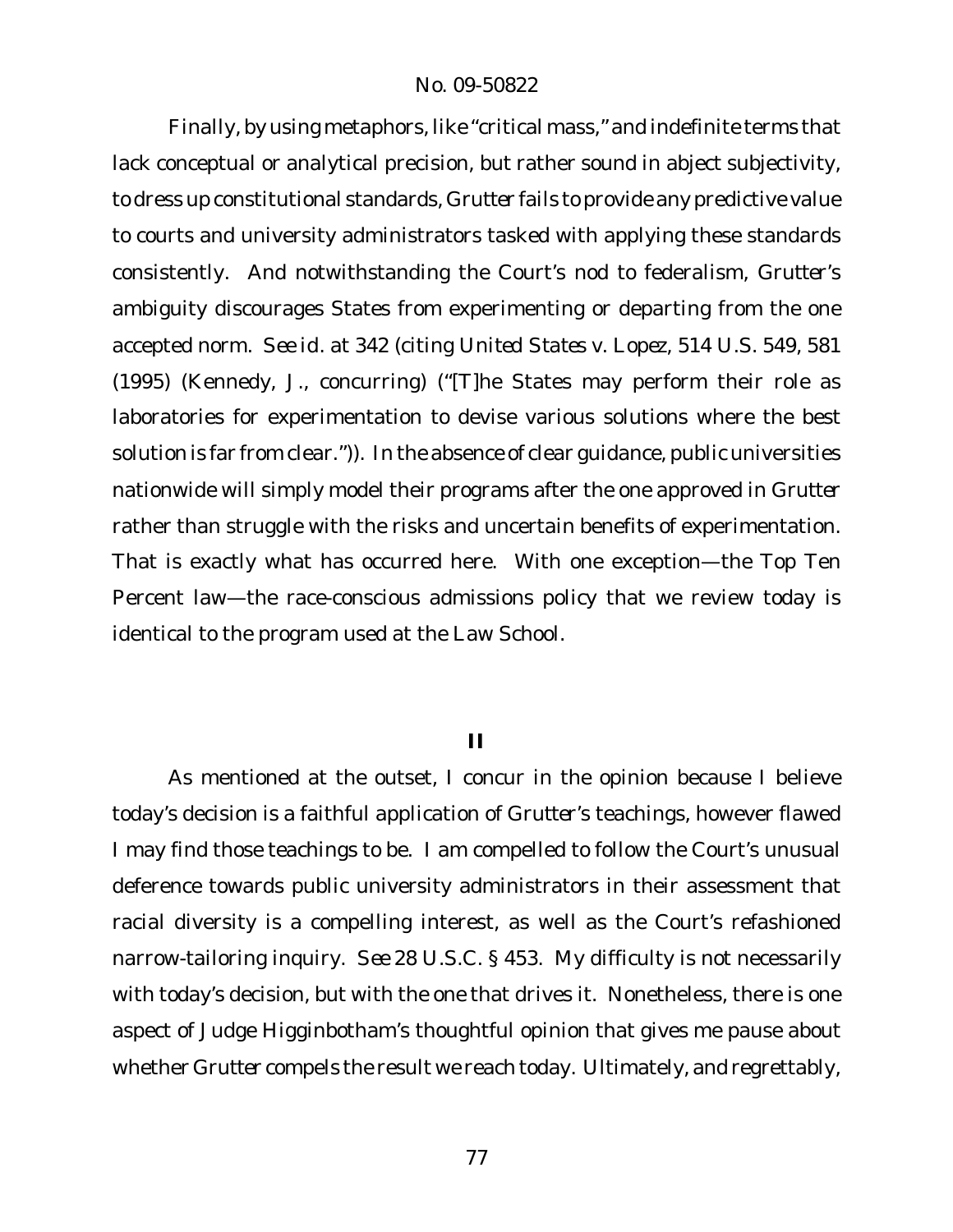Finally, by using metaphors, like "critical mass," and indefinite terms that lack conceptual or analytical precision, but rather sound in abject subjectivity, to dress up constitutional standards, *Grutter* fails to provide any predictive value to courts and university administrators tasked with applying these standards consistently. And notwithstanding the Court's nod to federalism, *Grutter*'s ambiguity discourages States from experimenting or departing from the one accepted norm. *See id.* at 342 (citing *United States v. Lopez*, 514 U.S. 549, 581 (1995) (Kennedy, J., concurring) ("[T]he States may perform their role as laboratories for experimentation to devise various solutions where the best solution is far from clear.")). In the absence of clear guidance, public universities nationwide will simply model their programs after the one approved in *Grutter* rather than struggle with the risks and uncertain benefits of experimentation. That is exactly what has occurred here. With one exception—the Top Ten Percent law—the race-conscious admissions policy that we review today is identical to the program used at the Law School.

## II

As mentioned at the outset, I concur in the opinion because I believe today's decision is a faithful application of *Grutter*'s teachings, however flawed I may find those teachings to be. I am compelled to follow the Court's unusual deference towards public university administrators in their assessment that racial diversity is a compelling interest, as well as the Court's refashioned narrow-tailoring inquiry. *See* 28 U.S.C. § 453. My difficulty is not necessarily with today's decision, but with the one that drives it. Nonetheless, there is one aspect of Judge Higginbotham's thoughtful opinion that gives me pause about whether *Grutter* compels the result we reach today. Ultimately, and regrettably,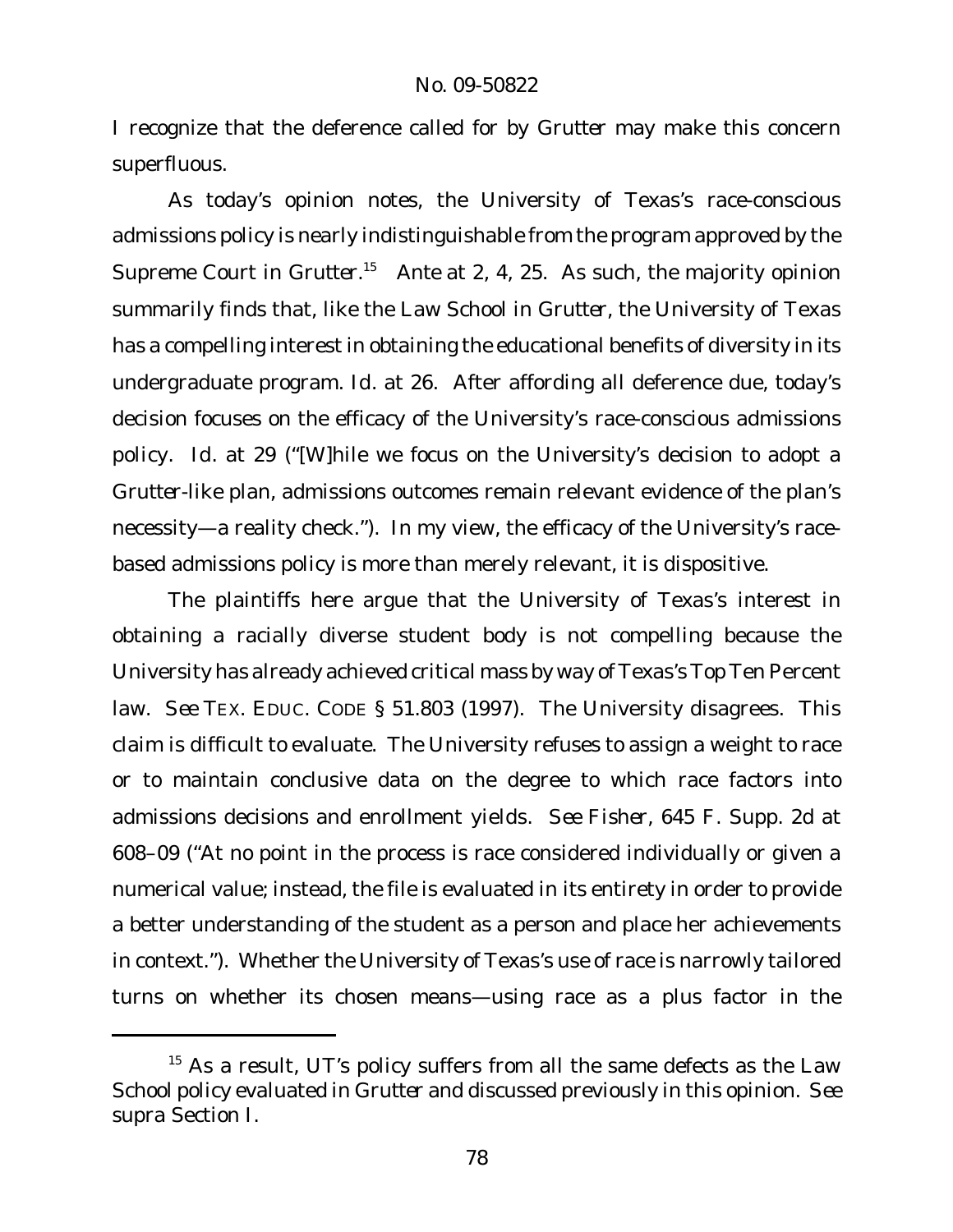I recognize that the deference called for by *Grutter* may make this concern superfluous.

As today's opinion notes, the University of Texas's race-conscious admissions policy is nearly indistinguishable from the program approved by the Supreme Court in *Grutter*.[15] *Ante* at 2, 4, 25. As such, the majority opinion summarily finds that, like the Law School in *Grutter*, the University of Texas has a compelling interest in obtaining the educational benefits of diversity in its undergraduate program. *Id.* at 26. After affording all deference due, today's decision focuses on the efficacy of the University's race-conscious admissions policy. *Id.* at 29 ("[W]hile we focus on the University's decision to adopt a *Grutter*-like plan, admissions outcomes remain relevant evidence of the plan's necessity—a reality check."). In my view, the efficacy of the University's race-based admissions policy is more than merely relevant, it is dispositive.

The plaintiffs here argue that the University of Texas's interest in obtaining a racially diverse student body is not compelling because the University has already achieved critical mass by way of Texas's Top Ten Percent law. *See* TEX. EDUC. CODE § 51.803 (1997). The University disagrees. This claim is difficult to evaluate. The University refuses to assign a weight to race or to maintain conclusive data on the degree to which race factors into admissions decisions and enrollment yields. *See Fisher*, 645 F. Supp. 2d at 608–09 ("At no point in the process is race considered individually or given a numerical value; instead, the file is evaluated in its entirety in order to provide a better understanding of the student as a person and place her achievements in context."). Whether the University of Texas's use of race is narrowly tailored turns on whether its chosen means—using race as a plus factor in the

[15] As a result, UT's policy suffers from all the same defects as the Law School policy evaluated in *Grutter* and discussed previously in this opinion. *See supra* Section I.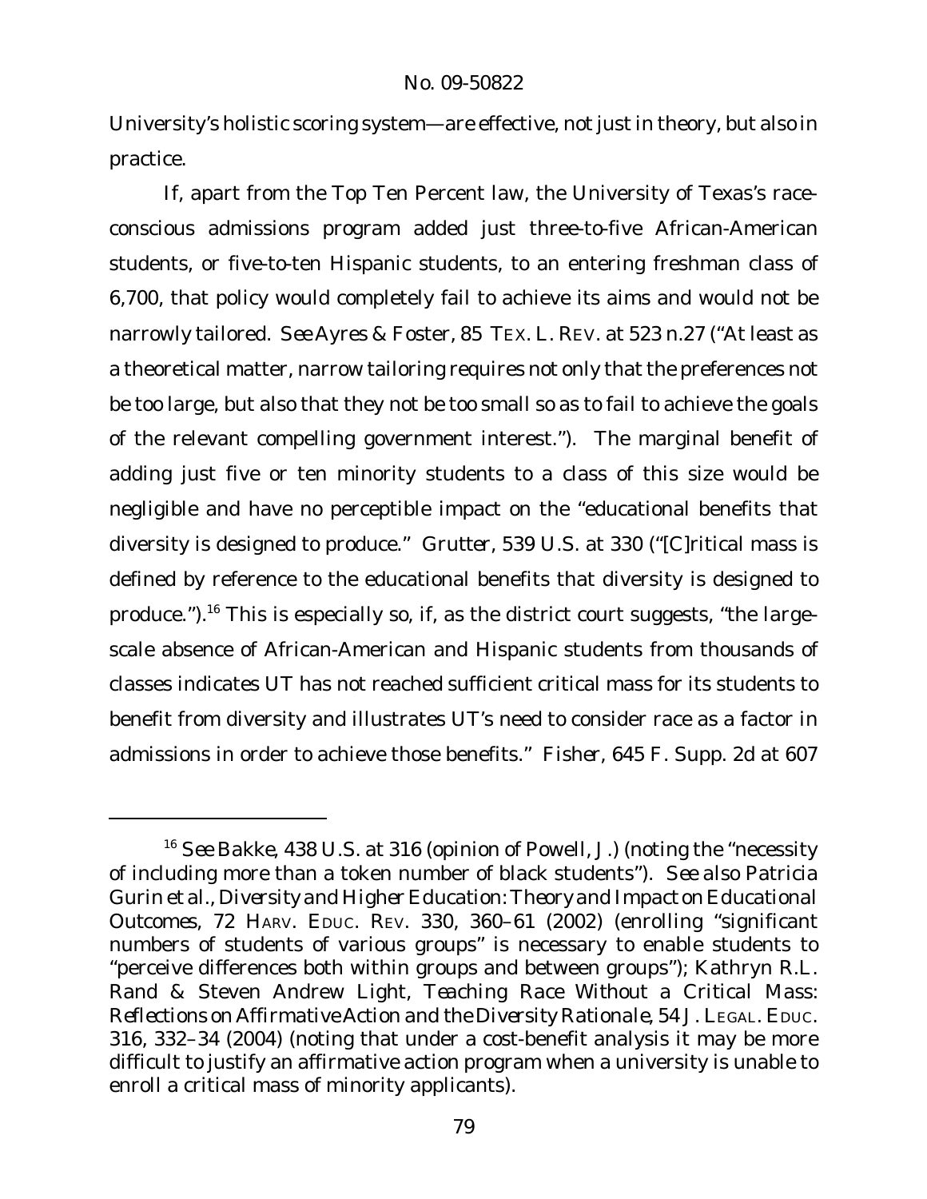University's holistic scoring system—are effective, not just in theory, but also in practice.

If, apart from the Top Ten Percent law, the University of Texas's race-conscious admissions program added just three-to-five African-American students, or five-to-ten Hispanic students, to an entering freshman class of 6,700, that policy would completely fail to achieve its aims and would not be narrowly tailored. *See* Ayres & Foster, 85 TEX. L. REV. at 523 n.27 ("At least as a theoretical matter, narrow tailoring requires not only that the preferences not be too large, but also that they not be too small so as to fail to achieve the goals of the relevant compelling government interest."). The marginal benefit of adding just five or ten minority students to a class of this size would be negligible and have no perceptible impact on the "educational benefits that diversity is designed to produce." *Grutter*, 539 U.S. at 330 ("[C]ritical mass is defined by reference to the educational benefits that diversity is designed to produce.").[16] This is especially so, if, as the district court suggests, "the large-scale absence of African-American and Hispanic students from thousands of classes indicates UT has not reached sufficient critical mass for its students to benefit from diversity and illustrates UT's need to consider race as a factor in admissions in order to achieve those benefits." *Fisher*, 645 F. Supp. 2d at 607

---

[16] *See Bakke*, 438 U.S. at 316 (opinion of Powell, J.) (noting the "necessity of including more than a token number of black students"). *See also* Patricia Gurin et al., *Diversity and Higher Education: Theory and Impact on Educational Outcomes*, 72 HARV. EDUC. REV. 330, 360–61 (2002) (enrolling "significant numbers of students of various groups" is necessary to enable students to "perceive differences both within groups and between groups"); Kathryn R.L. Rand & Steven Andrew Light, *Teaching Race Without a Critical Mass: Reflections on Affirmative Action and the Diversity Rationale*, 54 J. LEGAL. EDUC. 316, 332–34 (2004) (noting that under a cost-benefit analysis it may be more difficult to justify an affirmative action program when a university is unable to enroll a critical mass of minority applicants).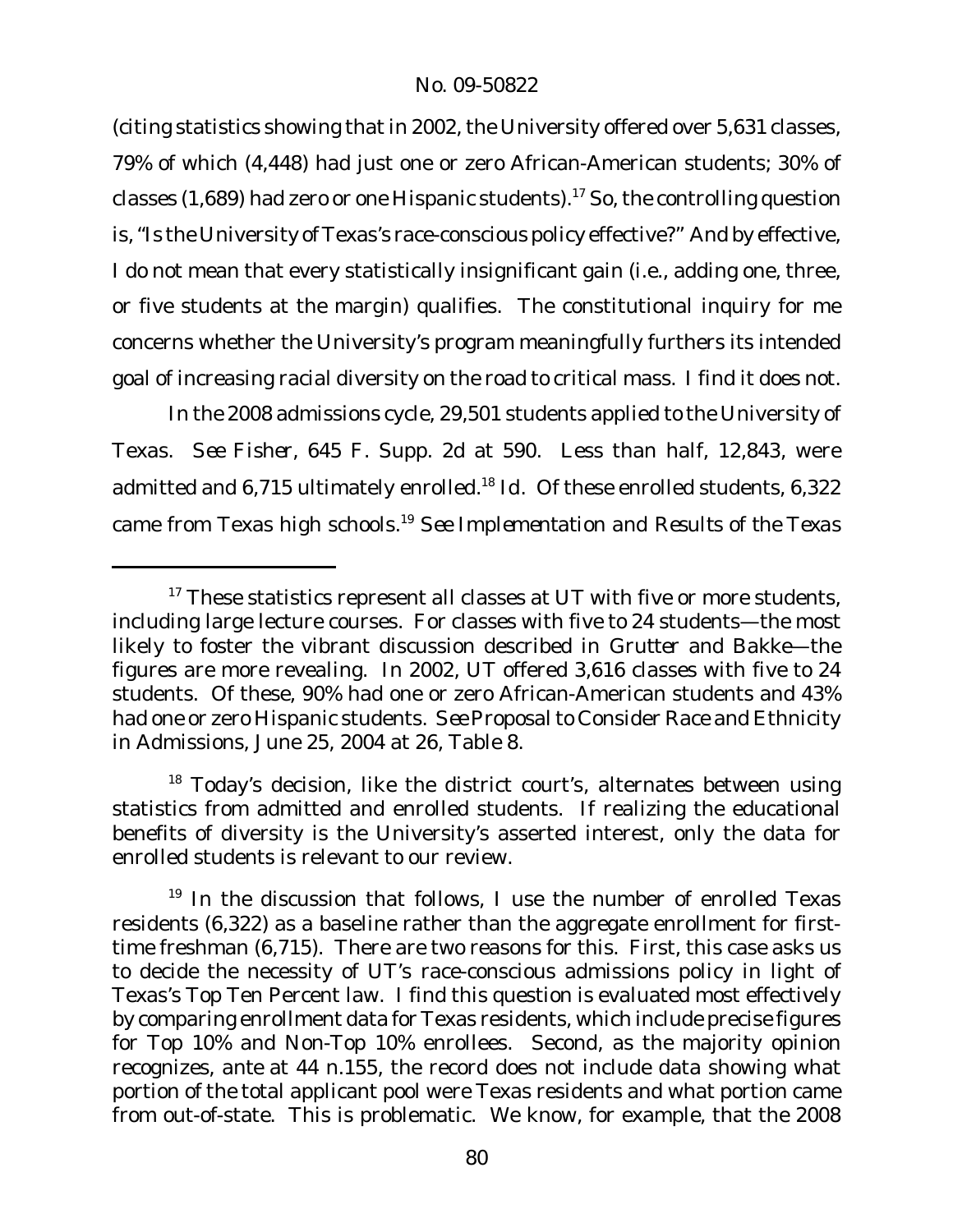(citing statistics showing that in 2002, the University offered over 5,631 classes, 79% of which (4,448) had just one or zero African-American students; 30% of classes (1,689) had zero or one Hispanic students).[17] So, the controlling question is, "Is the University of Texas's race-conscious policy effective?" And by effective, I do not mean that every statistically insignificant gain (i.e., adding one, three, or five students at the margin) qualifies. The constitutional inquiry for me concerns whether the University's program meaningfully furthers its intended goal of increasing racial diversity on the road to critical mass. I find it does not.

In the 2008 admissions cycle, 29,501 students applied to the University of Texas. *See Fisher*, 645 F. Supp. 2d at 590. Less than half, 12,843, were admitted and 6,715 ultimately enrolled.[18] *Id.* Of these enrolled students, 6,322 came from Texas high schools.[19] *See Implementation and Results of the Texas*

---

[17] These statistics represent all classes at UT with five or more students, including large lecture courses. For classes with five to 24 students—the most likely to foster the vibrant discussion described in *Grutter* and *Bakke*—the figures are more revealing. In 2002, UT offered 3,616 classes with five to 24 students. Of these, 90% had one or zero African-American students and 43% had one or zero Hispanic students. *See* Proposal to Consider Race and Ethnicity in Admissions, June 25, 2004 at 26, Table 8.

[18] Today's decision, like the district court's, alternates between using statistics from admitted and enrolled students. If realizing the educational benefits of diversity is the University's asserted interest, only the data for enrolled students is relevant to our review.

[19] In the discussion that follows, I use the number of enrolled Texas residents (6,322) as a baseline rather than the aggregate enrollment for first-time freshman (6,715). There are two reasons for this. First, this case asks us to decide the necessity of UT's race-conscious admissions policy in light of Texas's Top Ten Percent law. I find this question is evaluated most effectively by comparing enrollment data for Texas residents, which include precise figures for Top 10% and Non-Top 10% enrollees. Second, as the majority opinion recognizes, *ante* at 44 n.155, the record does not include data showing what portion of the total applicant pool were Texas residents and what portion came from out-of-state. This is problematic. We know, for example, that the 2008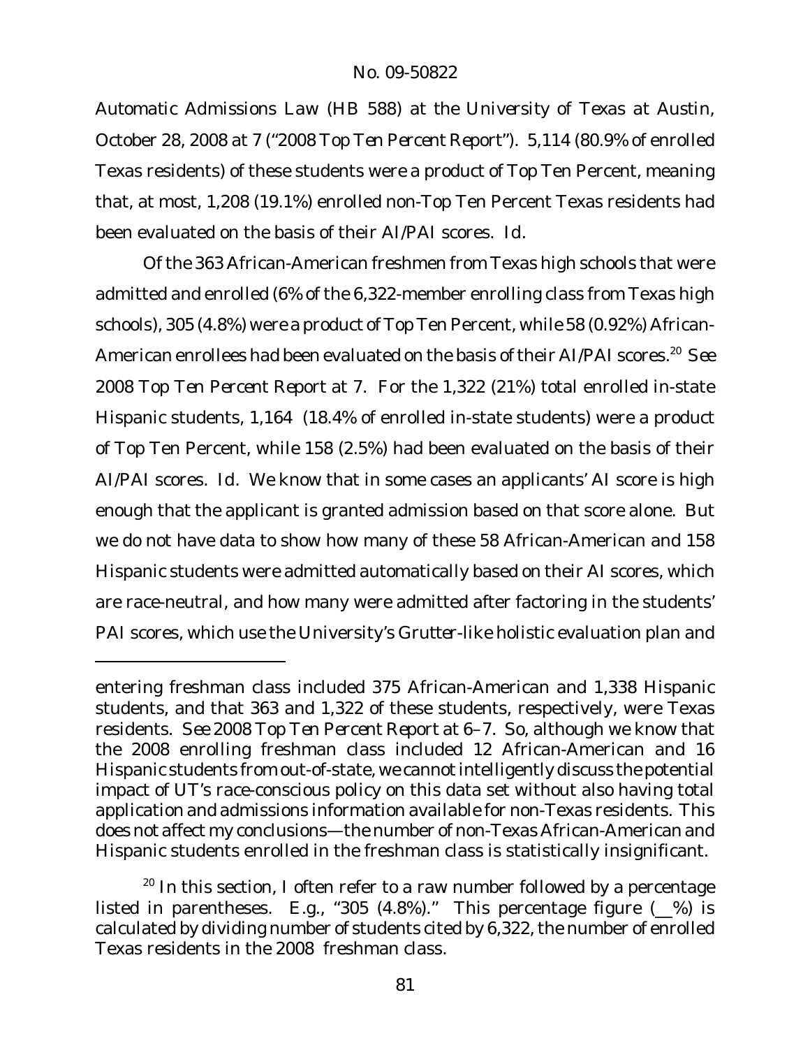Automatic Admissions Law (HB 588) at the University of Texas at Austin, October 28, 2008 at 7 ("*2008 Top Ten Percent Report*"). 5,114 (80.9% of enrolled Texas residents) of these students were a product of Top Ten Percent, meaning that, at most, 1,208 (19.1%) enrolled non-Top Ten Percent Texas residents had been evaluated on the basis of their AI/PAI scores. *Id.*

Of the 363 African-American freshmen from Texas high schools that were admitted and enrolled (6% of the 6,322-member enrolling class from Texas high schools), 305 (4.8%) were a product of Top Ten Percent, while 58 (0.92%) African-American enrollees had been evaluated on the basis of their AI/PAI scores.[20] *See* *2008 Top Ten Percent Report* at 7. For the 1,322 (21%) total enrolled in-state Hispanic students, 1,164 (18.4% of enrolled in-state students) were a product of Top Ten Percent, while 158 (2.5%) had been evaluated on the basis of their AI/PAI scores. *Id.* We know that in some cases an applicants' AI score is high enough that the applicant is granted admission based on that score alone. But we do not have data to show how many of these 58 African-American and 158 Hispanic students were admitted automatically based on their AI scores, which are race-neutral, and how many were admitted after factoring in the students' PAI scores, which use the University's *Grutter*-like holistic evaluation plan and

---

entering freshman class included 375 African-American and 1,338 Hispanic students, and that 363 and 1,322 of these students, respectively, were Texas residents. *See 2008 Top Ten Percent Report* at 6–7. So, although we know that the 2008 enrolling freshman class included 12 African-American and 16 Hispanic students from out-of-state, we cannot intelligently discuss the potential impact of UT's race-conscious policy on this data set without also having total application and admissions information available for non-Texas residents. This does not affect my conclusions—the number of non-Texas African-American and Hispanic students enrolled in the freshman class is statistically insignificant.

[20] In this section, I often refer to a raw number followed by a percentage listed in parentheses. *E.g.*, "305 (4.8%)." This percentage figure (__%) is calculated by dividing number of students cited by 6,322, the number of enrolled Texas residents in the 2008 freshman class.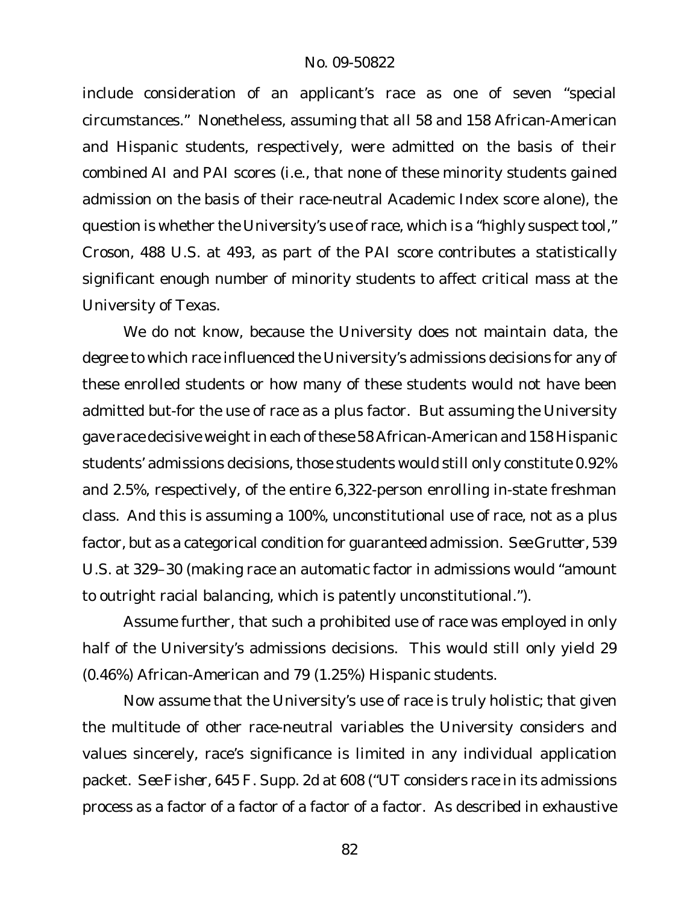include consideration of an applicant's race as one of seven "special circumstances." Nonetheless, assuming that all 58 and 158 African-American and Hispanic students, respectively, were admitted on the basis of their combined AI and PAI scores (i.e., that none of these minority students gained admission on the basis of their race-neutral Academic Index score alone), the question is whether the University's use of race, which is a "highly suspect tool," *Croson*, 488 U.S. at 493, as part of the PAI score contributes a statistically significant enough number of minority students to affect critical mass at the University of Texas.

We do not know, because the University does not maintain data, the degree to which race influenced the University's admissions decisions for any of these enrolled students or how many of these students would not have been admitted but-for the use of race as a plus factor. But assuming the University gave race decisive weight in each of these 58 African-American and 158 Hispanic students' admissions decisions, those students would still only constitute 0.92% and 2.5%, respectively, of the entire 6,322-person enrolling in-state freshman class. And this is assuming a 100%, unconstitutional use of race, not as a plus factor, but as a categorical condition for guaranteed admission. *See Grutter*, 539 U.S. at 329–30 (making race an automatic factor in admissions would "amount to outright racial balancing, which is patently unconstitutional.").

Assume further, that such a prohibited use of race was employed in only half of the University's admissions decisions. This would still only yield 29 (0.46%) African-American and 79 (1.25%) Hispanic students.

Now assume that the University's use of race is truly holistic; that given the multitude of other race-neutral variables the University considers and values sincerely, race's significance is limited in any individual application packet. *See Fisher*, 645 F. Supp. 2d at 608 ("UT considers race in its admissions process as a factor of a factor of a factor of a factor. As described in exhaustive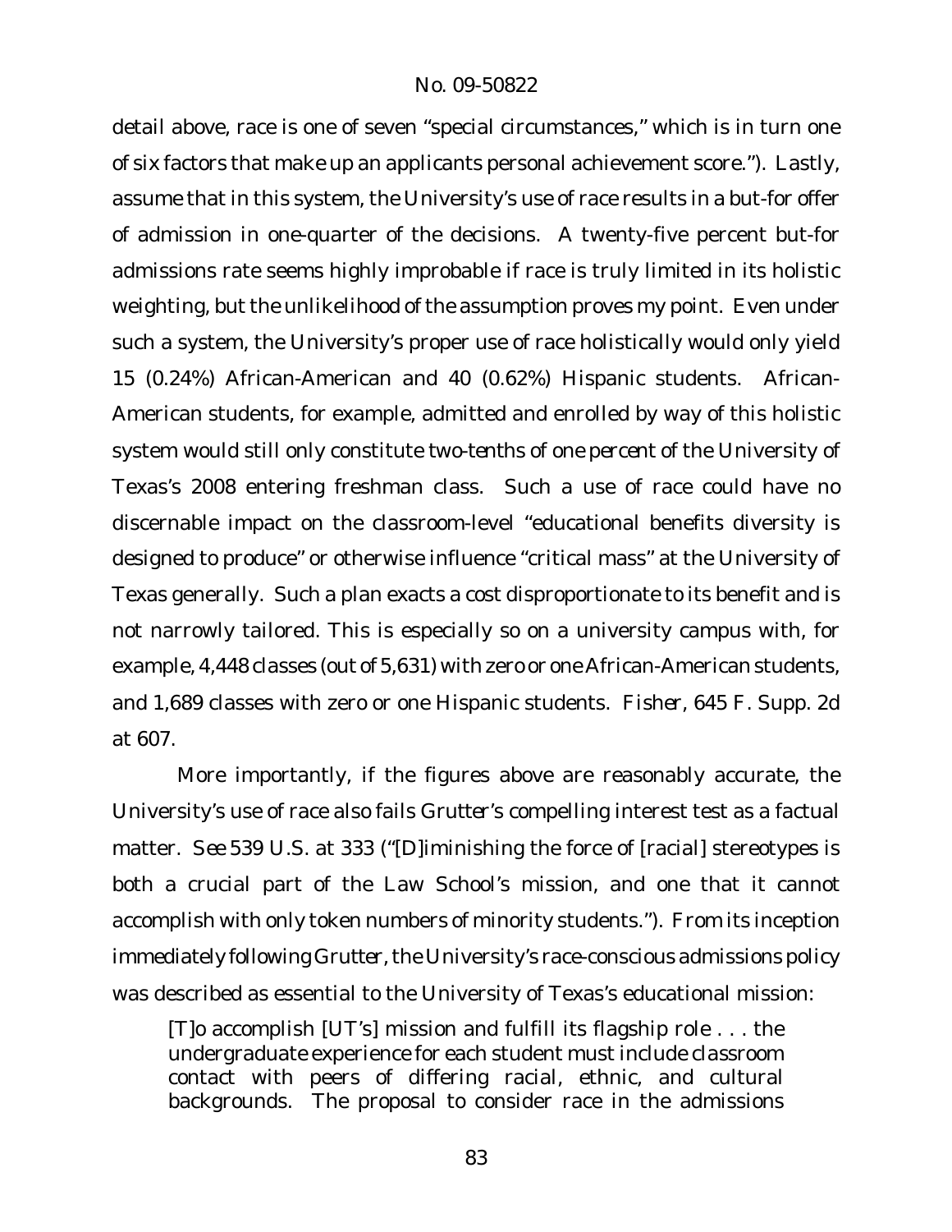detail above, race is one of seven "special circumstances," which is in turn one of six factors that make up an applicants personal achievement score."). Lastly, assume that in this system, the University's use of race results in a but-for offer of admission in one-quarter of the decisions. A twenty-five percent but-for admissions rate seems highly improbable if race is truly limited in its holistic weighting, but the unlikelihood of the assumption proves my point. Even under such a system, the University's proper use of race holistically would only yield 15 (0.24%) African-American and 40 (0.62%) Hispanic students. African-American students, for example, admitted and enrolled by way of this holistic system would still only constitute *two-tenths of one percent* of the University of Texas's 2008 entering freshman class. Such a use of race could have no discernable impact on the classroom-level "educational benefits diversity is designed to produce" or otherwise influence "critical mass" at the University of Texas generally. Such a plan exacts a cost disproportionate to its benefit and is not narrowly tailored. This is especially so on a university campus with, for example, 4,448 classes (out of 5,631) with zero or one African-American students, and 1,689 classes with zero or one Hispanic students. *Fisher*, 645 F. Supp. 2d at 607.

More importantly, if the figures above are reasonably accurate, the University's use of race also fails *Grutter*'s compelling interest test as a factual matter. *See* 539 U.S. at 333 ("[D]iminishing the force of [racial] stereotypes is both a crucial part of the Law School's mission, and one that it cannot accomplish with only token numbers of minority students."). From its inception immediately following *Grutter*, the University's race-conscious admissions policy was described as essential to the University of Texas's educational mission:

> [T]o accomplish [UT's] mission and fulfill its flagship role . . . the undergraduate experience for each student must include classroom contact with peers of differing racial, ethnic, and cultural backgrounds. The proposal to consider race in the admissions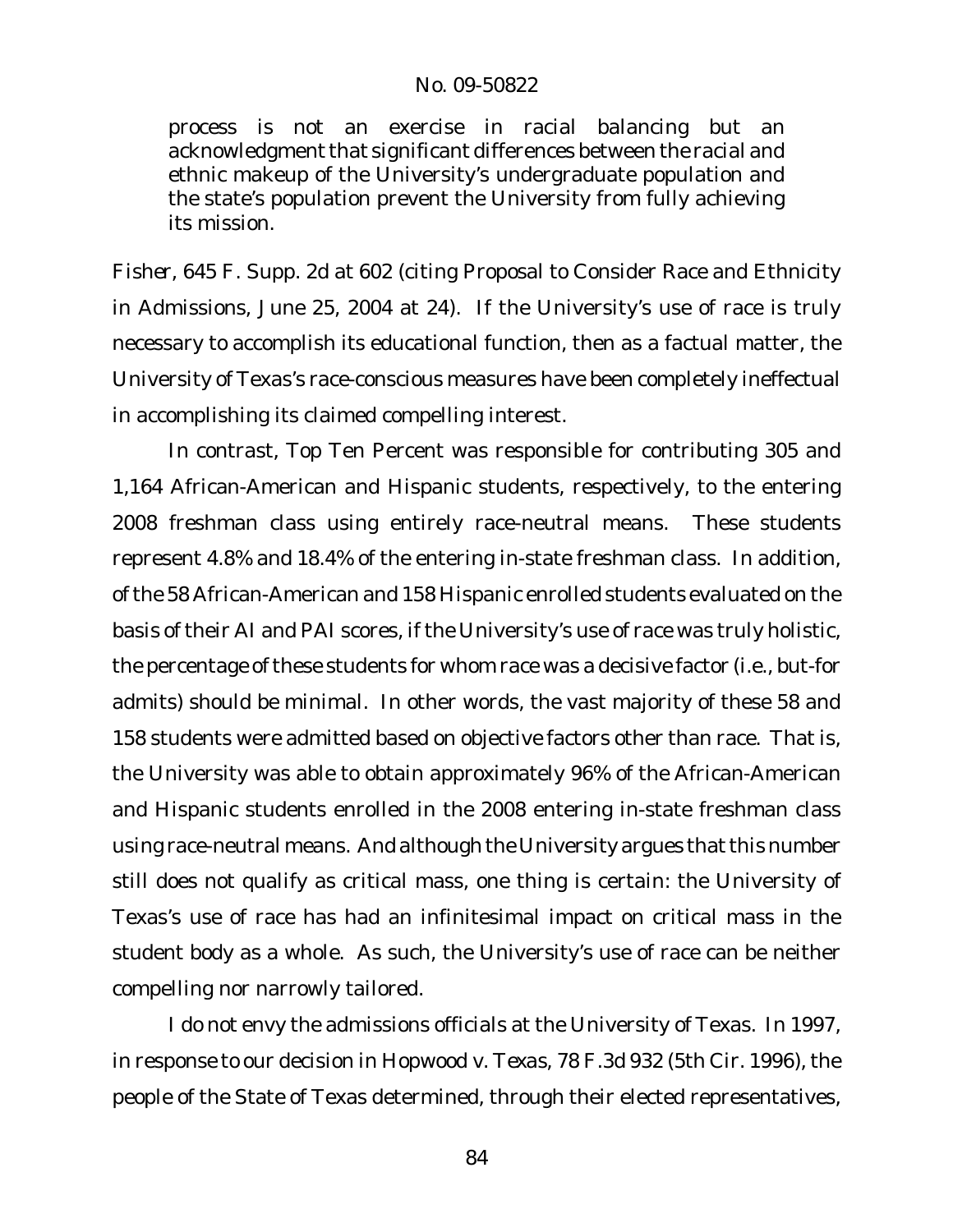process is not an exercise in racial balancing but an acknowledgment that significant differences between the racial and ethnic makeup of the University's undergraduate population and the state's population prevent the University from fully achieving its mission.

*Fisher*, 645 F. Supp. 2d at 602 (citing Proposal to Consider Race and Ethnicity in Admissions, June 25, 2004 at 24). If the University's use of race is truly necessary to accomplish its educational function, then as a factual matter, the University of Texas's race-conscious measures have been completely ineffectual in accomplishing its claimed compelling interest.

In contrast, Top Ten Percent was responsible for contributing 305 and 1,164 African-American and Hispanic students, respectively, to the entering 2008 freshman class using entirely race-neutral means. These students represent 4.8% and 18.4% of the entering in-state freshman class. In addition, of the 58 African-American and 158 Hispanic enrolled students evaluated on the basis of their AI and PAI scores, if the University's use of race was truly holistic, the percentage of these students for whom race was a decisive factor (i.e., but-for admits) should be minimal. In other words, the vast majority of these 58 and 158 students were admitted based on objective factors other than race. That is, the University was able to obtain approximately 96% of the African-American and Hispanic students enrolled in the 2008 entering in-state freshman class using race-neutral means. And although the University argues that this number still does not qualify as critical mass, one thing is certain: the University of Texas's use of race has had an infinitesimal impact on critical mass in the student body as a whole. As such, the University's use of race can be neither compelling nor narrowly tailored.

I do not envy the admissions officials at the University of Texas. In 1997, in response to our decision in *Hopwood v. Texas*, 78 F.3d 932 (5th Cir. 1996), the people of the State of Texas determined, through their elected representatives,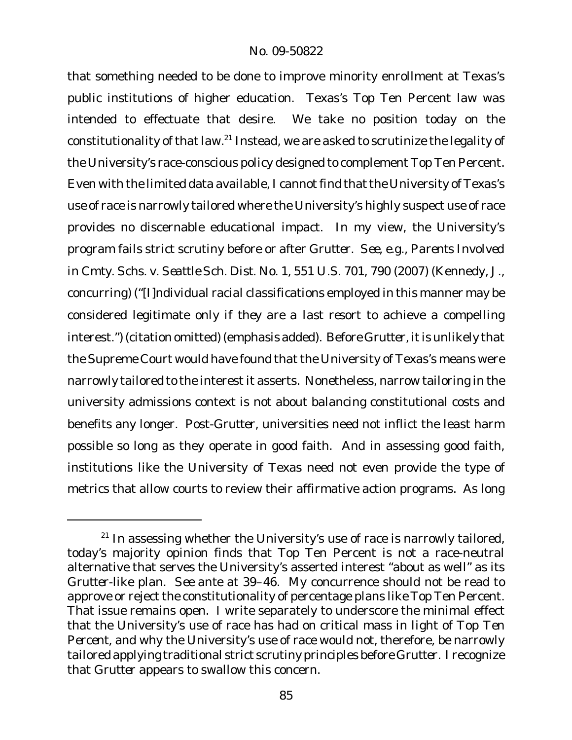that something needed to be done to improve minority enrollment at Texas's public institutions of higher education. Texas's Top Ten Percent law was intended to effectuate that desire. We take no position today on the constitutionality of that law.[21] Instead, we are asked to scrutinize the legality of the University's race-conscious policy designed to complement Top Ten Percent. Even with the limited data available, I cannot find that the University of Texas's use of race is narrowly tailored where the University's highly suspect use of race provides no discernable educational impact. In my view, the University's program fails strict scrutiny before or after *Grutter*. *See, e.g.*, *Parents Involved in Cmty. Schs. v. Seattle Sch. Dist. No. 1*, 551 U.S. 701, 790 (2007) (Kennedy, J., concurring) ("[I]ndividual racial classifications employed in this manner may be considered legitimate only if *they are a last resort* to achieve a compelling interest.") (citation omitted) (emphasis added). Before *Grutter*, it is unlikely that the Supreme Court would have found that the University of Texas's means were narrowly tailored to the interest it asserts. Nonetheless, narrow tailoring in the university admissions context is not about balancing constitutional costs and benefits any longer. Post-*Grutter*, universities need not inflict the least harm possible so long as they operate in good faith. And in assessing good faith, institutions like the University of Texas need not even provide the type of metrics that allow courts to review their affirmative action programs. As long

---

[21] In assessing whether the University's use of race is narrowly tailored, today's majority opinion finds that Top Ten Percent is not a race-neutral alternative that serves the University's asserted interest "about as well" as its *Grutter*-like plan. *See ante* at 39–46. My concurrence should not be read to approve or reject the constitutionality of percentage plans like Top Ten Percent. That issue remains open. I write separately to underscore the minimal effect that the University's use of race has had on critical mass in light of *Top Ten Percent*, and why the University's use of race would not, therefore, be narrowly tailored applying traditional strict scrutiny principles before *Grutter*. I recognize that *Grutter* appears to swallow this concern.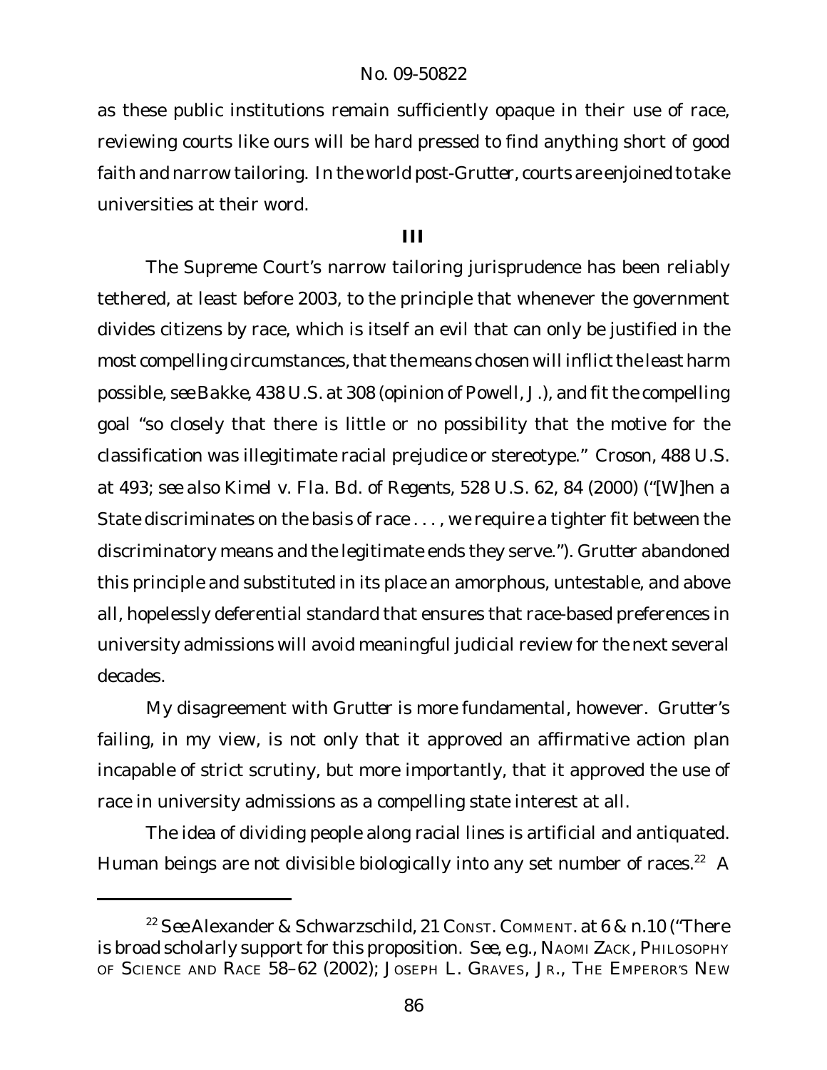as these public institutions remain sufficiently opaque in their use of race, reviewing courts like ours will be hard pressed to find anything short of good faith and narrow tailoring. In the world post-*Grutter*, courts are enjoined to take universities at their word.

## III

The Supreme Court's narrow tailoring jurisprudence has been reliably tethered, at least before 2003, to the principle that whenever the government divides citizens by race, which is itself an evil that can only be justified in the most compelling circumstances, that the means chosen will inflict the least harm possible, *see Bakke*, 438 U.S. at 308 (opinion of Powell, J.), and fit the compelling goal "so closely that there is little or no possibility that the motive for the classification was illegitimate racial prejudice or stereotype." *Croson*, 488 U.S. at 493; *see also Kimel v. Fla. Bd. of Regents*, 528 U.S. 62, 84 (2000) ("[W]hen a State discriminates on the basis of race . . . , we require a tighter fit between the discriminatory means and the legitimate ends they serve."). *Grutter* abandoned this principle and substituted in its place an amorphous, untestable, and above all, hopelessly deferential standard that ensures that race-based preferences in university admissions will avoid meaningful judicial review for the next several decades.

My disagreement with *Grutter* is more fundamental, however. *Grutter*'s failing, in my view, is not only that it approved an affirmative action plan incapable of strict scrutiny, but more importantly, that it approved the use of race in university admissions as a compelling state interest at all.

The idea of dividing people along racial lines is artificial and antiquated. Human beings are not divisible biologically into any set number of races.[22] A

---

[22] *See* Alexander & Schwarzschild, 21 CONST. COMMENT. at 6 & n.10 ("There is broad scholarly support for this proposition. *See, e.g.*, NAOMI ZACK, PHILOSOPHY OF SCIENCE AND RACE 58–62 (2002); JOSEPH L. GRAVES, JR., THE EMPEROR'S NEW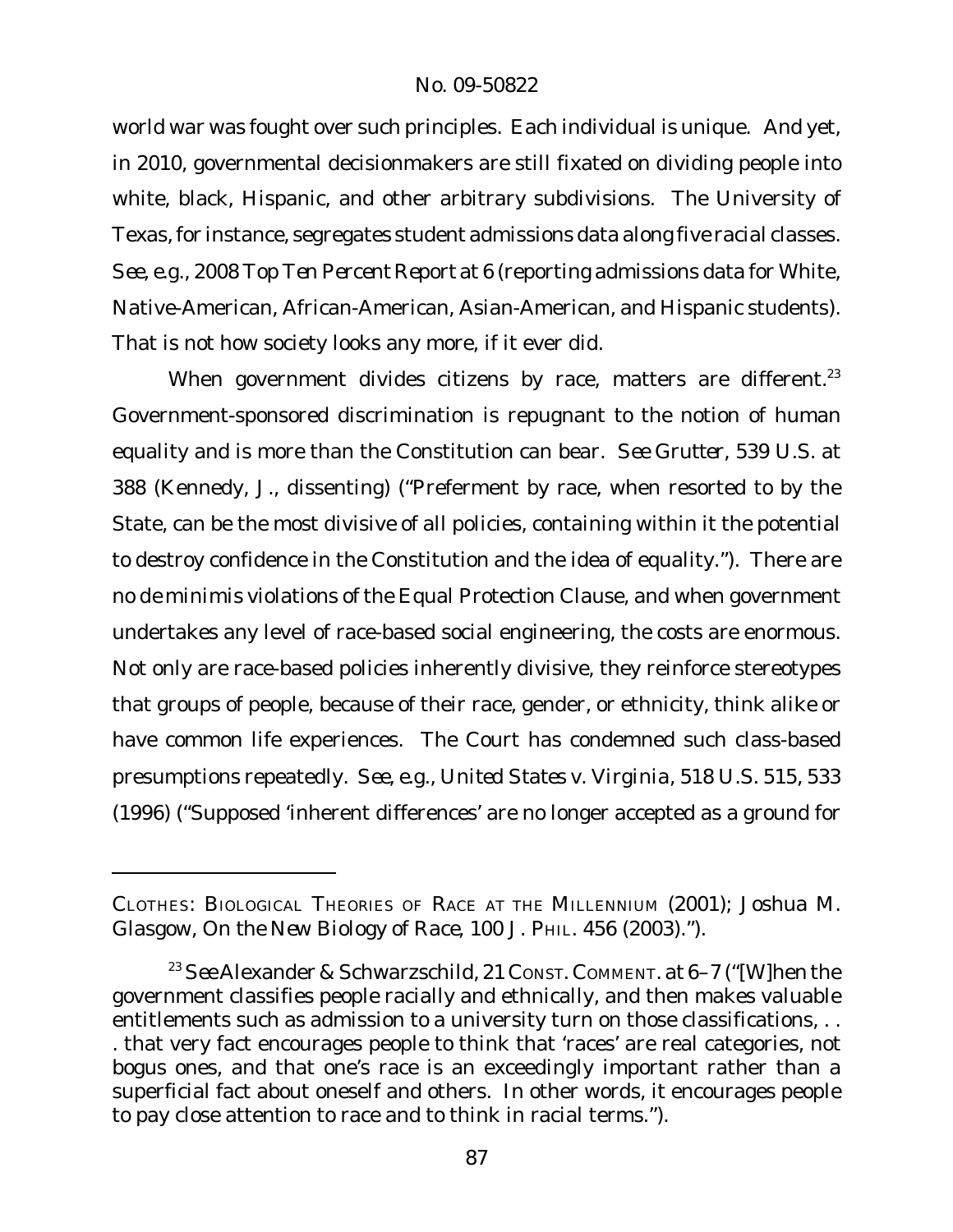world war was fought over such principles. Each individual is unique. And yet, in 2010, governmental decisionmakers are still fixated on dividing people into white, black, Hispanic, and other arbitrary subdivisions. The University of Texas, for instance, segregates student admissions data along five racial classes. *See, e.g.*, 2008 *Top Ten Percent Report* at 6 (reporting admissions data for White, Native-American, African-American, Asian-American, and Hispanic students). That is not how society looks any more, if it ever did.

When government divides citizens by race, matters are different.[23] Government-sponsored discrimination is repugnant to the notion of human equality and is more than the Constitution can bear. *See Grutter*, 539 U.S. at 388 (Kennedy, J., dissenting) ("Preferment by race, when resorted to by the State, can be the most divisive of all policies, containing within it the potential to destroy confidence in the Constitution and the idea of equality."). There are no *de minimis* violations of the Equal Protection Clause, and when government undertakes any level of race-based social engineering, the costs are enormous. Not only are race-based policies inherently divisive, they reinforce stereotypes that groups of people, because of their race, gender, or ethnicity, think alike or have common life experiences. The Court has condemned such class-based presumptions repeatedly. *See, e.g.*, *United States v. Virginia*, 518 U.S. 515, 533 (1996) ("Supposed 'inherent differences' are no longer accepted as a ground for

---

CLOTHES: BIOLOGICAL THEORIES OF RACE AT THE MILLENNIUM (2001); Joshua M. Glasgow, *On the New Biology of Race*, 100 J. PHIL. 456 (2003).").

[23] *See* Alexander & Schwarzschild, 21 CONST. COMMENT. at 6–7 ("[W]hen the government classifies people racially and ethnically, and then makes valuable entitlements such as admission to a university turn on those classifications, . . . that very fact encourages people to think that 'races' are real categories, not bogus ones, and that one's race is an exceedingly important rather than a superficial fact about oneself and others. In other words, it encourages people to pay close attention to race and to think in racial terms.").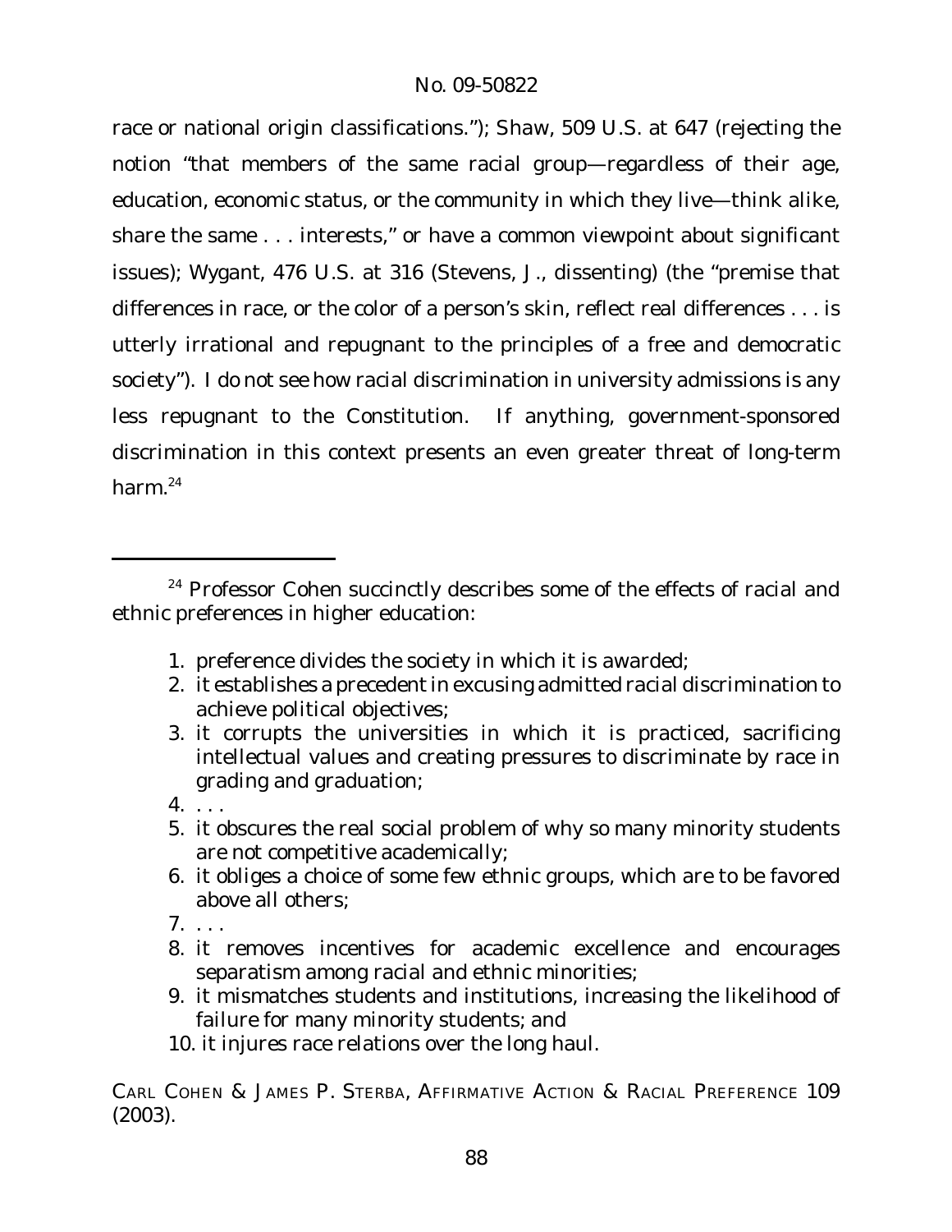race or national origin classifications."); *Shaw*, 509 U.S. at 647 (rejecting the notion "that members of the same racial group—regardless of their age, education, economic status, or the community in which they live—think alike, share the same . . . interests," or have a common viewpoint about significant issues); *Wygant*, 476 U.S. at 316 (Stevens, J., dissenting) (the "premise that differences in race, or the color of a person's skin, reflect real differences . . . is utterly irrational and repugnant to the principles of a free and democratic society"). I do not see how racial discrimination in university admissions is any less repugnant to the Constitution. If anything, government-sponsored discrimination in this context presents an even greater threat of long-term harm.[24]

---

[24] Professor Cohen succinctly describes some of the effects of racial and ethnic preferences in higher education:

1. preference divides the society in which it is awarded;
2. it establishes a precedent in excusing admitted racial discrimination to achieve political objectives;
3. it corrupts the universities in which it is practiced, sacrificing intellectual values and creating pressures to discriminate by race in grading and graduation;
4. . . .
5. it obscures the real social problem of why so many minority students are not competitive academically;
6. it obliges a choice of some few ethnic groups, which are to be favored above all others;
7. . . .
8. it removes incentives for academic excellence and encourages separatism among racial and ethnic minorities;
9. it mismatches students and institutions, increasing the likelihood of failure for many minority students; and
10. it injures race relations over the long haul.

CARL COHEN & JAMES P. STERBA, AFFIRMATIVE ACTION & RACIAL PREFERENCE 109 (2003).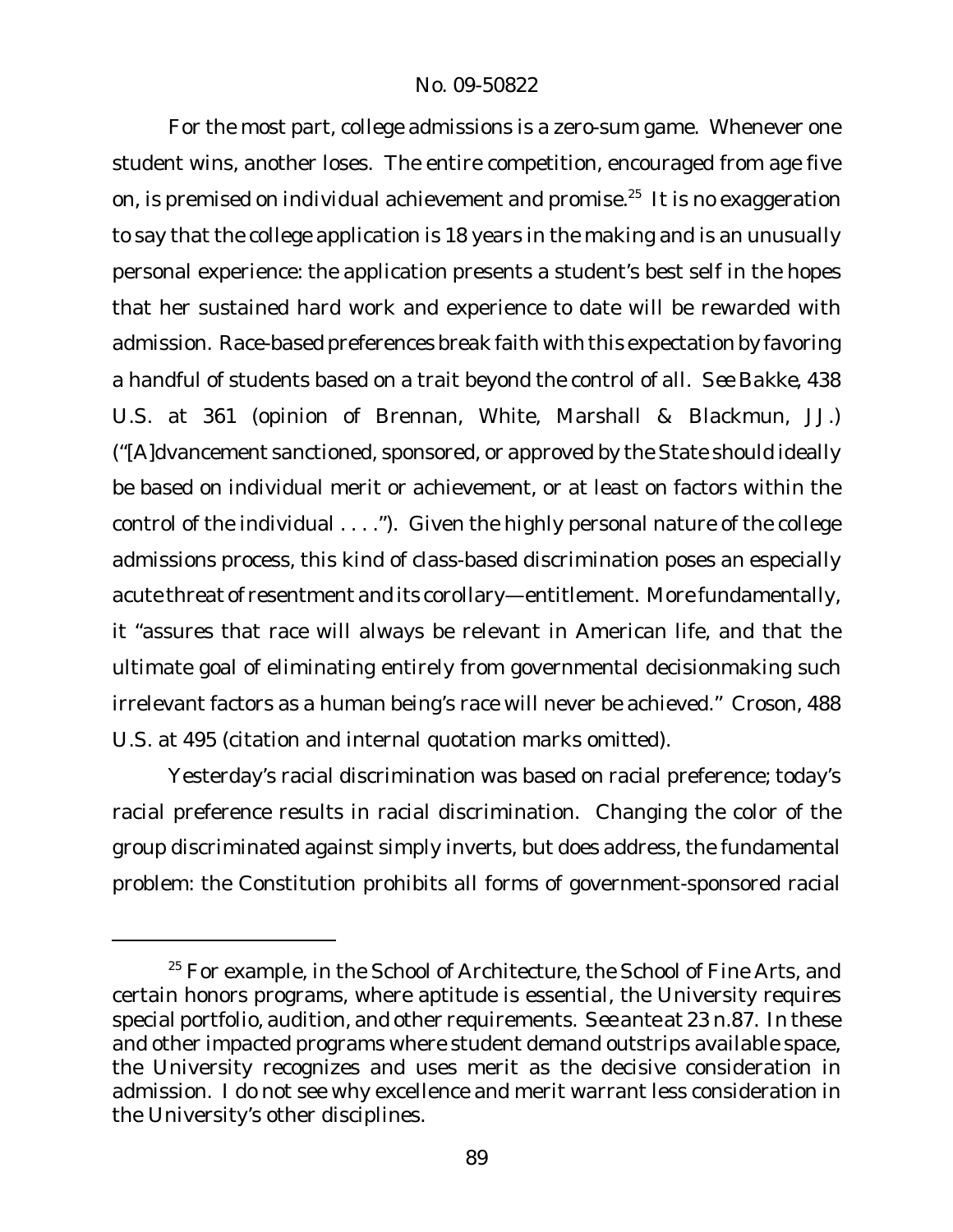For the most part, college admissions is a zero-sum game. Whenever one student wins, another loses. The entire competition, encouraged from age five on, is premised on individual achievement and promise.[25] It is no exaggeration to say that the college application is 18 years in the making and is an unusually personal experience: the application presents a student's best self in the hopes that her sustained hard work and experience to date will be rewarded with admission. Race-based preferences break faith with this expectation by favoring a handful of students based on a trait beyond the control of all. *See Bakke*, 438 U.S. at 361 (opinion of Brennan, White, Marshall & Blackmun, JJ.) ("[A]dvancement sanctioned, sponsored, or approved by the State should ideally be based on individual merit or achievement, or at least on factors within the control of the individual . . . ."). Given the highly personal nature of the college admissions process, this kind of class-based discrimination poses an especially acute threat of resentment and its corollary—entitlement. More fundamentally, it "assures that race will always be relevant in American life, and that the ultimate goal of eliminating entirely from governmental decisionmaking such irrelevant factors as a human being's race will never be achieved." *Croson*, 488 U.S. at 495 (citation and internal quotation marks omitted).

Yesterday's racial discrimination was based on racial preference; today's racial preference results in racial discrimination. Changing the color of the group discriminated against simply inverts, but does address, the fundamental problem: the Constitution prohibits all forms of government-sponsored racial

---

[25] For example, in the School of Architecture, the School of Fine Arts, and certain honors programs, where aptitude is essential, the University requires special portfolio, audition, and other requirements. *See ante* at 23 n.87. In these and other impacted programs where student demand outstrips available space, the University recognizes and uses merit as the decisive consideration in admission. I do not see why excellence and merit warrant less consideration in the University's other disciplines.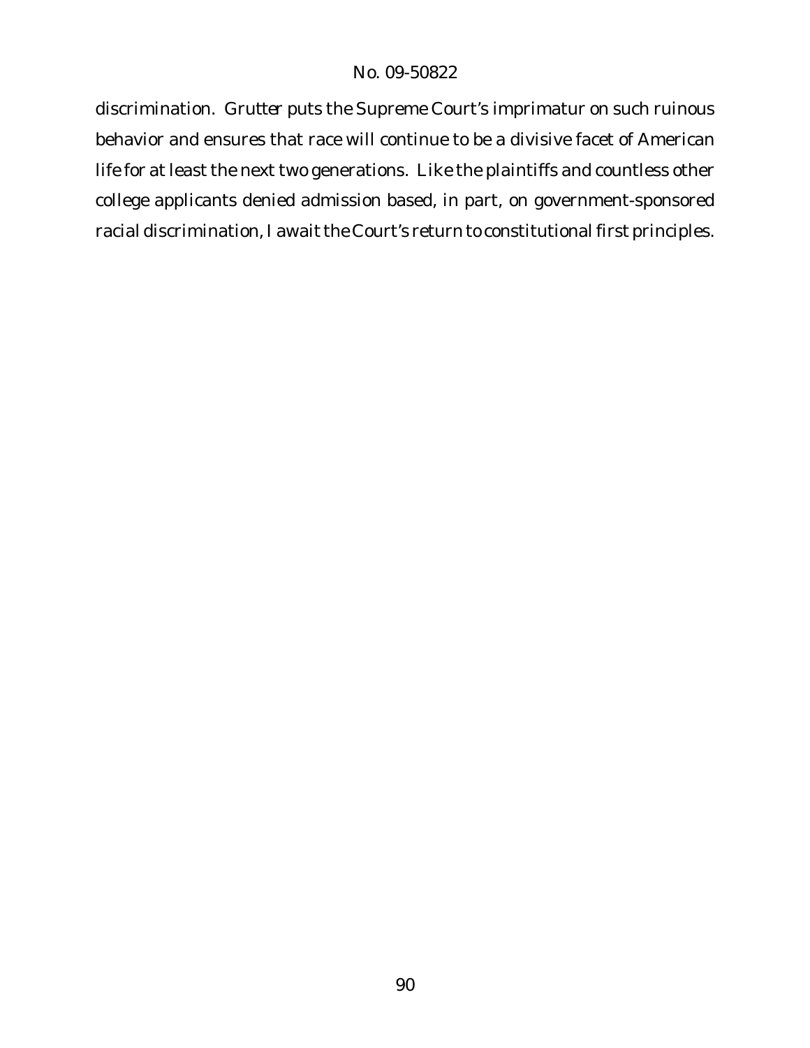discrimination. *Grutter* puts the Supreme Court's imprimatur on such ruinous behavior and ensures that race will continue to be a divisive facet of American life for at least the next two generations. Like the plaintiffs and countless other college applicants denied admission based, in part, on government-sponsored racial discrimination, I await the Court's return to constitutional first principles.